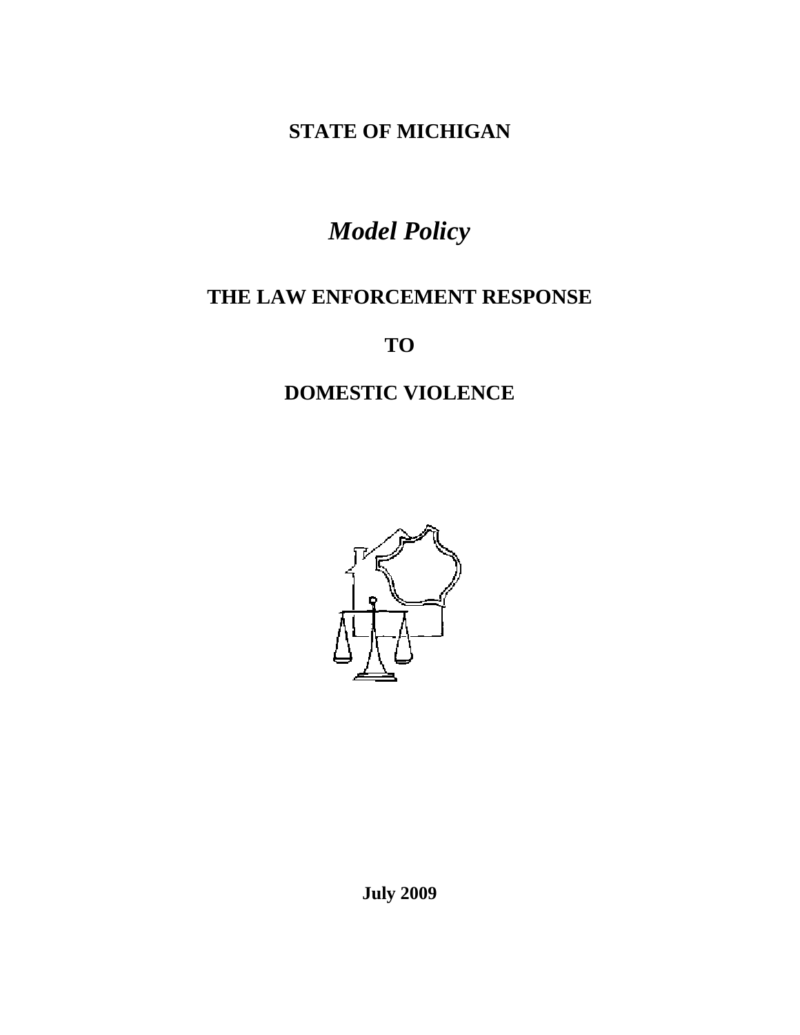**STATE OF MICHIGAN**

# *Model Policy*

## THE LAW ENFORCEMENT RESPONSE

## TO

## DOMESTIC VIOLENCE

**July 2009**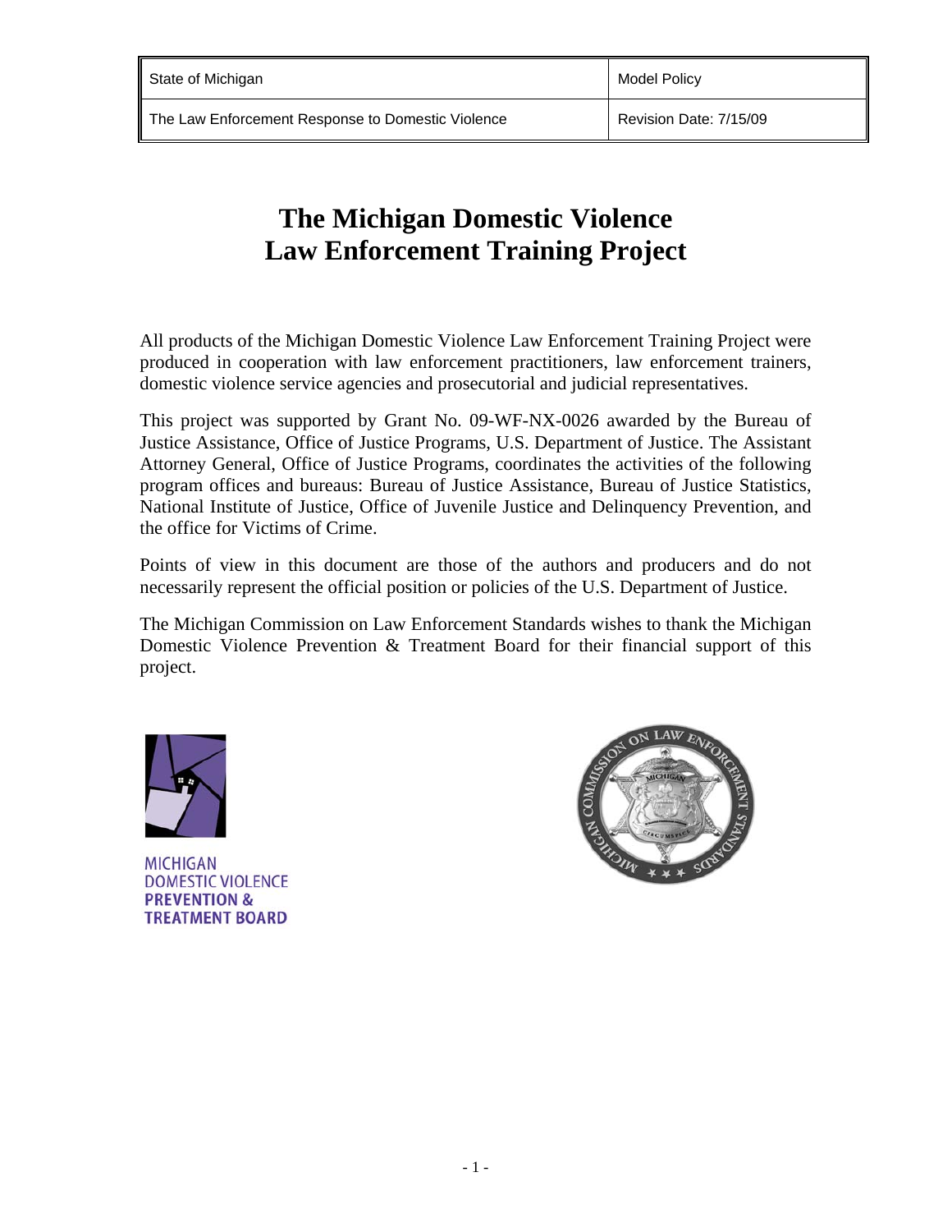| State of Michigan | Model Policy |
| --- | --- |
| The Law Enforcement Response to Domestic Violence | Revision Date: 7/15/09 |

# The Michigan Domestic Violence Law Enforcement Training Project

All products of the Michigan Domestic Violence Law Enforcement Training Project were produced in cooperation with law enforcement practitioners, law enforcement trainers, domestic violence service agencies and prosecutorial and judicial representatives.

This project was supported by Grant No. 09-WF-NX-0026 awarded by the Bureau of Justice Assistance, Office of Justice Programs, U.S. Department of Justice. The Assistant Attorney General, Office of Justice Programs, coordinates the activities of the following program offices and bureaus: Bureau of Justice Assistance, Bureau of Justice Statistics, National Institute of Justice, Office of Juvenile Justice and Delinquency Prevention, and the office for Victims of Crime.

Points of view in this document are those of the authors and producers and do not necessarily represent the official position or policies of the U.S. Department of Justice.

The Michigan Commission on Law Enforcement Standards wishes to thank the Michigan Domestic Violence Prevention & Treatment Board for their financial support of this project.

MICHIGAN DOMESTIC VIOLENCE **PREVENTION & TREATMENT BOARD**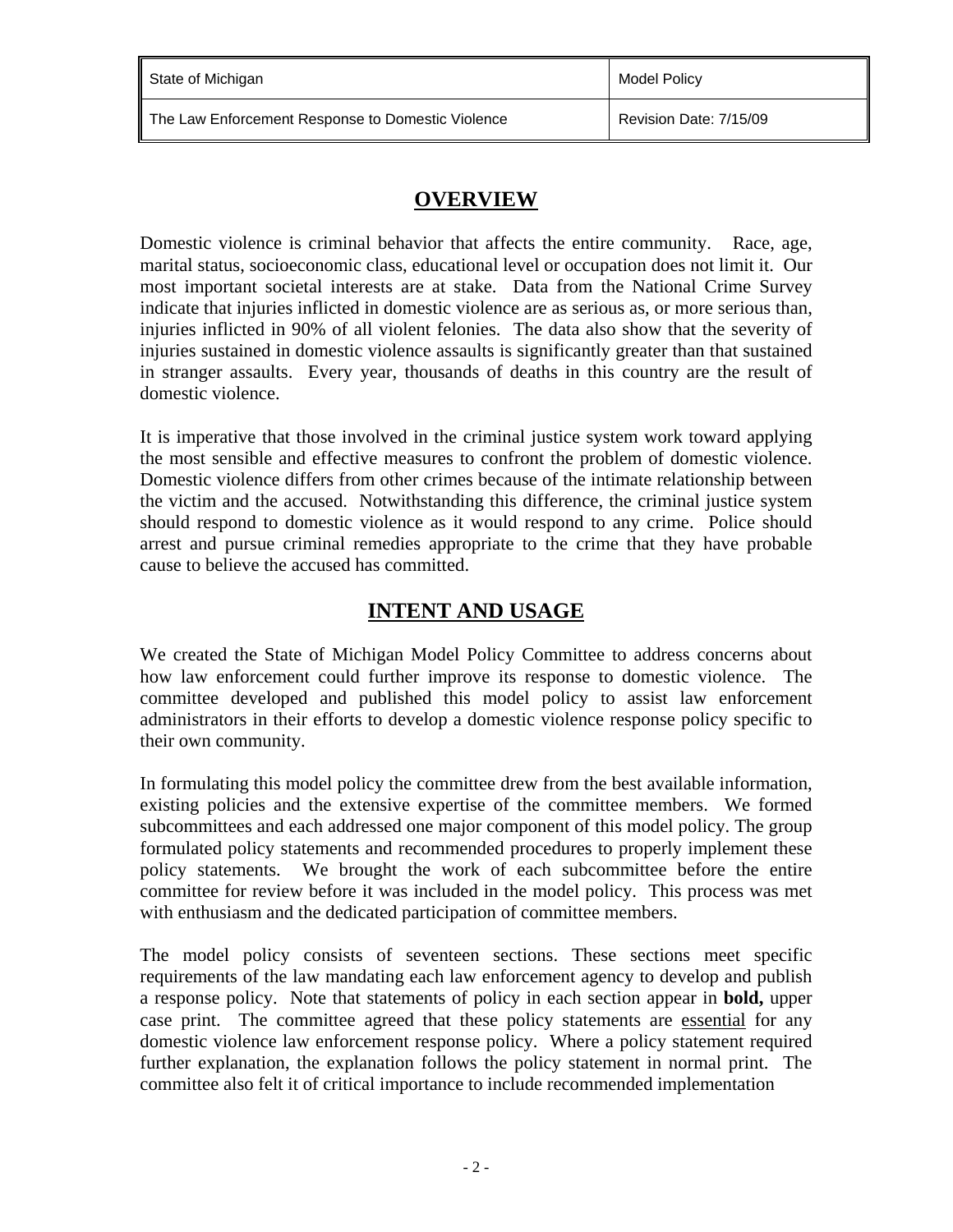## OVERVIEW

Domestic violence is criminal behavior that affects the entire community. Race, age, marital status, socioeconomic class, educational level or occupation does not limit it. Our most important societal interests are at stake. Data from the National Crime Survey indicate that injuries inflicted in domestic violence are as serious as, or more serious than, injuries inflicted in 90% of all violent felonies. The data also show that the severity of injuries sustained in domestic violence assaults is significantly greater than that sustained in stranger assaults. Every year, thousands of deaths in this country are the result of domestic violence.

It is imperative that those involved in the criminal justice system work toward applying the most sensible and effective measures to confront the problem of domestic violence. Domestic violence differs from other crimes because of the intimate relationship between the victim and the accused. Notwithstanding this difference, the criminal justice system should respond to domestic violence as it would respond to any crime. Police should arrest and pursue criminal remedies appropriate to the crime that they have probable cause to believe the accused has committed.

## INTENT AND USAGE

We created the State of Michigan Model Policy Committee to address concerns about how law enforcement could further improve its response to domestic violence. The committee developed and published this model policy to assist law enforcement administrators in their efforts to develop a domestic violence response policy specific to their own community.

In formulating this model policy the committee drew from the best available information, existing policies and the extensive expertise of the committee members. We formed subcommittees and each addressed one major component of this model policy. The group formulated policy statements and recommended procedures to properly implement these policy statements. We brought the work of each subcommittee before the entire committee for review before it was included in the model policy. This process was met with enthusiasm and the dedicated participation of committee members.

The model policy consists of seventeen sections. These sections meet specific requirements of the law mandating each law enforcement agency to develop and publish a response policy. Note that statements of policy in each section appear in **bold,** upper case print. The committee agreed that these policy statements are <u>essential</u> for any domestic violence law enforcement response policy. Where a policy statement required further explanation, the explanation follows the policy statement in normal print. The committee also felt it of critical importance to include recommended implementation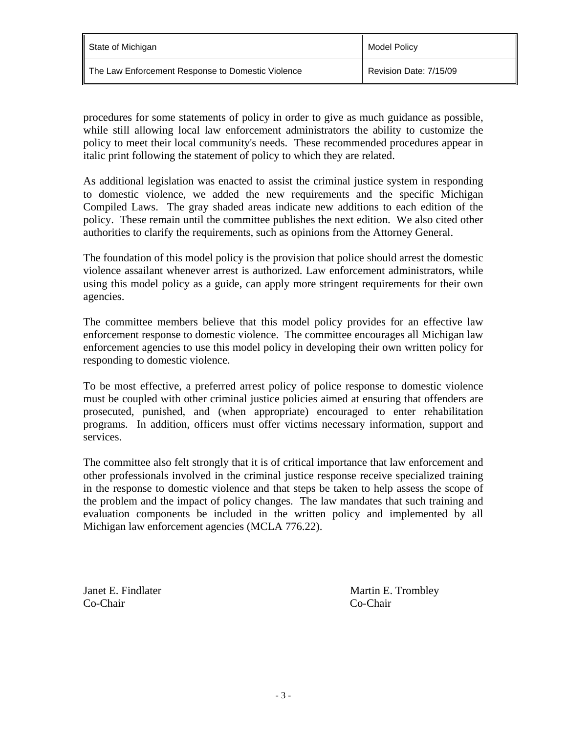procedures for some statements of policy in order to give as much guidance as possible, while still allowing local law enforcement administrators the ability to customize the policy to meet their local community's needs. These recommended procedures appear in italic print following the statement of policy to which they are related.

As additional legislation was enacted to assist the criminal justice system in responding to domestic violence, we added the new requirements and the specific Michigan Compiled Laws. The gray shaded areas indicate new additions to each edition of the policy. These remain until the committee publishes the next edition. We also cited other authorities to clarify the requirements, such as opinions from the Attorney General.

The foundation of this model policy is the provision that police <u>should</u> arrest the domestic violence assailant whenever arrest is authorized. Law enforcement administrators, while using this model policy as a guide, can apply more stringent requirements for their own agencies.

The committee members believe that this model policy provides for an effective law enforcement response to domestic violence. The committee encourages all Michigan law enforcement agencies to use this model policy in developing their own written policy for responding to domestic violence.

To be most effective, a preferred arrest policy of police response to domestic violence must be coupled with other criminal justice policies aimed at ensuring that offenders are prosecuted, punished, and (when appropriate) encouraged to enter rehabilitation programs. In addition, officers must offer victims necessary information, support and services.

The committee also felt strongly that it is of critical importance that law enforcement and other professionals involved in the criminal justice response receive specialized training in the response to domestic violence and that steps be taken to help assess the scope of the problem and the impact of policy changes. The law mandates that such training and evaluation components be included in the written policy and implemented by all Michigan law enforcement agencies (MCLA 776.22).

Janet E. Findlater
Co-Chair

Martin E. Trombley
Co-Chair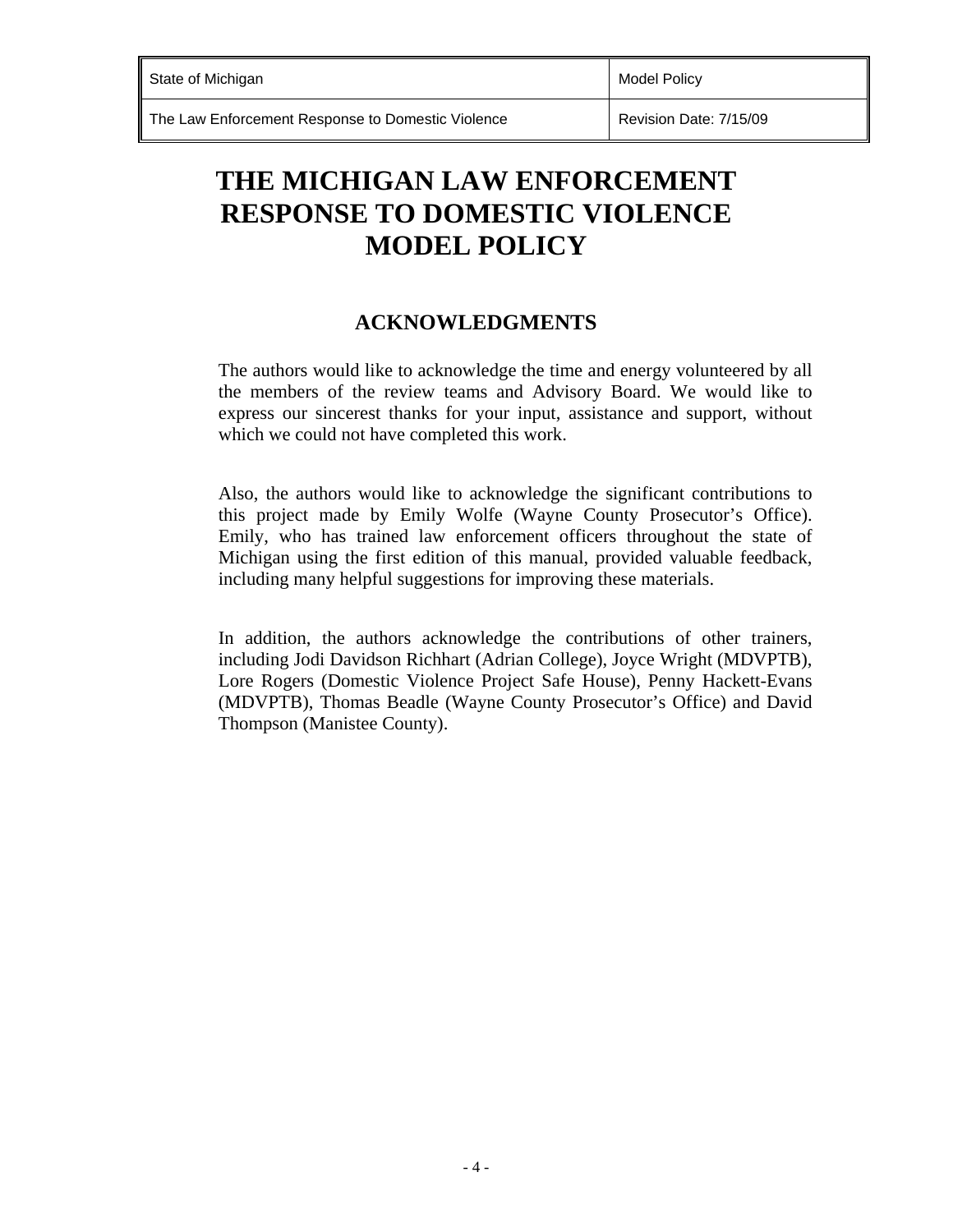# THE MICHIGAN LAW ENFORCEMENT RESPONSE TO DOMESTIC VIOLENCE MODEL POLICY

## ACKNOWLEDGMENTS

The authors would like to acknowledge the time and energy volunteered by all the members of the review teams and Advisory Board. We would like to express our sincerest thanks for your input, assistance and support, without which we could not have completed this work.

Also, the authors would like to acknowledge the significant contributions to this project made by Emily Wolfe (Wayne County Prosecutor's Office). Emily, who has trained law enforcement officers throughout the state of Michigan using the first edition of this manual, provided valuable feedback, including many helpful suggestions for improving these materials.

In addition, the authors acknowledge the contributions of other trainers, including Jodi Davidson Richhart (Adrian College), Joyce Wright (MDVPTB), Lore Rogers (Domestic Violence Project Safe House), Penny Hackett-Evans (MDVPTB), Thomas Beadle (Wayne County Prosecutor's Office) and David Thompson (Manistee County).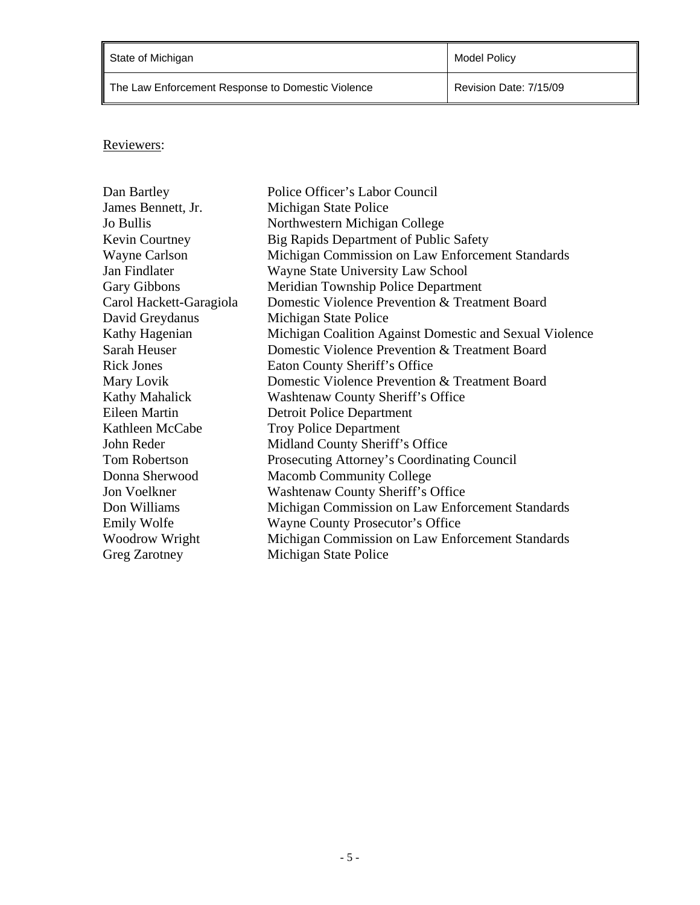Reviewers:

| Name | Organization |
| --- | --- |
| Dan Bartley | Police Officer's Labor Council |
| James Bennett, Jr. | Michigan State Police |
| Jo Bullis | Northwestern Michigan College |
| Kevin Courtney | Big Rapids Department of Public Safety |
| Wayne Carlson | Michigan Commission on Law Enforcement Standards |
| Jan Findlater | Wayne State University Law School |
| Gary Gibbons | Meridian Township Police Department |
| Carol Hackett-Garagiola | Domestic Violence Prevention & Treatment Board |
| David Greydanus | Michigan State Police |
| Kathy Hagenian | Michigan Coalition Against Domestic and Sexual Violence |
| Sarah Heuser | Domestic Violence Prevention & Treatment Board |
| Rick Jones | Eaton County Sheriff's Office |
| Mary Lovik | Domestic Violence Prevention & Treatment Board |
| Kathy Mahalick | Washtenaw County Sheriff's Office |
| Eileen Martin | Detroit Police Department |
| Kathleen McCabe | Troy Police Department |
| John Reder | Midland County Sheriff's Office |
| Tom Robertson | Prosecuting Attorney's Coordinating Council |
| Donna Sherwood | Macomb Community College |
| Jon Voelkner | Washtenaw County Sheriff's Office |
| Don Williams | Michigan Commission on Law Enforcement Standards |
| Emily Wolfe | Wayne County Prosecutor's Office |
| Woodrow Wright | Michigan Commission on Law Enforcement Standards |
| Greg Zarotney | Michigan State Police |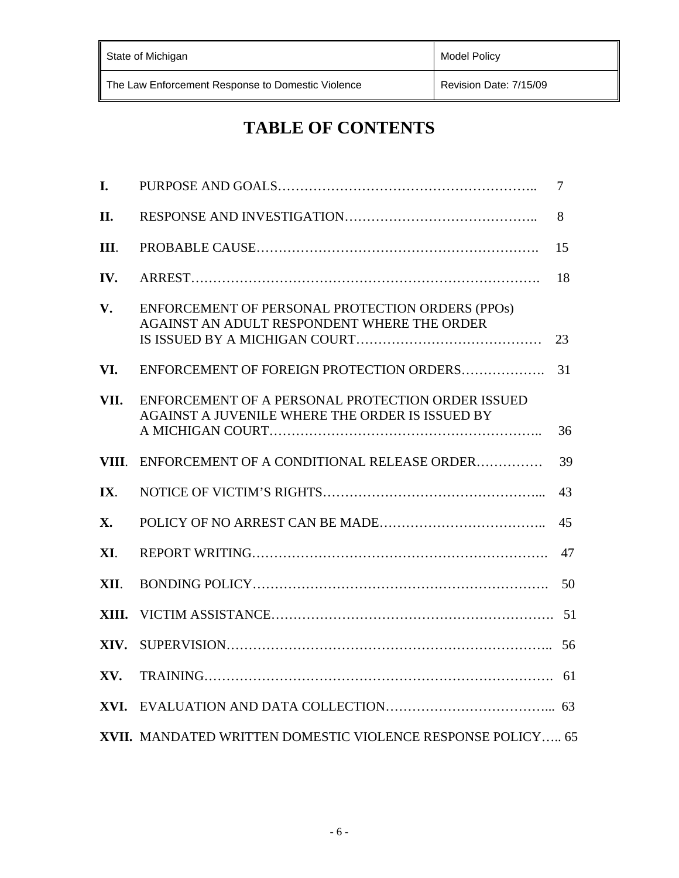| State of Michigan | Model Policy |
|---|---|
| The Law Enforcement Response to Domestic Violence | Revision Date: 7/15/09 |

# TABLE OF CONTENTS

| | | |
|---|---|---|
| **I.** | PURPOSE AND GOALS | 7 |
| **II.** | RESPONSE AND INVESTIGATION | 8 |
| **III**. | PROBABLE CAUSE | 15 |
| **IV.** | ARREST | 18 |
| **V.** | ENFORCEMENT OF PERSONAL PROTECTION ORDERS (PPOs) AGAINST AN ADULT RESPONDENT WHERE THE ORDER IS ISSUED BY A MICHIGAN COURT | 23 |
| **VI.** | ENFORCEMENT OF FOREIGN PROTECTION ORDERS | 31 |
| **VII.** | ENFORCEMENT OF A PERSONAL PROTECTION ORDER ISSUED AGAINST A JUVENILE WHERE THE ORDER IS ISSUED BY A MICHIGAN COURT | 36 |
| **VIII**. | ENFORCEMENT OF A CONDITIONAL RELEASE ORDER | 39 |
| **IX**. | NOTICE OF VICTIM'S RIGHTS | 43 |
| **X.** | POLICY OF NO ARREST CAN BE MADE | 45 |
| **XI**. | REPORT WRITING | 47 |
| **XII**. | BONDING POLICY | 50 |
| **XIII.** | VICTIM ASSISTANCE | 51 |
| **XIV.** | SUPERVISION | 56 |
| **XV.** | TRAINING | 61 |
| **XVI.** | EVALUATION AND DATA COLLECTION | 63 |
| **XVII.** | MANDATED WRITTEN DOMESTIC VIOLENCE RESPONSE POLICY | 65 |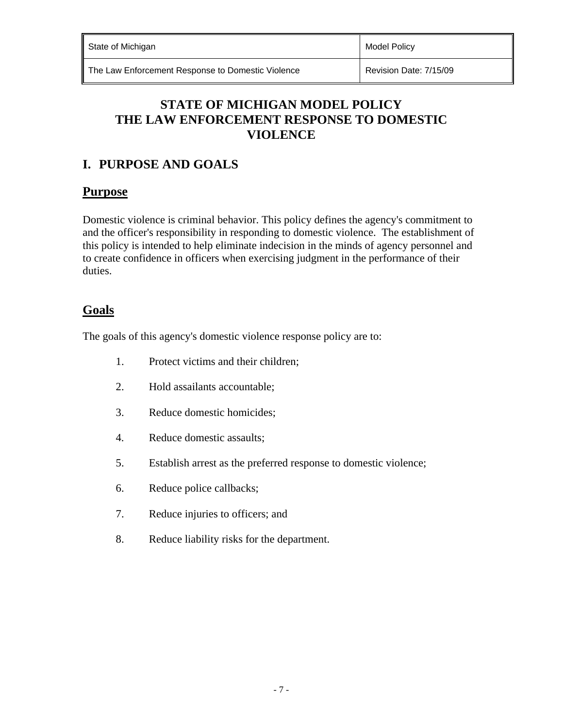# STATE OF MICHIGAN MODEL POLICY THE LAW ENFORCEMENT RESPONSE TO DOMESTIC VIOLENCE

## I. PURPOSE AND GOALS

### Purpose

Domestic violence is criminal behavior. This policy defines the agency's commitment to and the officer's responsibility in responding to domestic violence. The establishment of this policy is intended to help eliminate indecision in the minds of agency personnel and to create confidence in officers when exercising judgment in the performance of their duties.

### Goals

The goals of this agency's domestic violence response policy are to:

1. Protect victims and their children;
2. Hold assailants accountable;
3. Reduce domestic homicides;
4. Reduce domestic assaults;
5. Establish arrest as the preferred response to domestic violence;
6. Reduce police callbacks;
7. Reduce injuries to officers; and
8. Reduce liability risks for the department.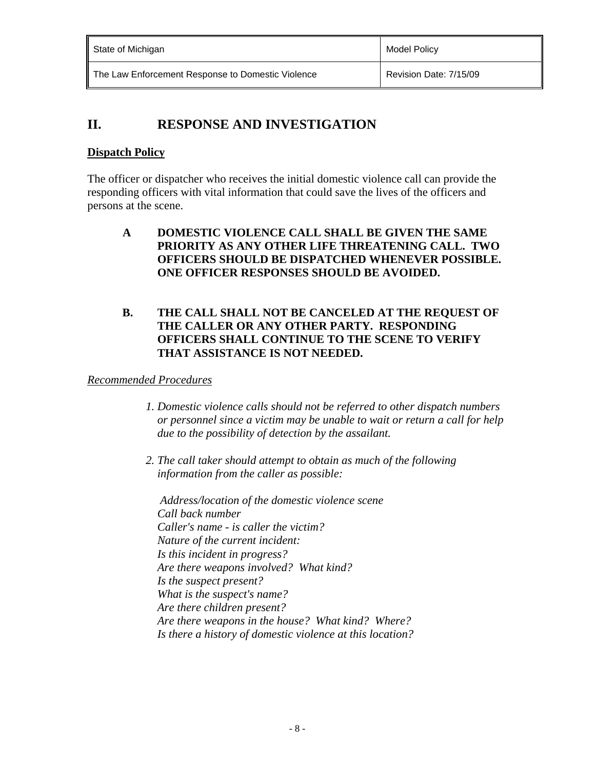## II. RESPONSE AND INVESTIGATION

**Dispatch Policy**

The officer or dispatcher who receives the initial domestic violence call can provide the responding officers with vital information that could save the lives of the officers and persons at the scene.

**A DOMESTIC VIOLENCE CALL SHALL BE GIVEN THE SAME PRIORITY AS ANY OTHER LIFE THREATENING CALL. TWO OFFICERS SHOULD BE DISPATCHED WHENEVER POSSIBLE. ONE OFFICER RESPONSES SHOULD BE AVOIDED.**

**B. THE CALL SHALL NOT BE CANCELED AT THE REQUEST OF THE CALLER OR ANY OTHER PARTY. RESPONDING OFFICERS SHALL CONTINUE TO THE SCENE TO VERIFY THAT ASSISTANCE IS NOT NEEDED.**

*Recommended Procedures*

1. *Domestic violence calls should not be referred to other dispatch numbers or personnel since a victim may be unable to wait or return a call for help due to the possibility of detection by the assailant.*

2. *The call taker should attempt to obtain as much of the following information from the caller as possible:*

   *Address/location of the domestic violence scene*
   *Call back number*
   *Caller's name - is caller the victim?*
   *Nature of the current incident:*
   *Is this incident in progress?*
   *Are there weapons involved? What kind?*
   *Is the suspect present?*
   *What is the suspect's name?*
   *Are there children present?*
   *Are there weapons in the house? What kind? Where?*
   *Is there a history of domestic violence at this location?*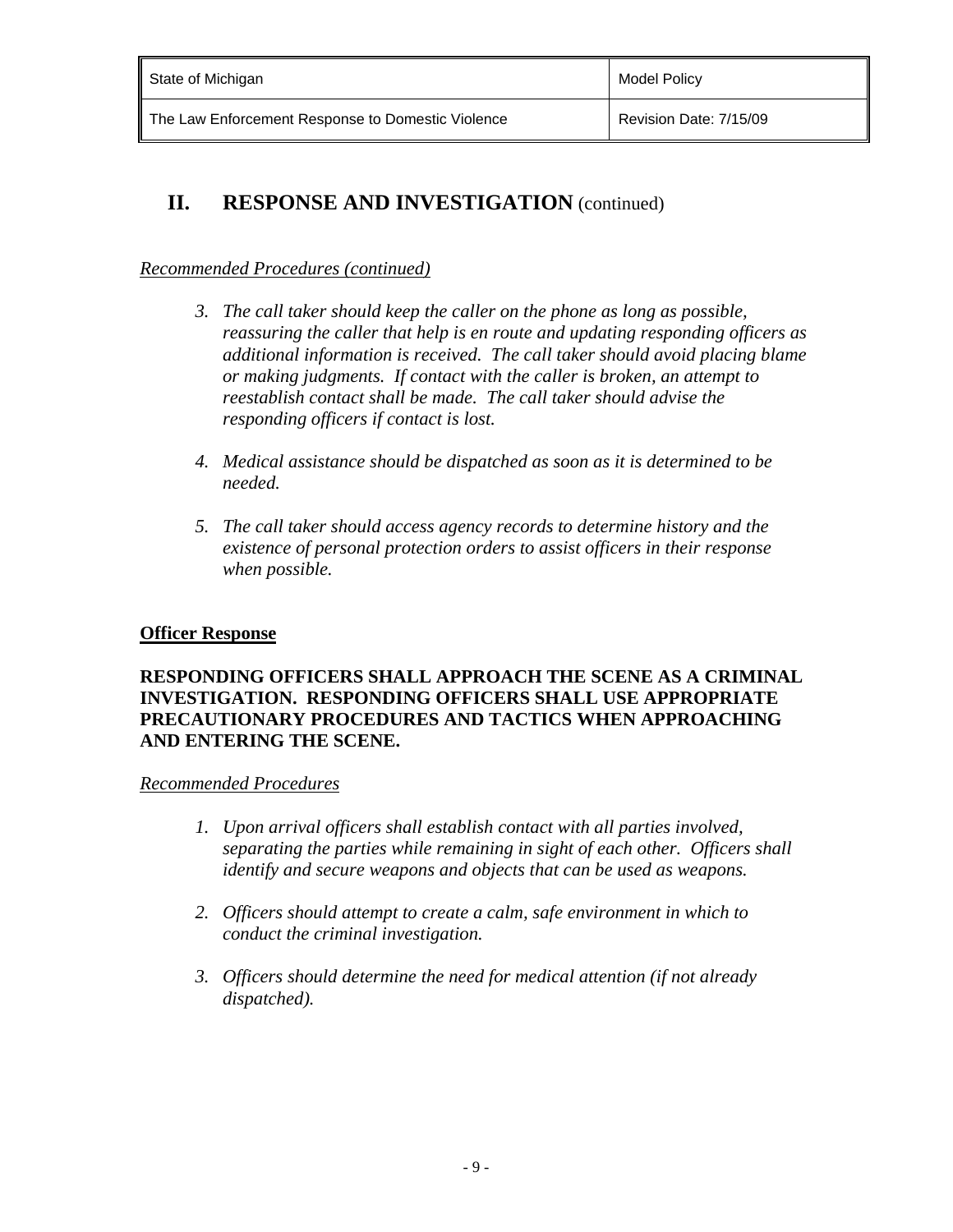## II. RESPONSE AND INVESTIGATION (continued)

*Recommended Procedures (continued)*

3. *The call taker should keep the caller on the phone as long as possible, reassuring the caller that help is en route and updating responding officers as additional information is received. The call taker should avoid placing blame or making judgments. If contact with the caller is broken, an attempt to reestablish contact shall be made. The call taker should advise the responding officers if contact is lost.*

4. *Medical assistance should be dispatched as soon as it is determined to be needed.*

5. *The call taker should access agency records to determine history and the existence of personal protection orders to assist officers in their response when possible.*

**Officer Response**

**RESPONDING OFFICERS SHALL APPROACH THE SCENE AS A CRIMINAL INVESTIGATION. RESPONDING OFFICERS SHALL USE APPROPRIATE PRECAUTIONARY PROCEDURES AND TACTICS WHEN APPROACHING AND ENTERING THE SCENE.**

*Recommended Procedures*

1. *Upon arrival officers shall establish contact with all parties involved, separating the parties while remaining in sight of each other. Officers shall identify and secure weapons and objects that can be used as weapons.*

2. *Officers should attempt to create a calm, safe environment in which to conduct the criminal investigation.*

3. *Officers should determine the need for medical attention (if not already dispatched).*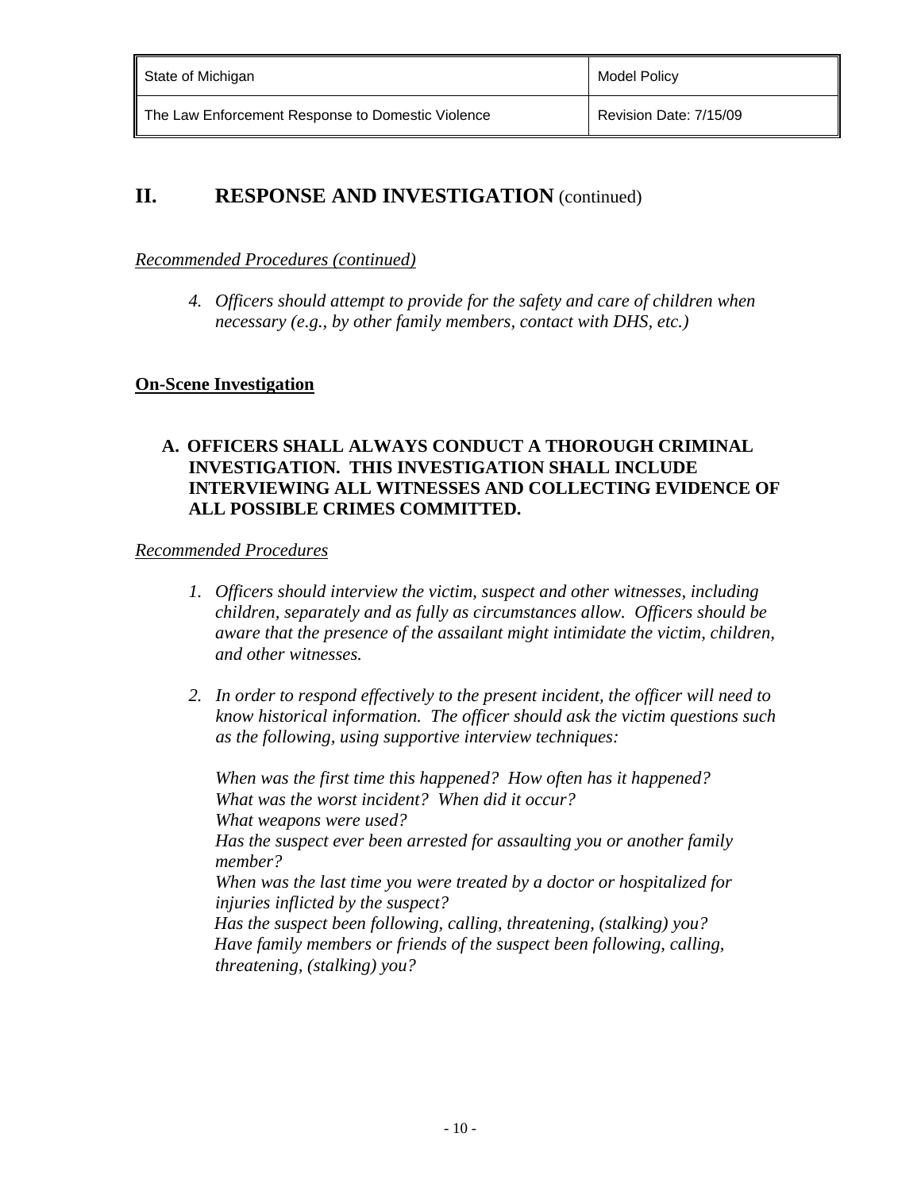## II. RESPONSE AND INVESTIGATION (continued)

*Recommended Procedures (continued)*

4. *Officers should attempt to provide for the safety and care of children when necessary (e.g., by other family members, contact with DHS, etc.)*

**On-Scene Investigation**

**A. OFFICERS SHALL ALWAYS CONDUCT A THOROUGH CRIMINAL INVESTIGATION. THIS INVESTIGATION SHALL INCLUDE INTERVIEWING ALL WITNESSES AND COLLECTING EVIDENCE OF ALL POSSIBLE CRIMES COMMITTED.**

*Recommended Procedures*

1. *Officers should interview the victim, suspect and other witnesses, including children, separately and as fully as circumstances allow. Officers should be aware that the presence of the assailant might intimidate the victim, children, and other witnesses.*

2. *In order to respond effectively to the present incident, the officer will need to know historical information. The officer should ask the victim questions such as the following, using supportive interview techniques:*

   *When was the first time this happened? How often has it happened?*
   *What was the worst incident? When did it occur?*
   *What weapons were used?*
   *Has the suspect ever been arrested for assaulting you or another family member?*
   *When was the last time you were treated by a doctor or hospitalized for injuries inflicted by the suspect?*
   *Has the suspect been following, calling, threatening, (stalking) you?*
   *Have family members or friends of the suspect been following, calling, threatening, (stalking) you?*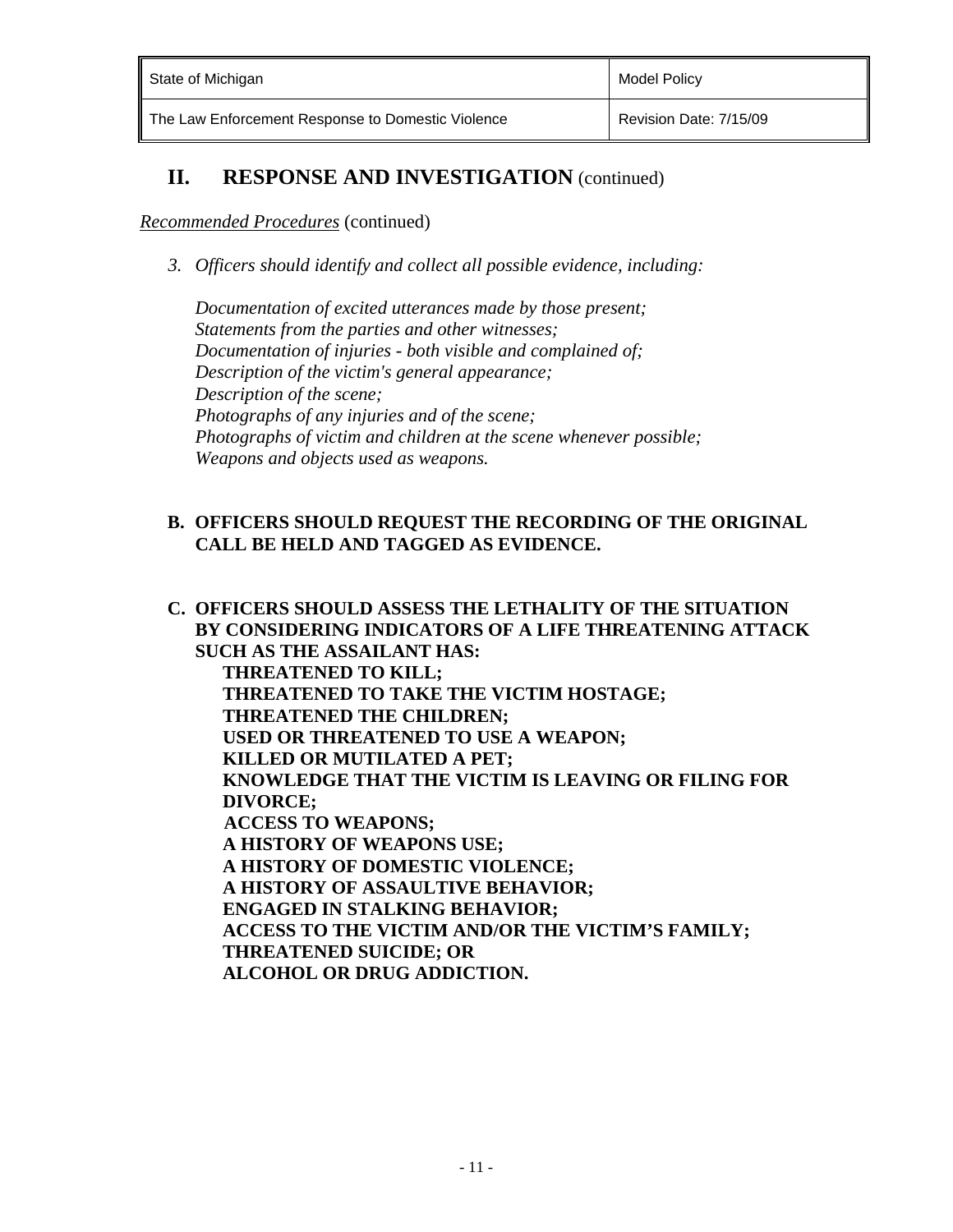## II. RESPONSE AND INVESTIGATION (continued)

*Recommended Procedures* (continued)

3. *Officers should identify and collect all possible evidence, including:*

   *Documentation of excited utterances made by those present;*
   *Statements from the parties and other witnesses;*
   *Documentation of injuries - both visible and complained of;*
   *Description of the victim's general appearance;*
   *Description of the scene;*
   *Photographs of any injuries and of the scene;*
   *Photographs of victim and children at the scene whenever possible;*
   *Weapons and objects used as weapons.*

**B. OFFICERS SHOULD REQUEST THE RECORDING OF THE ORIGINAL CALL BE HELD AND TAGGED AS EVIDENCE.**

**C. OFFICERS SHOULD ASSESS THE LETHALITY OF THE SITUATION BY CONSIDERING INDICATORS OF A LIFE THREATENING ATTACK SUCH AS THE ASSAILANT HAS:**

**THREATENED TO KILL;**
**THREATENED TO TAKE THE VICTIM HOSTAGE;**
**THREATENED THE CHILDREN;**
**USED OR THREATENED TO USE A WEAPON;**
**KILLED OR MUTILATED A PET;**
**KNOWLEDGE THAT THE VICTIM IS LEAVING OR FILING FOR DIVORCE;**
**ACCESS TO WEAPONS;**
**A HISTORY OF WEAPONS USE;**
**A HISTORY OF DOMESTIC VIOLENCE;**
**A HISTORY OF ASSAULTIVE BEHAVIOR;**
**ENGAGED IN STALKING BEHAVIOR;**
**ACCESS TO THE VICTIM AND/OR THE VICTIM'S FAMILY;**
**THREATENED SUICIDE; OR**
**ALCOHOL OR DRUG ADDICTION.**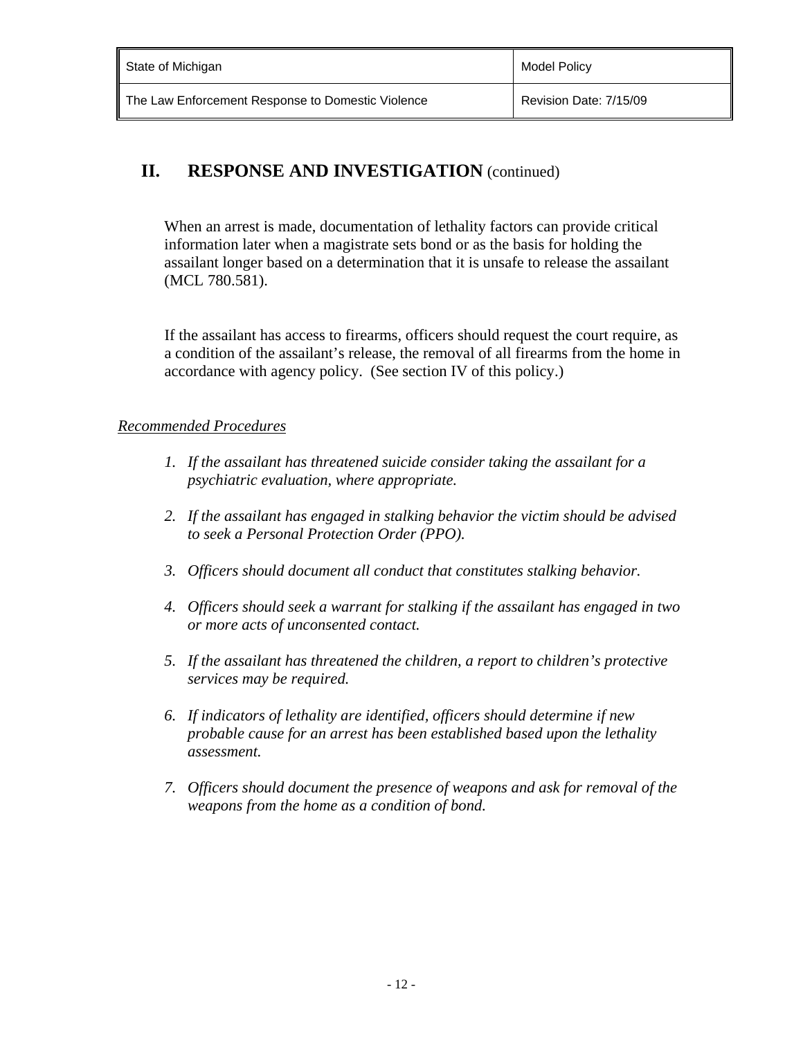## II. RESPONSE AND INVESTIGATION (continued)

When an arrest is made, documentation of lethality factors can provide critical information later when a magistrate sets bond or as the basis for holding the assailant longer based on a determination that it is unsafe to release the assailant (MCL 780.581).

If the assailant has access to firearms, officers should request the court require, as a condition of the assailant's release, the removal of all firearms from the home in accordance with agency policy. (See section IV of this policy.)

*Recommended Procedures*

1. *If the assailant has threatened suicide consider taking the assailant for a psychiatric evaluation, where appropriate.*

2. *If the assailant has engaged in stalking behavior the victim should be advised to seek a Personal Protection Order (PPO).*

3. *Officers should document all conduct that constitutes stalking behavior.*

4. *Officers should seek a warrant for stalking if the assailant has engaged in two or more acts of unconsented contact.*

5. *If the assailant has threatened the children, a report to children's protective services may be required.*

6. *If indicators of lethality are identified, officers should determine if new probable cause for an arrest has been established based upon the lethality assessment.*

7. *Officers should document the presence of weapons and ask for removal of the weapons from the home as a condition of bond.*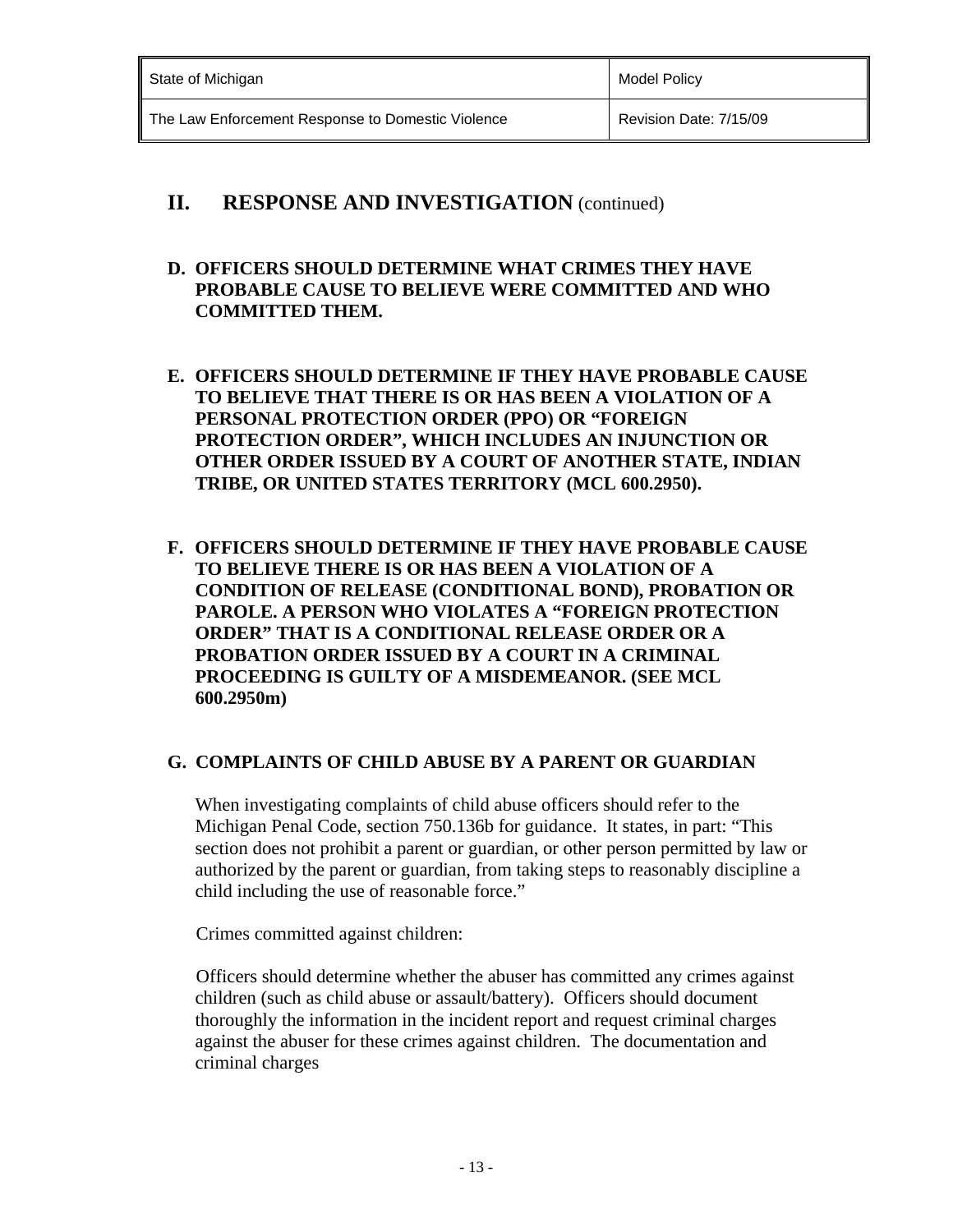## II. RESPONSE AND INVESTIGATION (continued)

**D. OFFICERS SHOULD DETERMINE WHAT CRIMES THEY HAVE PROBABLE CAUSE TO BELIEVE WERE COMMITTED AND WHO COMMITTED THEM.**

**E. OFFICERS SHOULD DETERMINE IF THEY HAVE PROBABLE CAUSE TO BELIEVE THAT THERE IS OR HAS BEEN A VIOLATION OF A PERSONAL PROTECTION ORDER (PPO) OR "FOREIGN PROTECTION ORDER", WHICH INCLUDES AN INJUNCTION OR OTHER ORDER ISSUED BY A COURT OF ANOTHER STATE, INDIAN TRIBE, OR UNITED STATES TERRITORY (MCL 600.2950).**

**F. OFFICERS SHOULD DETERMINE IF THEY HAVE PROBABLE CAUSE TO BELIEVE THERE IS OR HAS BEEN A VIOLATION OF A CONDITION OF RELEASE (CONDITIONAL BOND), PROBATION OR PAROLE. A PERSON WHO VIOLATES A "FOREIGN PROTECTION ORDER" THAT IS A CONDITIONAL RELEASE ORDER OR A PROBATION ORDER ISSUED BY A COURT IN A CRIMINAL PROCEEDING IS GUILTY OF A MISDEMEANOR. (SEE MCL 600.2950m)**

**G. COMPLAINTS OF CHILD ABUSE BY A PARENT OR GUARDIAN**

When investigating complaints of child abuse officers should refer to the Michigan Penal Code, section 750.136b for guidance. It states, in part: "This section does not prohibit a parent or guardian, or other person permitted by law or authorized by the parent or guardian, from taking steps to reasonably discipline a child including the use of reasonable force."

Crimes committed against children:

Officers should determine whether the abuser has committed any crimes against children (such as child abuse or assault/battery). Officers should document thoroughly the information in the incident report and request criminal charges against the abuser for these crimes against children. The documentation and criminal charges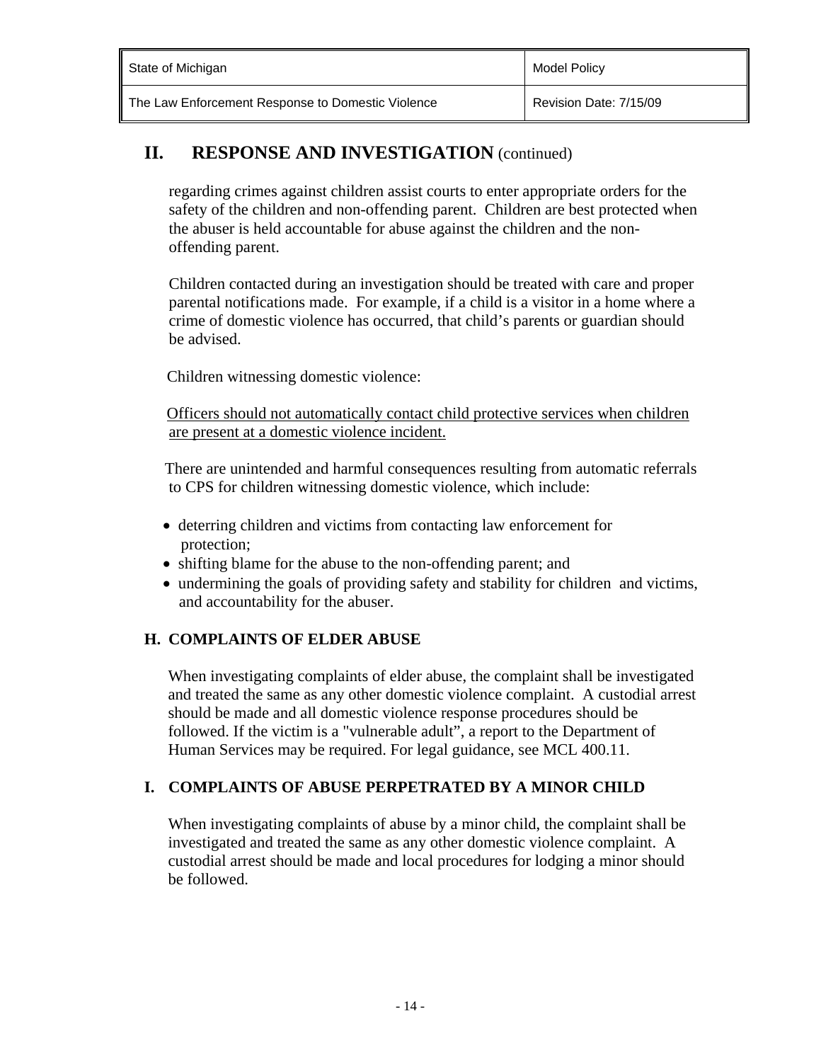## II. RESPONSE AND INVESTIGATION (continued)

regarding crimes against children assist courts to enter appropriate orders for the safety of the children and non-offending parent. Children are best protected when the abuser is held accountable for abuse against the children and the non-offending parent.

Children contacted during an investigation should be treated with care and proper parental notifications made. For example, if a child is a visitor in a home where a crime of domestic violence has occurred, that child's parents or guardian should be advised.

Children witnessing domestic violence:

<u>Officers should not automatically contact child protective services when children are present at a domestic violence incident.</u>

There are unintended and harmful consequences resulting from automatic referrals to CPS for children witnessing domestic violence, which include:

- deterring children and victims from contacting law enforcement for protection;
- shifting blame for the abuse to the non-offending parent; and
- undermining the goals of providing safety and stability for children and victims, and accountability for the abuser.

### H. COMPLAINTS OF ELDER ABUSE

When investigating complaints of elder abuse, the complaint shall be investigated and treated the same as any other domestic violence complaint. A custodial arrest should be made and all domestic violence response procedures should be followed. If the victim is a "vulnerable adult", a report to the Department of Human Services may be required. For legal guidance, see MCL 400.11.

### I. COMPLAINTS OF ABUSE PERPETRATED BY A MINOR CHILD

When investigating complaints of abuse by a minor child, the complaint shall be investigated and treated the same as any other domestic violence complaint. A custodial arrest should be made and local procedures for lodging a minor should be followed.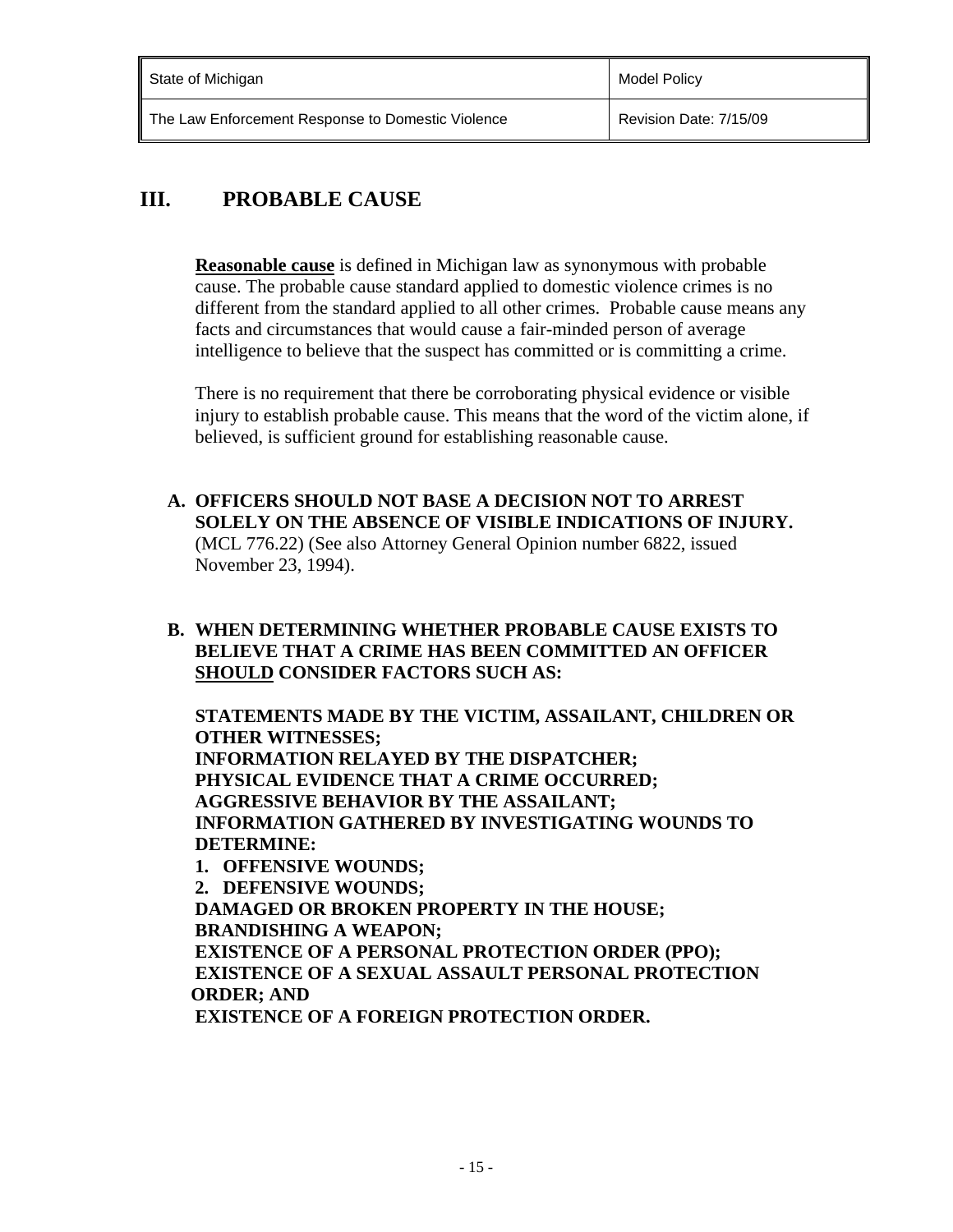## III. PROBABLE CAUSE

**Reasonable cause** is defined in Michigan law as synonymous with probable cause. The probable cause standard applied to domestic violence crimes is no different from the standard applied to all other crimes. Probable cause means any facts and circumstances that would cause a fair-minded person of average intelligence to believe that the suspect has committed or is committing a crime.

There is no requirement that there be corroborating physical evidence or visible injury to establish probable cause. This means that the word of the victim alone, if believed, is sufficient ground for establishing reasonable cause.

**A. OFFICERS SHOULD NOT BASE A DECISION NOT TO ARREST SOLELY ON THE ABSENCE OF VISIBLE INDICATIONS OF INJURY.** (MCL 776.22) (See also Attorney General Opinion number 6822, issued November 23, 1994).

**B. WHEN DETERMINING WHETHER PROBABLE CAUSE EXISTS TO BELIEVE THAT A CRIME HAS BEEN COMMITTED AN OFFICER SHOULD CONSIDER FACTORS SUCH AS:**

**STATEMENTS MADE BY THE VICTIM, ASSAILANT, CHILDREN OR OTHER WITNESSES;**
**INFORMATION RELAYED BY THE DISPATCHER;**
**PHYSICAL EVIDENCE THAT A CRIME OCCURRED;**
**AGGRESSIVE BEHAVIOR BY THE ASSAILANT;**
**INFORMATION GATHERED BY INVESTIGATING WOUNDS TO DETERMINE:**

1. **OFFENSIVE WOUNDS;**
2. **DEFENSIVE WOUNDS;**

**DAMAGED OR BROKEN PROPERTY IN THE HOUSE;**
**BRANDISHING A WEAPON;**
**EXISTENCE OF A PERSONAL PROTECTION ORDER (PPO);**
**EXISTENCE OF A SEXUAL ASSAULT PERSONAL PROTECTION ORDER; AND**
**EXISTENCE OF A FOREIGN PROTECTION ORDER.**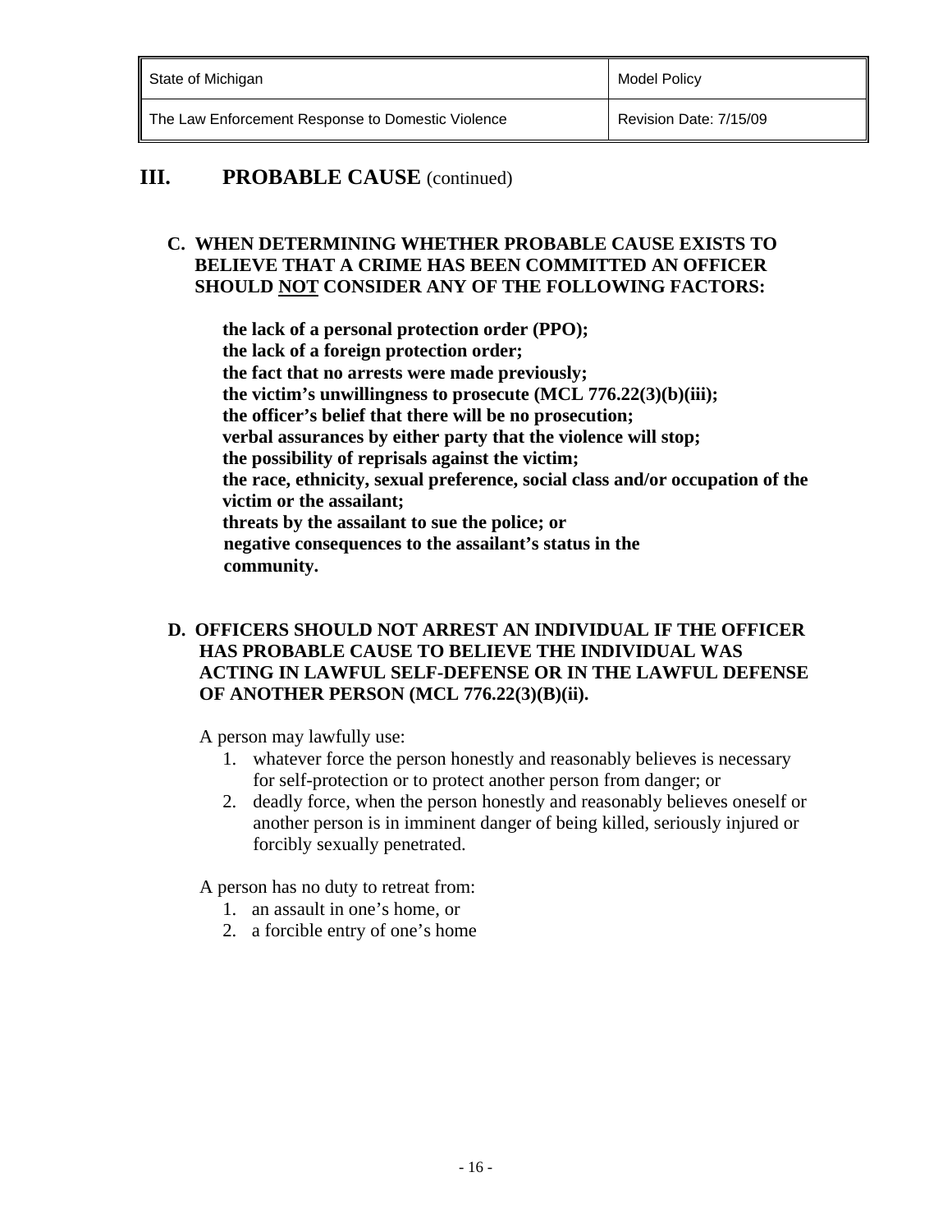## III. PROBABLE CAUSE (continued)

**C. WHEN DETERMINING WHETHER PROBABLE CAUSE EXISTS TO BELIEVE THAT A CRIME HAS BEEN COMMITTED AN OFFICER SHOULD <u>NOT</u> CONSIDER ANY OF THE FOLLOWING FACTORS:**

**the lack of a personal protection order (PPO);**
**the lack of a foreign protection order;**
**the fact that no arrests were made previously;**
**the victim's unwillingness to prosecute (MCL 776.22(3)(b)(iii);**
**the officer's belief that there will be no prosecution;**
**verbal assurances by either party that the violence will stop;**
**the possibility of reprisals against the victim;**
**the race, ethnicity, sexual preference, social class and/or occupation of the victim or the assailant;**
**threats by the assailant to sue the police; or**
**negative consequences to the assailant's status in the community.**

**D. OFFICERS SHOULD NOT ARREST AN INDIVIDUAL IF THE OFFICER HAS PROBABLE CAUSE TO BELIEVE THE INDIVIDUAL WAS ACTING IN LAWFUL SELF-DEFENSE OR IN THE LAWFUL DEFENSE OF ANOTHER PERSON (MCL 776.22(3)(B)(ii).**

A person may lawfully use:

1. whatever force the person honestly and reasonably believes is necessary for self-protection or to protect another person from danger; or
2. deadly force, when the person honestly and reasonably believes oneself or another person is in imminent danger of being killed, seriously injured or forcibly sexually penetrated.

A person has no duty to retreat from:

1. an assault in one's home, or
2. a forcible entry of one's home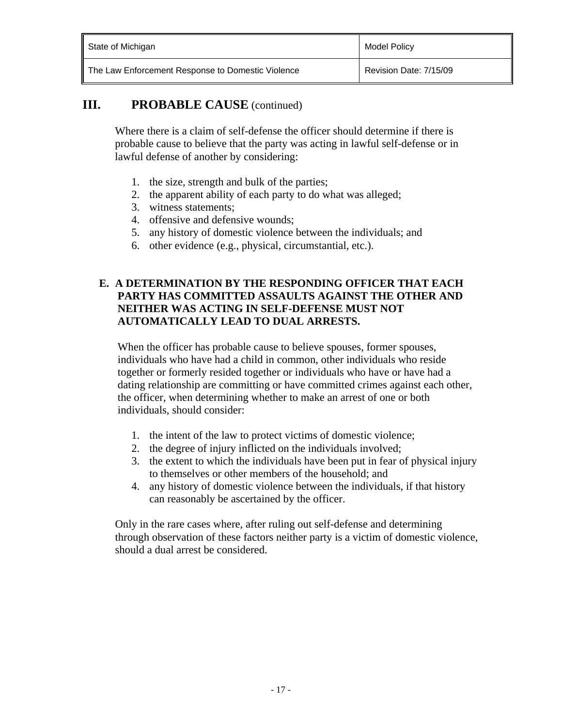## III. PROBABLE CAUSE (continued)

Where there is a claim of self-defense the officer should determine if there is probable cause to believe that the party was acting in lawful self-defense or in lawful defense of another by considering:

1. the size, strength and bulk of the parties;
2. the apparent ability of each party to do what was alleged;
3. witness statements;
4. offensive and defensive wounds;
5. any history of domestic violence between the individuals; and
6. other evidence (e.g., physical, circumstantial, etc.).

### E. A DETERMINATION BY THE RESPONDING OFFICER THAT EACH PARTY HAS COMMITTED ASSAULTS AGAINST THE OTHER AND NEITHER WAS ACTING IN SELF-DEFENSE MUST NOT AUTOMATICALLY LEAD TO DUAL ARRESTS.

When the officer has probable cause to believe spouses, former spouses, individuals who have had a child in common, other individuals who reside together or formerly resided together or individuals who have or have had a dating relationship are committing or have committed crimes against each other, the officer, when determining whether to make an arrest of one or both individuals, should consider:

1. the intent of the law to protect victims of domestic violence;
2. the degree of injury inflicted on the individuals involved;
3. the extent to which the individuals have been put in fear of physical injury to themselves or other members of the household; and
4. any history of domestic violence between the individuals, if that history can reasonably be ascertained by the officer.

Only in the rare cases where, after ruling out self-defense and determining through observation of these factors neither party is a victim of domestic violence, should a dual arrest be considered.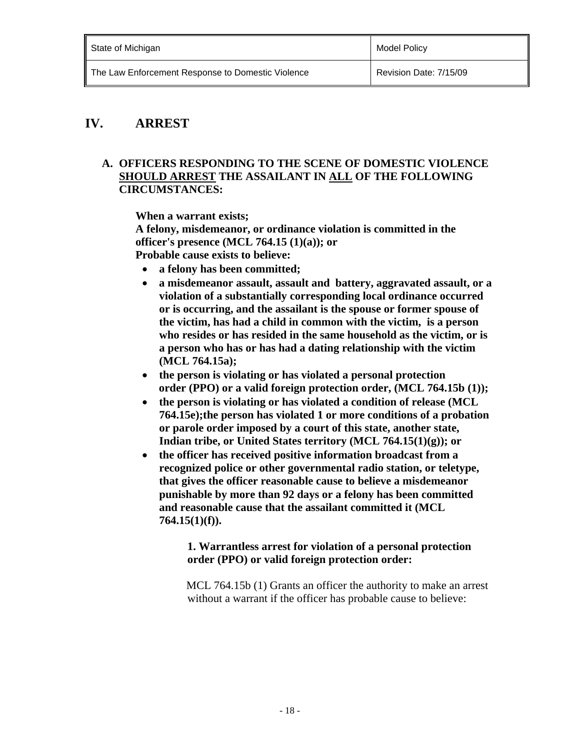## IV. ARREST

**A. OFFICERS RESPONDING TO THE SCENE OF DOMESTIC VIOLENCE <u>SHOULD ARREST</u> THE ASSAILANT IN <u>ALL</u> OF THE FOLLOWING CIRCUMSTANCES:**

**When a warrant exists;**
**A felony, misdemeanor, or ordinance violation is committed in the officer's presence (MCL 764.15 (1)(a)); or**
**Probable cause exists to believe:**

- **a felony has been committed;**
- **a misdemeanor assault, assault and battery, aggravated assault, or a violation of a substantially corresponding local ordinance occurred or is occurring, and the assailant is the spouse or former spouse of the victim, has had a child in common with the victim, is a person who resides or has resided in the same household as the victim, or is a person who has or has had a dating relationship with the victim (MCL 764.15a);**
- **the person is violating or has violated a personal protection order (PPO) or a valid foreign protection order, (MCL 764.15b (1));**
- **the person is violating or has violated a condition of release (MCL 764.15e);the person has violated 1 or more conditions of a probation or parole order imposed by a court of this state, another state, Indian tribe, or United States territory (MCL 764.15(1)(g)); or**
- **the officer has received positive information broadcast from a recognized police or other governmental radio station, or teletype, that gives the officer reasonable cause to believe a misdemeanor punishable by more than 92 days or a felony has been committed and reasonable cause that the assailant committed it (MCL 764.15(1)(f)).**

**1. Warrantless arrest for violation of a personal protection order (PPO) or valid foreign protection order:**

MCL 764.15b (1) Grants an officer the authority to make an arrest without a warrant if the officer has probable cause to believe: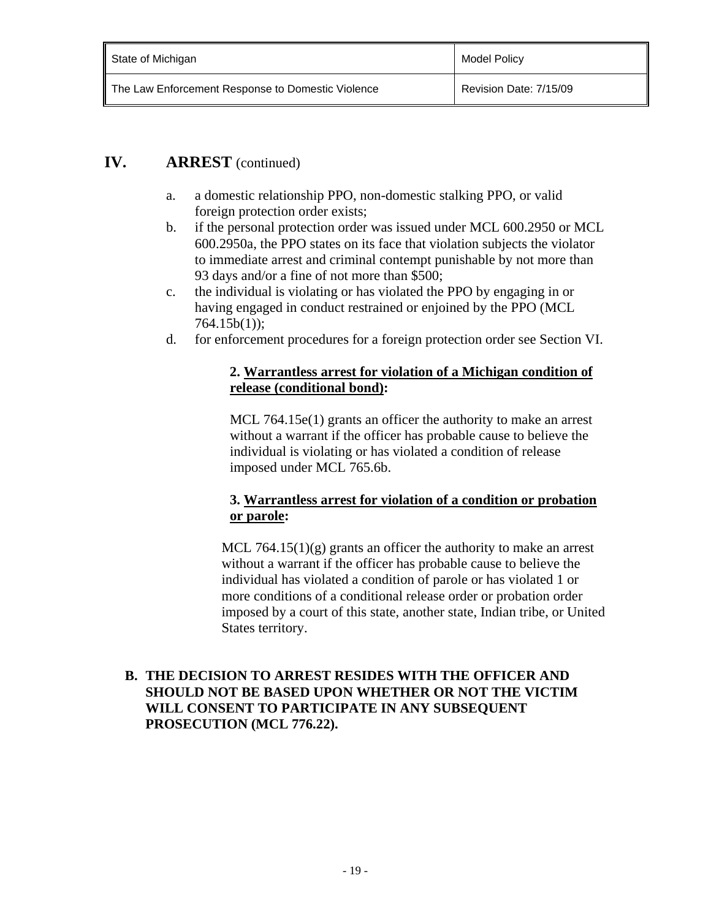## IV. ARREST (continued)

a. a domestic relationship PPO, non-domestic stalking PPO, or valid foreign protection order exists;

b. if the personal protection order was issued under MCL 600.2950 or MCL 600.2950a, the PPO states on its face that violation subjects the violator to immediate arrest and criminal contempt punishable by not more than 93 days and/or a fine of not more than $500;

c. the individual is violating or has violated the PPO by engaging in or having engaged in conduct restrained or enjoined by the PPO (MCL 764.15b(1));

d. for enforcement procedures for a foreign protection order see Section VI.

**2. <u>Warrantless arrest for violation of a Michigan condition of release (conditional bond)</u>:**

MCL 764.15e(1) grants an officer the authority to make an arrest without a warrant if the officer has probable cause to believe the individual is violating or has violated a condition of release imposed under MCL 765.6b.

**3. <u>Warrantless arrest for violation of a condition or probation or parole</u>:**

MCL 764.15(1)(g) grants an officer the authority to make an arrest without a warrant if the officer has probable cause to believe the individual has violated a condition of parole or has violated 1 or more conditions of a conditional release order or probation order imposed by a court of this state, another state, Indian tribe, or United States territory.

**B. THE DECISION TO ARREST RESIDES WITH THE OFFICER AND SHOULD NOT BE BASED UPON WHETHER OR NOT THE VICTIM WILL CONSENT TO PARTICIPATE IN ANY SUBSEQUENT PROSECUTION (MCL 776.22).**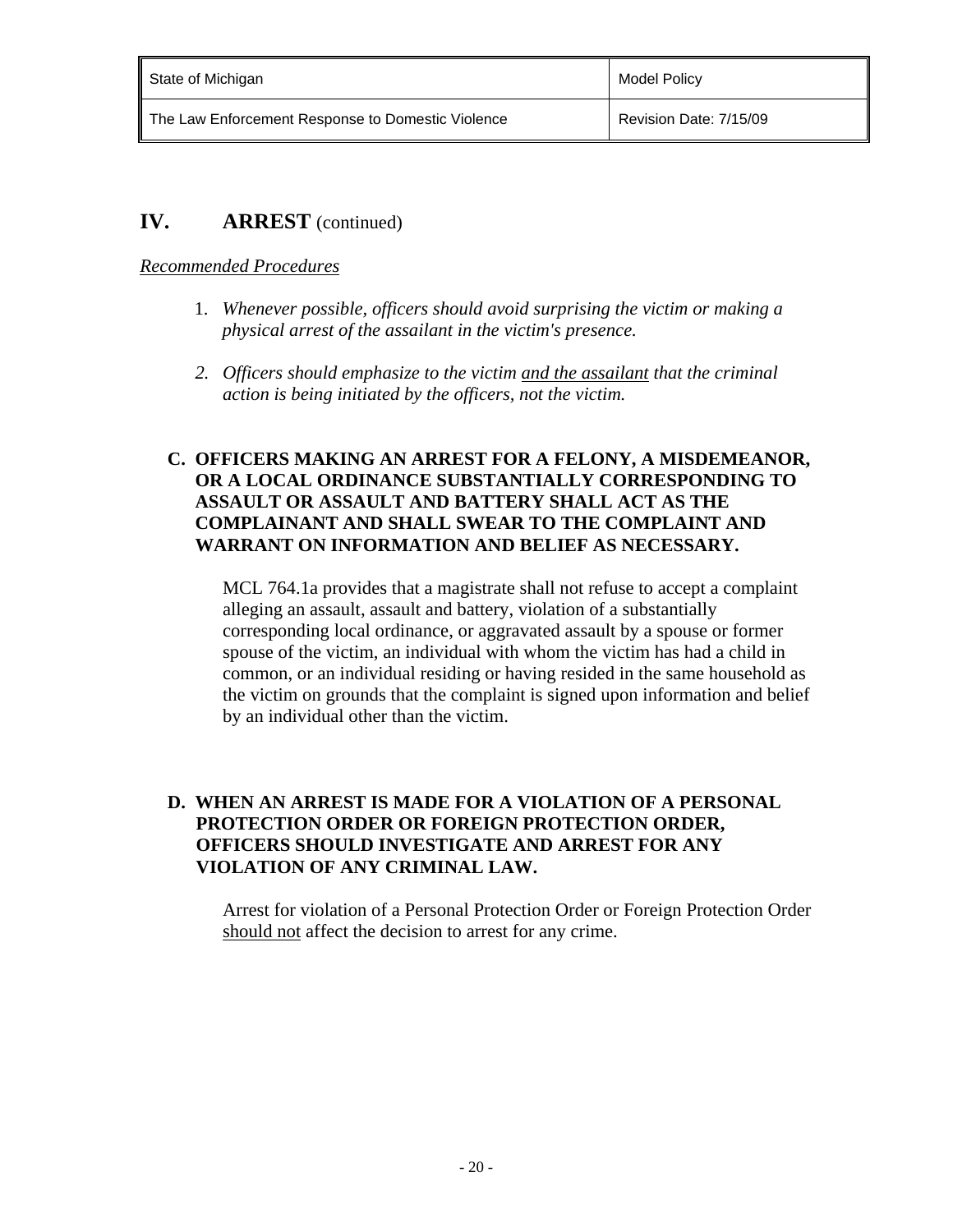## IV. ARREST (continued)

*Recommended Procedures*

1. *Whenever possible, officers should avoid surprising the victim or making a physical arrest of the assailant in the victim's presence.*

2. *Officers should emphasize to the victim <u>and the assailant</u> that the criminal action is being initiated by the officers, not the victim.*

**C. OFFICERS MAKING AN ARREST FOR A FELONY, A MISDEMEANOR, OR A LOCAL ORDINANCE SUBSTANTIALLY CORRESPONDING TO ASSAULT OR ASSAULT AND BATTERY SHALL ACT AS THE COMPLAINANT AND SHALL SWEAR TO THE COMPLAINT AND WARRANT ON INFORMATION AND BELIEF AS NECESSARY.**

MCL 764.1a provides that a magistrate shall not refuse to accept a complaint alleging an assault, assault and battery, violation of a substantially corresponding local ordinance, or aggravated assault by a spouse or former spouse of the victim, an individual with whom the victim has had a child in common, or an individual residing or having resided in the same household as the victim on grounds that the complaint is signed upon information and belief by an individual other than the victim.

**D. WHEN AN ARREST IS MADE FOR A VIOLATION OF A PERSONAL PROTECTION ORDER OR FOREIGN PROTECTION ORDER, OFFICERS SHOULD INVESTIGATE AND ARREST FOR ANY VIOLATION OF ANY CRIMINAL LAW.**

Arrest for violation of a Personal Protection Order or Foreign Protection Order <u>should not</u> affect the decision to arrest for any crime.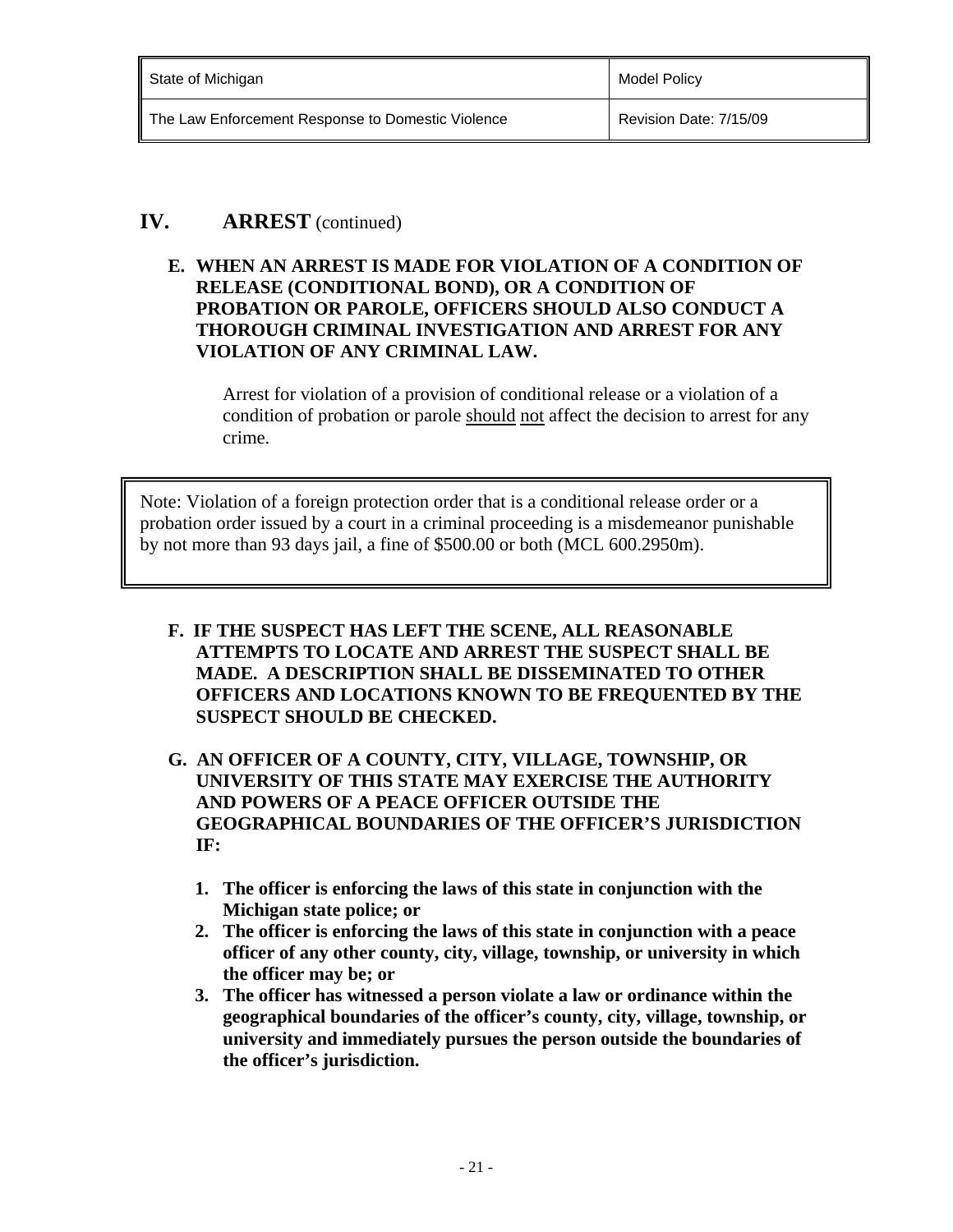## IV. ARREST (continued)

**E. WHEN AN ARREST IS MADE FOR VIOLATION OF A CONDITION OF RELEASE (CONDITIONAL BOND), OR A CONDITION OF PROBATION OR PAROLE, OFFICERS SHOULD ALSO CONDUCT A THOROUGH CRIMINAL INVESTIGATION AND ARREST FOR ANY VIOLATION OF ANY CRIMINAL LAW.**

Arrest for violation of a provision of conditional release or a violation of a condition of probation or parole should not affect the decision to arrest for any crime.

> Note: Violation of a foreign protection order that is a conditional release order or a probation order issued by a court in a criminal proceeding is a misdemeanor punishable by not more than 93 days jail, a fine of $500.00 or both (MCL 600.2950m).

**F. IF THE SUSPECT HAS LEFT THE SCENE, ALL REASONABLE ATTEMPTS TO LOCATE AND ARREST THE SUSPECT SHALL BE MADE. A DESCRIPTION SHALL BE DISSEMINATED TO OTHER OFFICERS AND LOCATIONS KNOWN TO BE FREQUENTED BY THE SUSPECT SHOULD BE CHECKED.**

**G. AN OFFICER OF A COUNTY, CITY, VILLAGE, TOWNSHIP, OR UNIVERSITY OF THIS STATE MAY EXERCISE THE AUTHORITY AND POWERS OF A PEACE OFFICER OUTSIDE THE GEOGRAPHICAL BOUNDARIES OF THE OFFICER'S JURISDICTION IF:**

1. **The officer is enforcing the laws of this state in conjunction with the Michigan state police; or**
2. **The officer is enforcing the laws of this state in conjunction with a peace officer of any other county, city, village, township, or university in which the officer may be; or**
3. **The officer has witnessed a person violate a law or ordinance within the geographical boundaries of the officer's county, city, village, township, or university and immediately pursues the person outside the boundaries of the officer's jurisdiction.**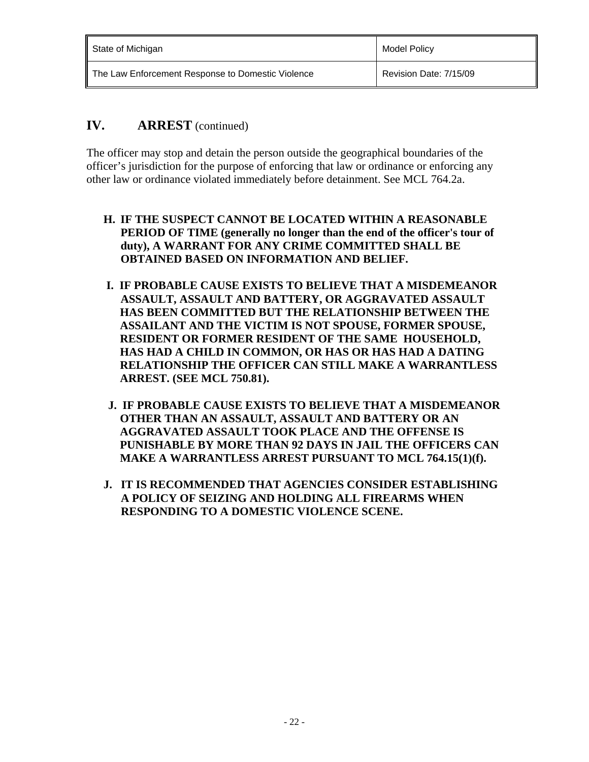## IV. ARREST (continued)

The officer may stop and detain the person outside the geographical boundaries of the officer's jurisdiction for the purpose of enforcing that law or ordinance or enforcing any other law or ordinance violated immediately before detainment. See MCL 764.2a.

**H. IF THE SUSPECT CANNOT BE LOCATED WITHIN A REASONABLE PERIOD OF TIME (generally no longer than the end of the officer's tour of duty), A WARRANT FOR ANY CRIME COMMITTED SHALL BE OBTAINED BASED ON INFORMATION AND BELIEF.**

**I. IF PROBABLE CAUSE EXISTS TO BELIEVE THAT A MISDEMEANOR ASSAULT, ASSAULT AND BATTERY, OR AGGRAVATED ASSAULT HAS BEEN COMMITTED BUT THE RELATIONSHIP BETWEEN THE ASSAILANT AND THE VICTIM IS NOT SPOUSE, FORMER SPOUSE, RESIDENT OR FORMER RESIDENT OF THE SAME HOUSEHOLD, HAS HAD A CHILD IN COMMON, OR HAS OR HAS HAD A DATING RELATIONSHIP THE OFFICER CAN STILL MAKE A WARRANTLESS ARREST. (SEE MCL 750.81).**

**J. IF PROBABLE CAUSE EXISTS TO BELIEVE THAT A MISDEMEANOR OTHER THAN AN ASSAULT, ASSAULT AND BATTERY OR AN AGGRAVATED ASSAULT TOOK PLACE AND THE OFFENSE IS PUNISHABLE BY MORE THAN 92 DAYS IN JAIL THE OFFICERS CAN MAKE A WARRANTLESS ARREST PURSUANT TO MCL 764.15(1)(f).**

**J. IT IS RECOMMENDED THAT AGENCIES CONSIDER ESTABLISHING A POLICY OF SEIZING AND HOLDING ALL FIREARMS WHEN RESPONDING TO A DOMESTIC VIOLENCE SCENE.**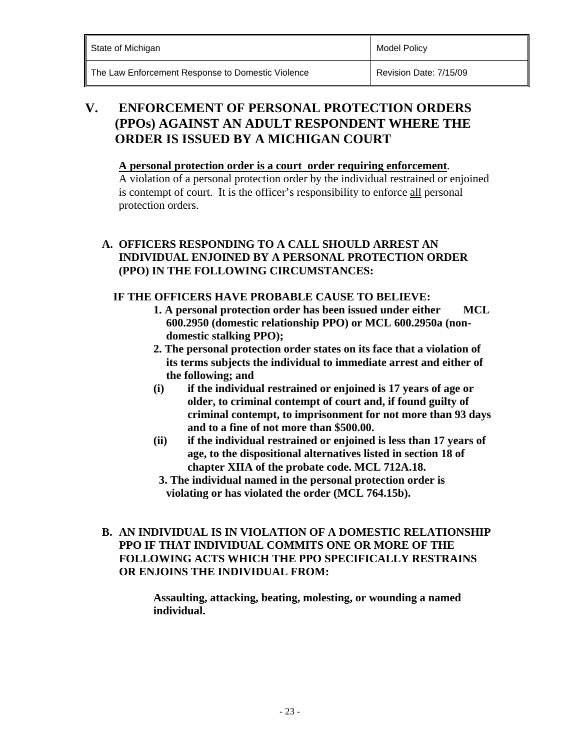## V. ENFORCEMENT OF PERSONAL PROTECTION ORDERS (PPOs) AGAINST AN ADULT RESPONDENT WHERE THE ORDER IS ISSUED BY A MICHIGAN COURT

**A personal protection order is a court order requiring enforcement**. A violation of a personal protection order by the individual restrained or enjoined is contempt of court. It is the officer's responsibility to enforce all personal protection orders.

### A. OFFICERS RESPONDING TO A CALL SHOULD ARREST AN INDIVIDUAL ENJOINED BY A PERSONAL PROTECTION ORDER (PPO) IN THE FOLLOWING CIRCUMSTANCES:

**IF THE OFFICERS HAVE PROBABLE CAUSE TO BELIEVE:**

**1. A personal protection order has been issued under either MCL 600.2950 (domestic relationship PPO) or MCL 600.2950a (non-domestic stalking PPO);**

**2. The personal protection order states on its face that a violation of its terms subjects the individual to immediate arrest and either of the following; and**

**(i) if the individual restrained or enjoined is 17 years of age or older, to criminal contempt of court and, if found guilty of criminal contempt, to imprisonment for not more than 93 days and to a fine of not more than $500.00.**

**(ii) if the individual restrained or enjoined is less than 17 years of age, to the dispositional alternatives listed in section 18 of chapter XIIA of the probate code. MCL 712A.18.**

**3. The individual named in the personal protection order is violating or has violated the order (MCL 764.15b).**

### B. AN INDIVIDUAL IS IN VIOLATION OF A DOMESTIC RELATIONSHIP PPO IF THAT INDIVIDUAL COMMITS ONE OR MORE OF THE FOLLOWING ACTS WHICH THE PPO SPECIFICALLY RESTRAINS OR ENJOINS THE INDIVIDUAL FROM:

**Assaulting, attacking, beating, molesting, or wounding a named individual.**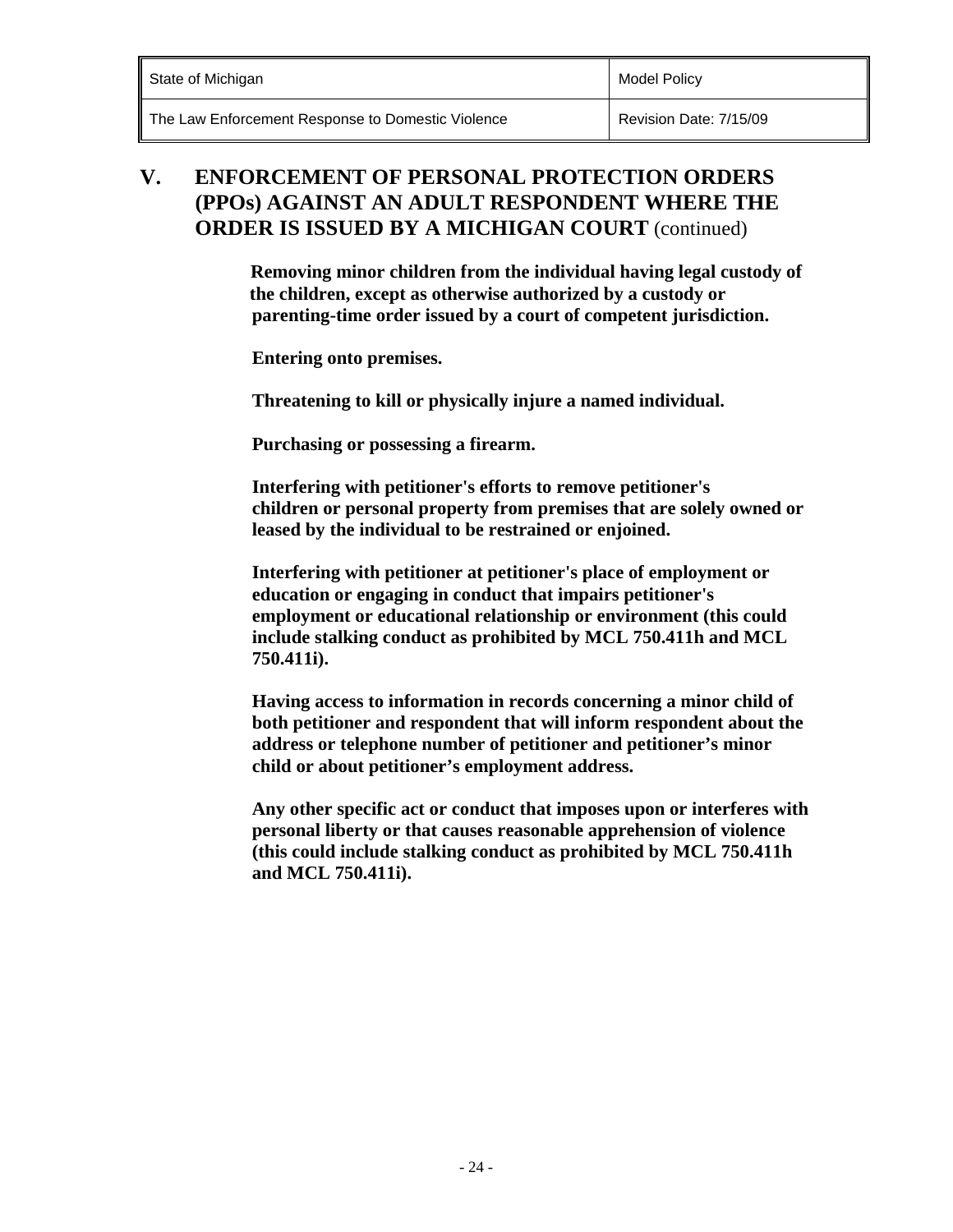## V. ENFORCEMENT OF PERSONAL PROTECTION ORDERS (PPOs) AGAINST AN ADULT RESPONDENT WHERE THE ORDER IS ISSUED BY A MICHIGAN COURT (continued)

**Removing minor children from the individual having legal custody of the children, except as otherwise authorized by a custody or parenting-time order issued by a court of competent jurisdiction.**

**Entering onto premises.**

**Threatening to kill or physically injure a named individual.**

**Purchasing or possessing a firearm.**

**Interfering with petitioner's efforts to remove petitioner's children or personal property from premises that are solely owned or leased by the individual to be restrained or enjoined.**

**Interfering with petitioner at petitioner's place of employment or education or engaging in conduct that impairs petitioner's employment or educational relationship or environment (this could include stalking conduct as prohibited by MCL 750.411h and MCL 750.411i).**

**Having access to information in records concerning a minor child of both petitioner and respondent that will inform respondent about the address or telephone number of petitioner and petitioner's minor child or about petitioner's employment address.**

**Any other specific act or conduct that imposes upon or interferes with personal liberty or that causes reasonable apprehension of violence (this could include stalking conduct as prohibited by MCL 750.411h and MCL 750.411i).**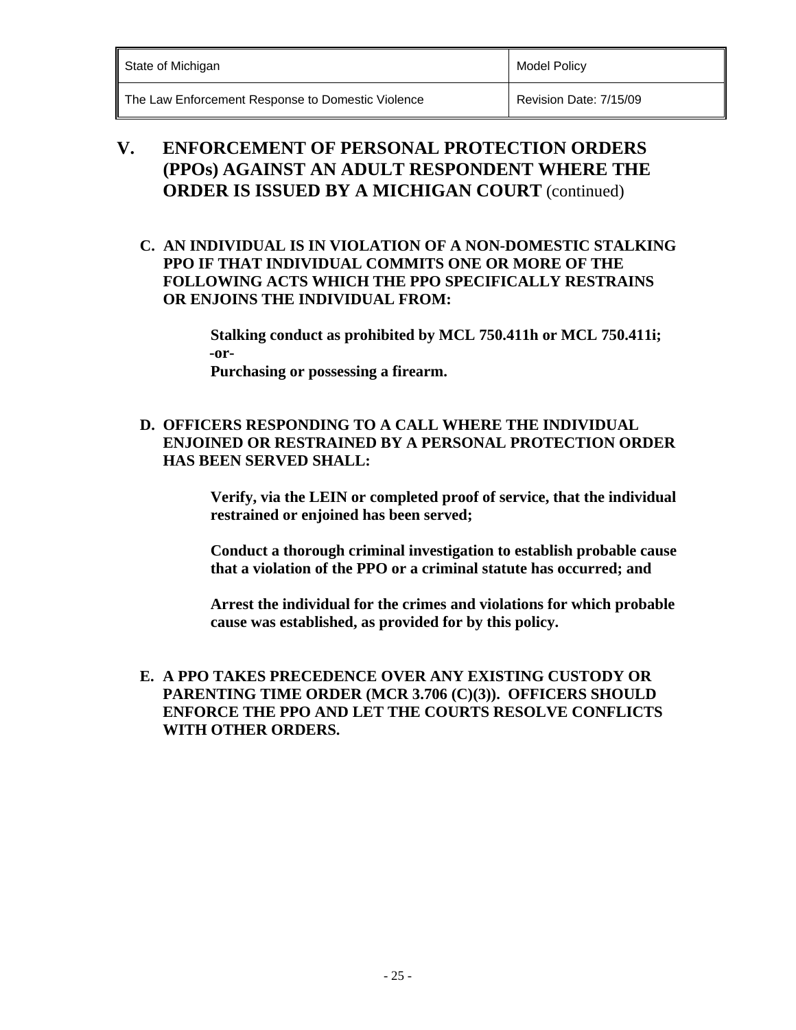## V. ENFORCEMENT OF PERSONAL PROTECTION ORDERS (PPOs) AGAINST AN ADULT RESPONDENT WHERE THE ORDER IS ISSUED BY A MICHIGAN COURT (continued)

**C. AN INDIVIDUAL IS IN VIOLATION OF A NON-DOMESTIC STALKING PPO IF THAT INDIVIDUAL COMMITS ONE OR MORE OF THE FOLLOWING ACTS WHICH THE PPO SPECIFICALLY RESTRAINS OR ENJOINS THE INDIVIDUAL FROM:**

**Stalking conduct as prohibited by MCL 750.411h or MCL 750.411i;**
**-or-**
**Purchasing or possessing a firearm.**

**D. OFFICERS RESPONDING TO A CALL WHERE THE INDIVIDUAL ENJOINED OR RESTRAINED BY A PERSONAL PROTECTION ORDER HAS BEEN SERVED SHALL:**

**Verify, via the LEIN or completed proof of service, that the individual restrained or enjoined has been served;**

**Conduct a thorough criminal investigation to establish probable cause that a violation of the PPO or a criminal statute has occurred; and**

**Arrest the individual for the crimes and violations for which probable cause was established, as provided for by this policy.**

**E. A PPO TAKES PRECEDENCE OVER ANY EXISTING CUSTODY OR PARENTING TIME ORDER (MCR 3.706 (C)(3)). OFFICERS SHOULD ENFORCE THE PPO AND LET THE COURTS RESOLVE CONFLICTS WITH OTHER ORDERS.**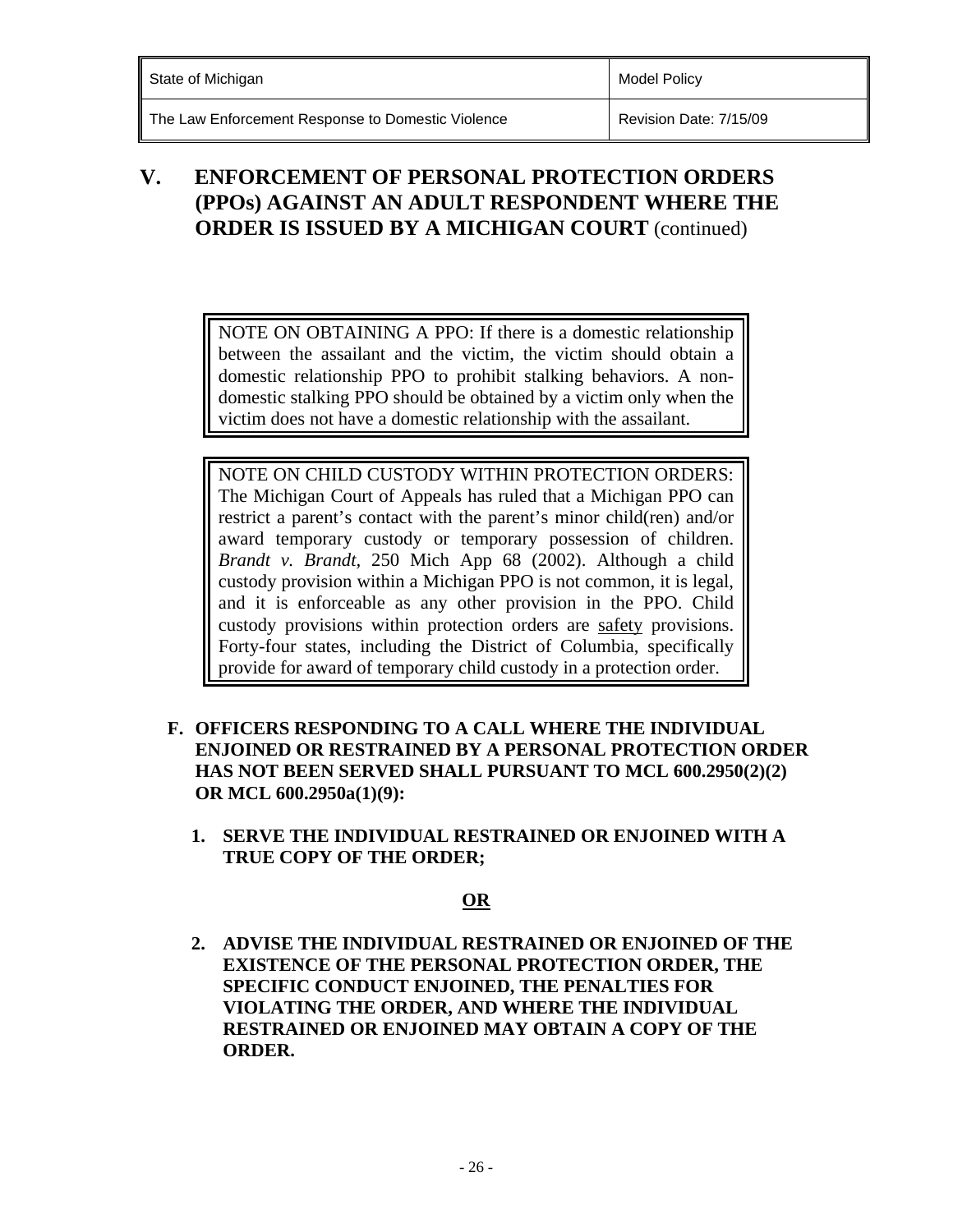## V. ENFORCEMENT OF PERSONAL PROTECTION ORDERS (PPOs) AGAINST AN ADULT RESPONDENT WHERE THE ORDER IS ISSUED BY A MICHIGAN COURT (continued)

> NOTE ON OBTAINING A PPO: If there is a domestic relationship between the assailant and the victim, the victim should obtain a domestic relationship PPO to prohibit stalking behaviors. A non-domestic stalking PPO should be obtained by a victim only when the victim does not have a domestic relationship with the assailant.

> NOTE ON CHILD CUSTODY WITHIN PROTECTION ORDERS: The Michigan Court of Appeals has ruled that a Michigan PPO can restrict a parent's contact with the parent's minor child(ren) and/or award temporary custody or temporary possession of children. *Brandt v. Brandt*, 250 Mich App 68 (2002). Although a child custody provision within a Michigan PPO is not common, it is legal, and it is enforceable as any other provision in the PPO. Child custody provisions within protection orders are safety provisions. Forty-four states, including the District of Columbia, specifically provide for award of temporary child custody in a protection order.

**F. OFFICERS RESPONDING TO A CALL WHERE THE INDIVIDUAL ENJOINED OR RESTRAINED BY A PERSONAL PROTECTION ORDER HAS NOT BEEN SERVED SHALL PURSUANT TO MCL 600.2950(2)(2) OR MCL 600.2950a(1)(9):**

1. **SERVE THE INDIVIDUAL RESTRAINED OR ENJOINED WITH A TRUE COPY OF THE ORDER;**

**OR**

2. **ADVISE THE INDIVIDUAL RESTRAINED OR ENJOINED OF THE EXISTENCE OF THE PERSONAL PROTECTION ORDER, THE SPECIFIC CONDUCT ENJOINED, THE PENALTIES FOR VIOLATING THE ORDER, AND WHERE THE INDIVIDUAL RESTRAINED OR ENJOINED MAY OBTAIN A COPY OF THE ORDER.**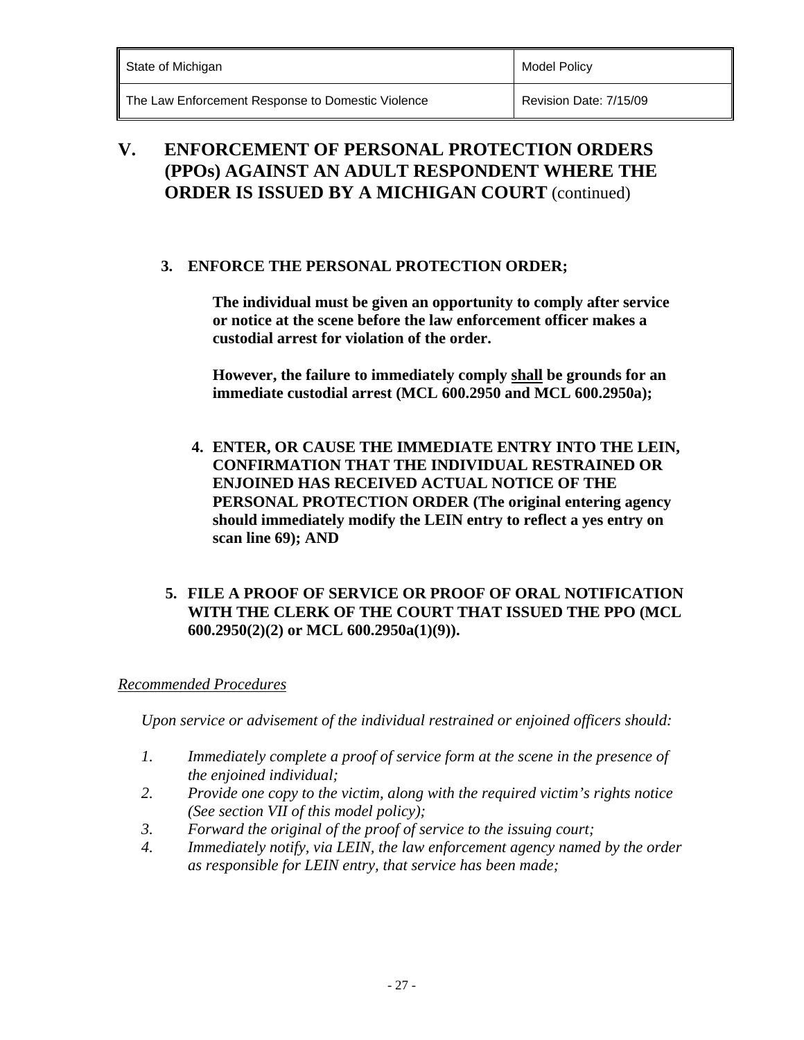# V. ENFORCEMENT OF PERSONAL PROTECTION ORDERS (PPOs) AGAINST AN ADULT RESPONDENT WHERE THE ORDER IS ISSUED BY A MICHIGAN COURT (continued)

3. **ENFORCE THE PERSONAL PROTECTION ORDER;**

   **The individual must be given an opportunity to comply after service or notice at the scene before the law enforcement officer makes a custodial arrest for violation of the order.**

   **However, the failure to immediately comply <u>shall</u> be grounds for an immediate custodial arrest (MCL 600.2950 and MCL 600.2950a);**

4. **ENTER, OR CAUSE THE IMMEDIATE ENTRY INTO THE LEIN, CONFIRMATION THAT THE INDIVIDUAL RESTRAINED OR ENJOINED HAS RECEIVED ACTUAL NOTICE OF THE PERSONAL PROTECTION ORDER (The original entering agency should immediately modify the LEIN entry to reflect a yes entry on scan line 69); AND**

5. **FILE A PROOF OF SERVICE OR PROOF OF ORAL NOTIFICATION WITH THE CLERK OF THE COURT THAT ISSUED THE PPO (MCL 600.2950(2)(2) or MCL 600.2950a(1)(9)).**

*<u>Recommended Procedures</u>*

*Upon service or advisement of the individual restrained or enjoined officers should:*

1. *Immediately complete a proof of service form at the scene in the presence of the enjoined individual;*
2. *Provide one copy to the victim, along with the required victim's rights notice (See section VII of this model policy);*
3. *Forward the original of the proof of service to the issuing court;*
4. *Immediately notify, via LEIN, the law enforcement agency named by the order as responsible for LEIN entry, that service has been made;*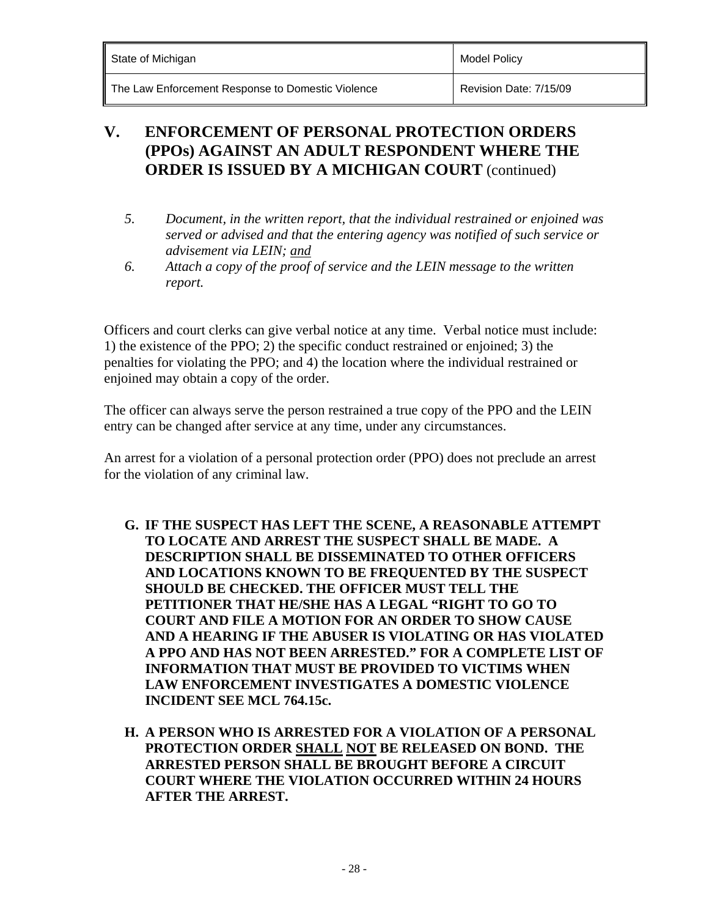## V. ENFORCEMENT OF PERSONAL PROTECTION ORDERS (PPOs) AGAINST AN ADULT RESPONDENT WHERE THE ORDER IS ISSUED BY A MICHIGAN COURT (continued)

5. *Document, in the written report, that the individual restrained or enjoined was served or advised and that the entering agency was notified of such service or advisement via LEIN; and*
6. *Attach a copy of the proof of service and the LEIN message to the written report.*

Officers and court clerks can give verbal notice at any time. Verbal notice must include: 1) the existence of the PPO; 2) the specific conduct restrained or enjoined; 3) the penalties for violating the PPO; and 4) the location where the individual restrained or enjoined may obtain a copy of the order.

The officer can always serve the person restrained a true copy of the PPO and the LEIN entry can be changed after service at any time, under any circumstances.

An arrest for a violation of a personal protection order (PPO) does not preclude an arrest for the violation of any criminal law.

**G. IF THE SUSPECT HAS LEFT THE SCENE, A REASONABLE ATTEMPT TO LOCATE AND ARREST THE SUSPECT SHALL BE MADE. A DESCRIPTION SHALL BE DISSEMINATED TO OTHER OFFICERS AND LOCATIONS KNOWN TO BE FREQUENTED BY THE SUSPECT SHOULD BE CHECKED. THE OFFICER MUST TELL THE PETITIONER THAT HE/SHE HAS A LEGAL "RIGHT TO GO TO COURT AND FILE A MOTION FOR AN ORDER TO SHOW CAUSE AND A HEARING IF THE ABUSER IS VIOLATING OR HAS VIOLATED A PPO AND HAS NOT BEEN ARRESTED." FOR A COMPLETE LIST OF INFORMATION THAT MUST BE PROVIDED TO VICTIMS WHEN LAW ENFORCEMENT INVESTIGATES A DOMESTIC VIOLENCE INCIDENT SEE MCL 764.15c.**

**H. A PERSON WHO IS ARRESTED FOR A VIOLATION OF A PERSONAL PROTECTION ORDER SHALL NOT BE RELEASED ON BOND. THE ARRESTED PERSON SHALL BE BROUGHT BEFORE A CIRCUIT COURT WHERE THE VIOLATION OCCURRED WITHIN 24 HOURS AFTER THE ARREST.**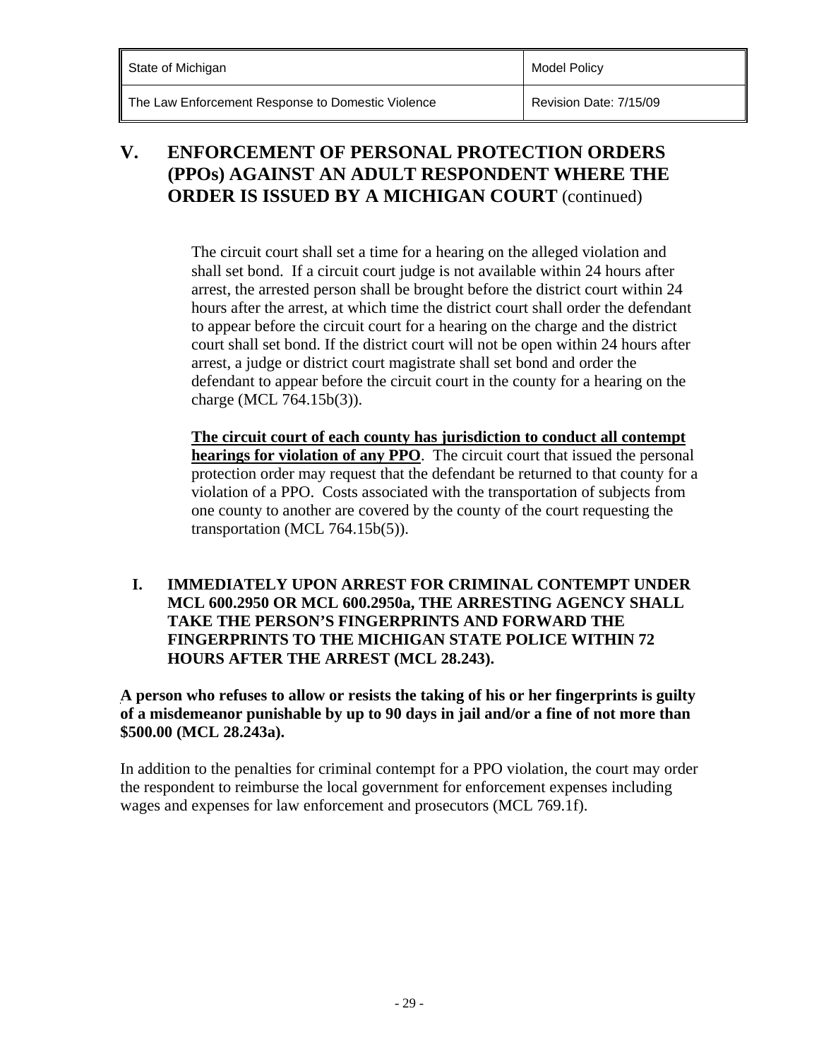## V. ENFORCEMENT OF PERSONAL PROTECTION ORDERS (PPOs) AGAINST AN ADULT RESPONDENT WHERE THE ORDER IS ISSUED BY A MICHIGAN COURT (continued)

The circuit court shall set a time for a hearing on the alleged violation and shall set bond. If a circuit court judge is not available within 24 hours after arrest, the arrested person shall be brought before the district court within 24 hours after the arrest, at which time the district court shall order the defendant to appear before the circuit court for a hearing on the charge and the district court shall set bond. If the district court will not be open within 24 hours after arrest, a judge or district court magistrate shall set bond and order the defendant to appear before the circuit court in the county for a hearing on the charge (MCL 764.15b(3)).

**The circuit court of each county has jurisdiction to conduct all contempt hearings for violation of any PPO**. The circuit court that issued the personal protection order may request that the defendant be returned to that county for a violation of a PPO. Costs associated with the transportation of subjects from one county to another are covered by the county of the court requesting the transportation (MCL 764.15b(5)).

**I. IMMEDIATELY UPON ARREST FOR CRIMINAL CONTEMPT UNDER MCL 600.2950 OR MCL 600.2950a, THE ARRESTING AGENCY SHALL TAKE THE PERSON'S FINGERPRINTS AND FORWARD THE FINGERPRINTS TO THE MICHIGAN STATE POLICE WITHIN 72 HOURS AFTER THE ARREST (MCL 28.243).**

**A person who refuses to allow or resists the taking of his or her fingerprints is guilty of a misdemeanor punishable by up to 90 days in jail and/or a fine of not more than $500.00 (MCL 28.243a).**

In addition to the penalties for criminal contempt for a PPO violation, the court may order the respondent to reimburse the local government for enforcement expenses including wages and expenses for law enforcement and prosecutors (MCL 769.1f).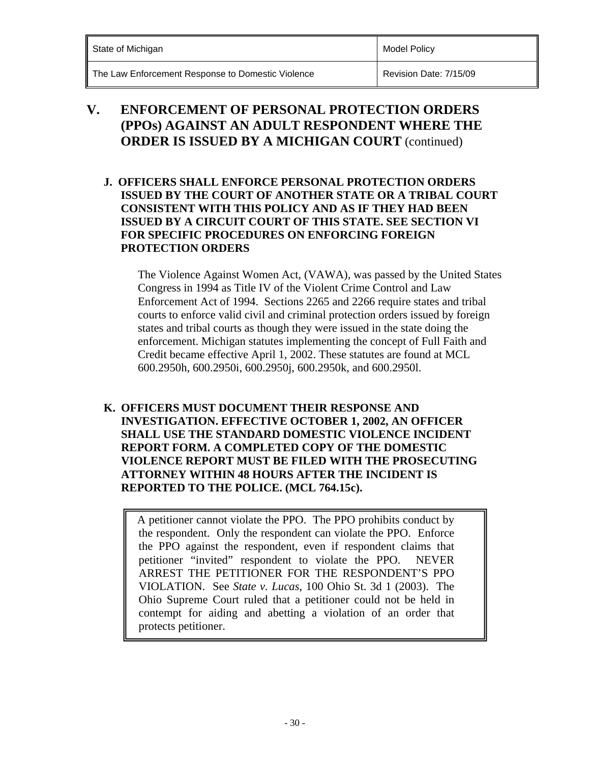## V. ENFORCEMENT OF PERSONAL PROTECTION ORDERS (PPOs) AGAINST AN ADULT RESPONDENT WHERE THE ORDER IS ISSUED BY A MICHIGAN COURT (continued)

### J. OFFICERS SHALL ENFORCE PERSONAL PROTECTION ORDERS ISSUED BY THE COURT OF ANOTHER STATE OR A TRIBAL COURT CONSISTENT WITH THIS POLICY AND AS IF THEY HAD BEEN ISSUED BY A CIRCUIT COURT OF THIS STATE. SEE SECTION VI FOR SPECIFIC PROCEDURES ON ENFORCING FOREIGN PROTECTION ORDERS

The Violence Against Women Act, (VAWA), was passed by the United States Congress in 1994 as Title IV of the Violent Crime Control and Law Enforcement Act of 1994. Sections 2265 and 2266 require states and tribal courts to enforce valid civil and criminal protection orders issued by foreign states and tribal courts as though they were issued in the state doing the enforcement. Michigan statutes implementing the concept of Full Faith and Credit became effective April 1, 2002. These statutes are found at MCL 600.2950h, 600.2950i, 600.2950j, 600.2950k, and 600.2950l.

### K. OFFICERS MUST DOCUMENT THEIR RESPONSE AND INVESTIGATION. EFFECTIVE OCTOBER 1, 2002, AN OFFICER SHALL USE THE STANDARD DOMESTIC VIOLENCE INCIDENT REPORT FORM. A COMPLETED COPY OF THE DOMESTIC VIOLENCE REPORT MUST BE FILED WITH THE PROSECUTING ATTORNEY WITHIN 48 HOURS AFTER THE INCIDENT IS REPORTED TO THE POLICE. (MCL 764.15c).

> A petitioner cannot violate the PPO. The PPO prohibits conduct by the respondent. Only the respondent can violate the PPO. Enforce the PPO against the respondent, even if respondent claims that petitioner "invited" respondent to violate the PPO. NEVER ARREST THE PETITIONER FOR THE RESPONDENT'S PPO VIOLATION. See *State v. Lucas*, 100 Ohio St. 3d 1 (2003). The Ohio Supreme Court ruled that a petitioner could not be held in contempt for aiding and abetting a violation of an order that protects petitioner.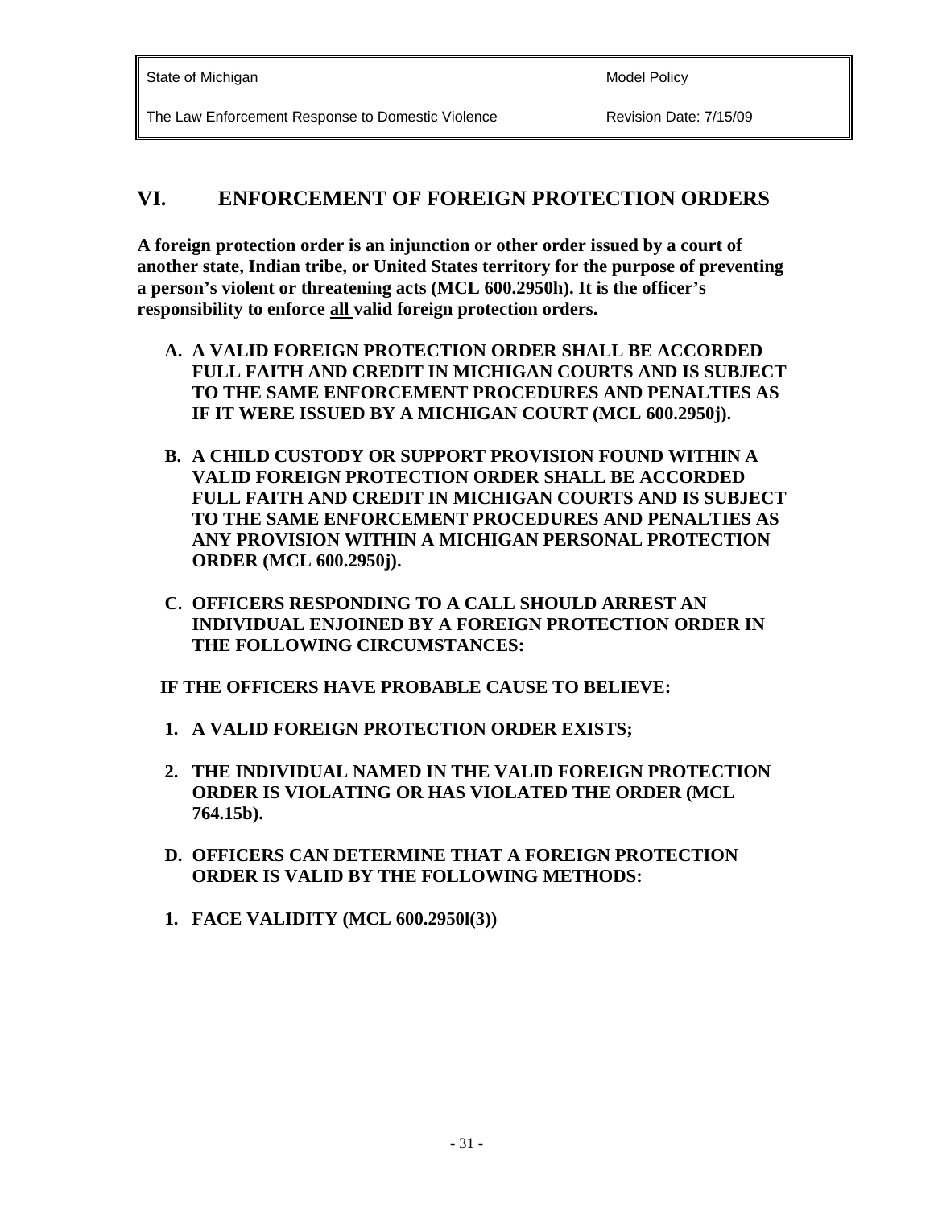## VI. ENFORCEMENT OF FOREIGN PROTECTION ORDERS

**A foreign protection order is an injunction or other order issued by a court of another state, Indian tribe, or United States territory for the purpose of preventing a person's violent or threatening acts (MCL 600.2950h). It is the officer's responsibility to enforce all valid foreign protection orders.**

**A. A VALID FOREIGN PROTECTION ORDER SHALL BE ACCORDED FULL FAITH AND CREDIT IN MICHIGAN COURTS AND IS SUBJECT TO THE SAME ENFORCEMENT PROCEDURES AND PENALTIES AS IF IT WERE ISSUED BY A MICHIGAN COURT (MCL 600.2950j).**

**B. A CHILD CUSTODY OR SUPPORT PROVISION FOUND WITHIN A VALID FOREIGN PROTECTION ORDER SHALL BE ACCORDED FULL FAITH AND CREDIT IN MICHIGAN COURTS AND IS SUBJECT TO THE SAME ENFORCEMENT PROCEDURES AND PENALTIES AS ANY PROVISION WITHIN A MICHIGAN PERSONAL PROTECTION ORDER (MCL 600.2950j).**

**C. OFFICERS RESPONDING TO A CALL SHOULD ARREST AN INDIVIDUAL ENJOINED BY A FOREIGN PROTECTION ORDER IN THE FOLLOWING CIRCUMSTANCES:**

**IF THE OFFICERS HAVE PROBABLE CAUSE TO BELIEVE:**

**1. A VALID FOREIGN PROTECTION ORDER EXISTS;**

**2. THE INDIVIDUAL NAMED IN THE VALID FOREIGN PROTECTION ORDER IS VIOLATING OR HAS VIOLATED THE ORDER (MCL 764.15b).**

**D. OFFICERS CAN DETERMINE THAT A FOREIGN PROTECTION ORDER IS VALID BY THE FOLLOWING METHODS:**

**1. FACE VALIDITY (MCL 600.2950l(3))**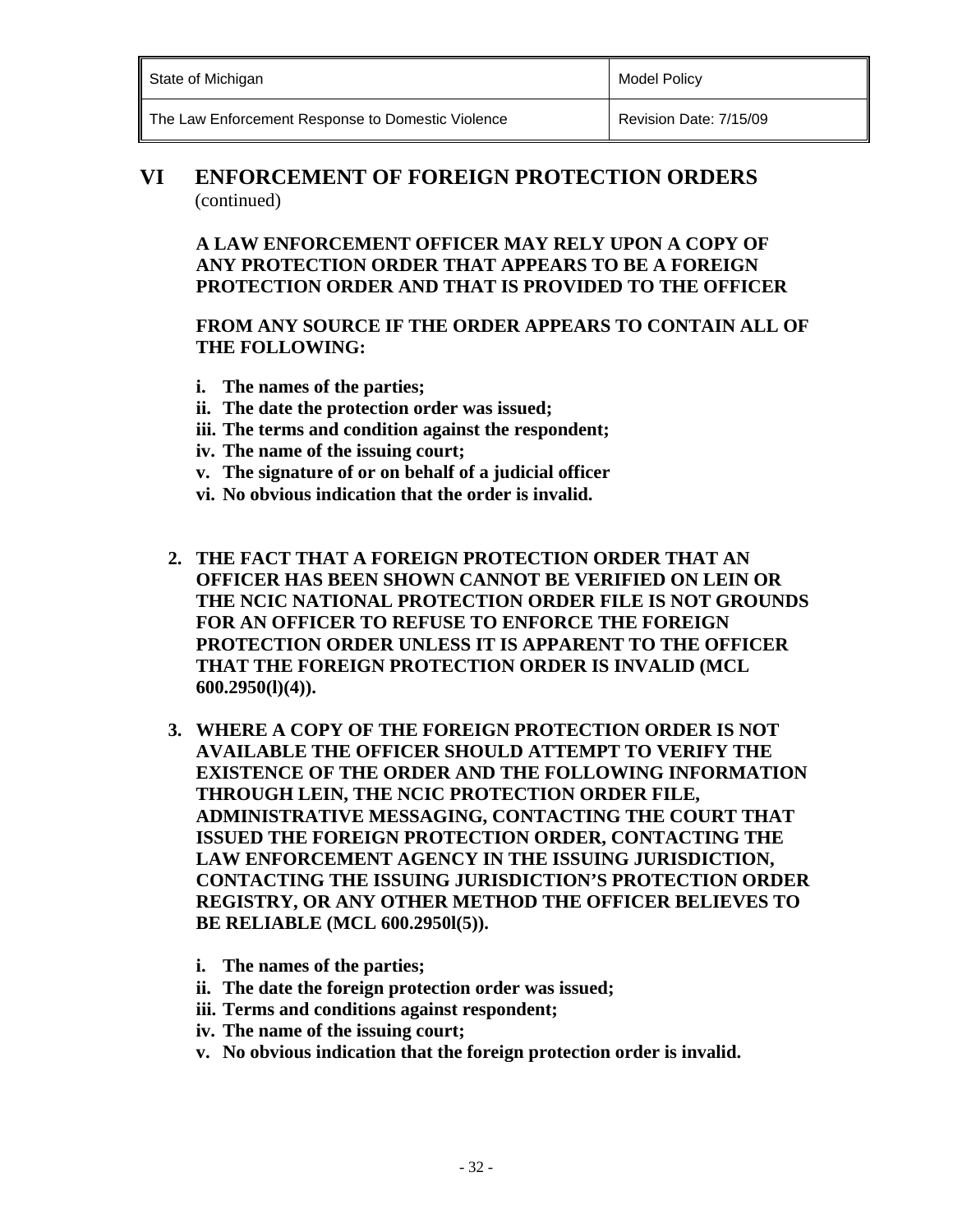## VI ENFORCEMENT OF FOREIGN PROTECTION ORDERS
(continued)

**A LAW ENFORCEMENT OFFICER MAY RELY UPON A COPY OF ANY PROTECTION ORDER THAT APPEARS TO BE A FOREIGN PROTECTION ORDER AND THAT IS PROVIDED TO THE OFFICER**

**FROM ANY SOURCE IF THE ORDER APPEARS TO CONTAIN ALL OF THE FOLLOWING:**

- **i. The names of the parties;**
- **ii. The date the protection order was issued;**
- **iii. The terms and condition against the respondent;**
- **iv. The name of the issuing court;**
- **v. The signature of or on behalf of a judicial officer**
- **vi. No obvious indication that the order is invalid.**

2. **THE FACT THAT A FOREIGN PROTECTION ORDER THAT AN OFFICER HAS BEEN SHOWN CANNOT BE VERIFIED ON LEIN OR THE NCIC NATIONAL PROTECTION ORDER FILE IS NOT GROUNDS FOR AN OFFICER TO REFUSE TO ENFORCE THE FOREIGN PROTECTION ORDER UNLESS IT IS APPARENT TO THE OFFICER THAT THE FOREIGN PROTECTION ORDER IS INVALID (MCL 600.2950(l)(4)).**

3. **WHERE A COPY OF THE FOREIGN PROTECTION ORDER IS NOT AVAILABLE THE OFFICER SHOULD ATTEMPT TO VERIFY THE EXISTENCE OF THE ORDER AND THE FOLLOWING INFORMATION THROUGH LEIN, THE NCIC PROTECTION ORDER FILE, ADMINISTRATIVE MESSAGING, CONTACTING THE COURT THAT ISSUED THE FOREIGN PROTECTION ORDER, CONTACTING THE LAW ENFORCEMENT AGENCY IN THE ISSUING JURISDICTION, CONTACTING THE ISSUING JURISDICTION'S PROTECTION ORDER REGISTRY, OR ANY OTHER METHOD THE OFFICER BELIEVES TO BE RELIABLE (MCL 600.2950l(5)).**

   - **i. The names of the parties;**
   - **ii. The date the foreign protection order was issued;**
   - **iii. Terms and conditions against respondent;**
   - **iv. The name of the issuing court;**
   - **v. No obvious indication that the foreign protection order is invalid.**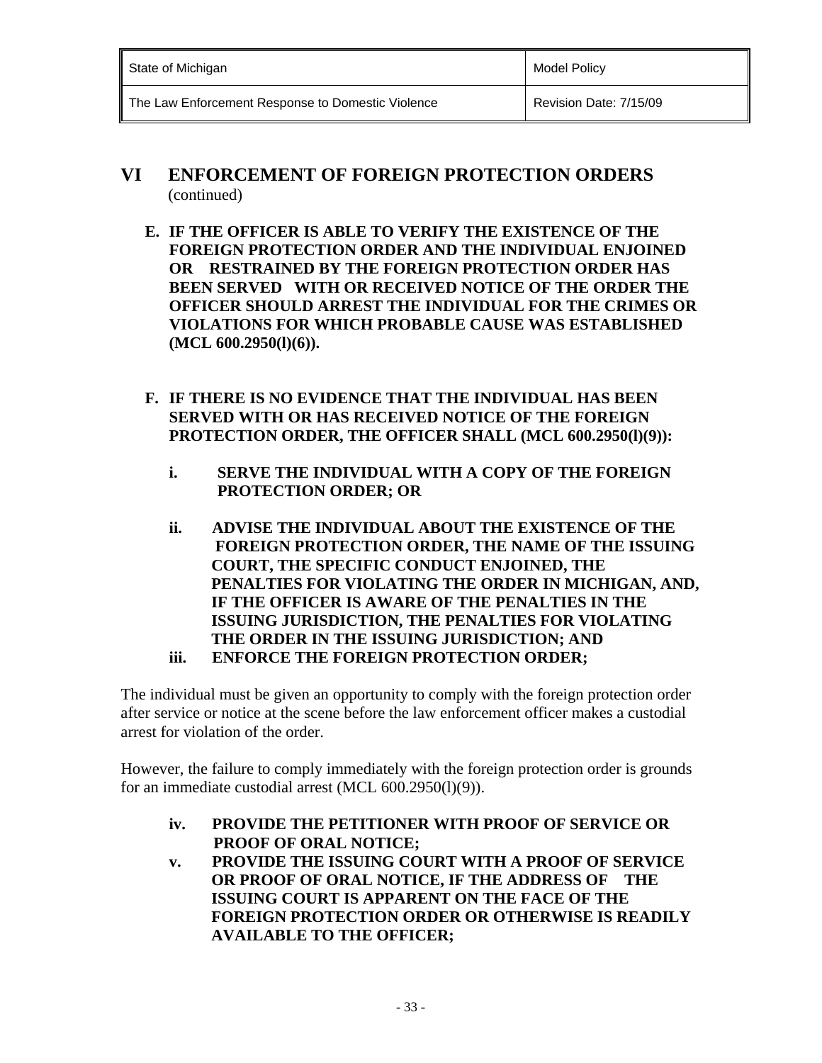## VI ENFORCEMENT OF FOREIGN PROTECTION ORDERS
(continued)

**E. IF THE OFFICER IS ABLE TO VERIFY THE EXISTENCE OF THE FOREIGN PROTECTION ORDER AND THE INDIVIDUAL ENJOINED OR RESTRAINED BY THE FOREIGN PROTECTION ORDER HAS BEEN SERVED WITH OR RECEIVED NOTICE OF THE ORDER THE OFFICER SHOULD ARREST THE INDIVIDUAL FOR THE CRIMES OR VIOLATIONS FOR WHICH PROBABLE CAUSE WAS ESTABLISHED (MCL 600.2950(l)(6)).**

**F. IF THERE IS NO EVIDENCE THAT THE INDIVIDUAL HAS BEEN SERVED WITH OR HAS RECEIVED NOTICE OF THE FOREIGN PROTECTION ORDER, THE OFFICER SHALL (MCL 600.2950(l)(9)):**

**i. SERVE THE INDIVIDUAL WITH A COPY OF THE FOREIGN PROTECTION ORDER; OR**

**ii. ADVISE THE INDIVIDUAL ABOUT THE EXISTENCE OF THE FOREIGN PROTECTION ORDER, THE NAME OF THE ISSUING COURT, THE SPECIFIC CONDUCT ENJOINED, THE PENALTIES FOR VIOLATING THE ORDER IN MICHIGAN, AND, IF THE OFFICER IS AWARE OF THE PENALTIES IN THE ISSUING JURISDICTION, THE PENALTIES FOR VIOLATING THE ORDER IN THE ISSUING JURISDICTION; AND**

**iii. ENFORCE THE FOREIGN PROTECTION ORDER;**

The individual must be given an opportunity to comply with the foreign protection order after service or notice at the scene before the law enforcement officer makes a custodial arrest for violation of the order.

However, the failure to comply immediately with the foreign protection order is grounds for an immediate custodial arrest (MCL 600.2950(l)(9)).

**iv. PROVIDE THE PETITIONER WITH PROOF OF SERVICE OR PROOF OF ORAL NOTICE;**

**v. PROVIDE THE ISSUING COURT WITH A PROOF OF SERVICE OR PROOF OF ORAL NOTICE, IF THE ADDRESS OF THE ISSUING COURT IS APPARENT ON THE FACE OF THE FOREIGN PROTECTION ORDER OR OTHERWISE IS READILY AVAILABLE TO THE OFFICER;**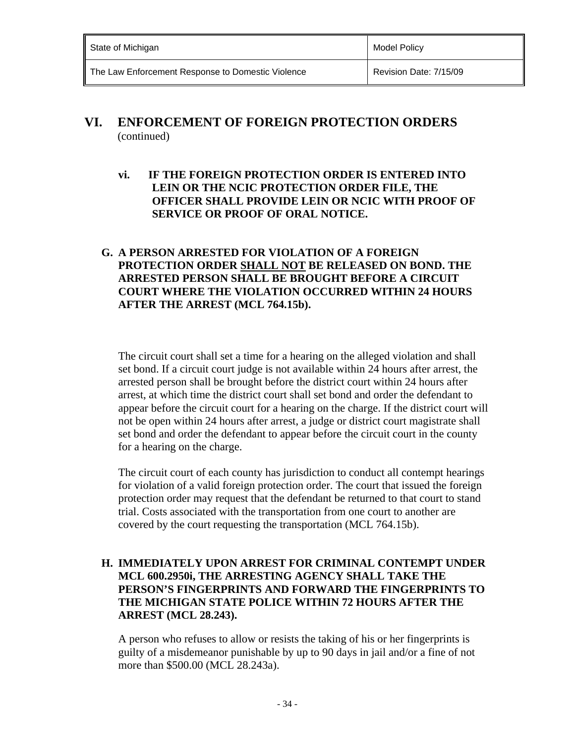## VI. ENFORCEMENT OF FOREIGN PROTECTION ORDERS
(continued)

**vi. IF THE FOREIGN PROTECTION ORDER IS ENTERED INTO LEIN OR THE NCIC PROTECTION ORDER FILE, THE OFFICER SHALL PROVIDE LEIN OR NCIC WITH PROOF OF SERVICE OR PROOF OF ORAL NOTICE.**

**G. A PERSON ARRESTED FOR VIOLATION OF A FOREIGN PROTECTION ORDER <u>SHALL NOT</u> BE RELEASED ON BOND. THE ARRESTED PERSON SHALL BE BROUGHT BEFORE A CIRCUIT COURT WHERE THE VIOLATION OCCURRED WITHIN 24 HOURS AFTER THE ARREST (MCL 764.15b).**

The circuit court shall set a time for a hearing on the alleged violation and shall set bond. If a circuit court judge is not available within 24 hours after arrest, the arrested person shall be brought before the district court within 24 hours after arrest, at which time the district court shall set bond and order the defendant to appear before the circuit court for a hearing on the charge. If the district court will not be open within 24 hours after arrest, a judge or district court magistrate shall set bond and order the defendant to appear before the circuit court in the county for a hearing on the charge.

The circuit court of each county has jurisdiction to conduct all contempt hearings for violation of a valid foreign protection order. The court that issued the foreign protection order may request that the defendant be returned to that court to stand trial. Costs associated with the transportation from one court to another are covered by the court requesting the transportation (MCL 764.15b).

**H. IMMEDIATELY UPON ARREST FOR CRIMINAL CONTEMPT UNDER MCL 600.2950i, THE ARRESTING AGENCY SHALL TAKE THE PERSON'S FINGERPRINTS AND FORWARD THE FINGERPRINTS TO THE MICHIGAN STATE POLICE WITHIN 72 HOURS AFTER THE ARREST (MCL 28.243).**

A person who refuses to allow or resists the taking of his or her fingerprints is guilty of a misdemeanor punishable by up to 90 days in jail and/or a fine of not more than $500.00 (MCL 28.243a).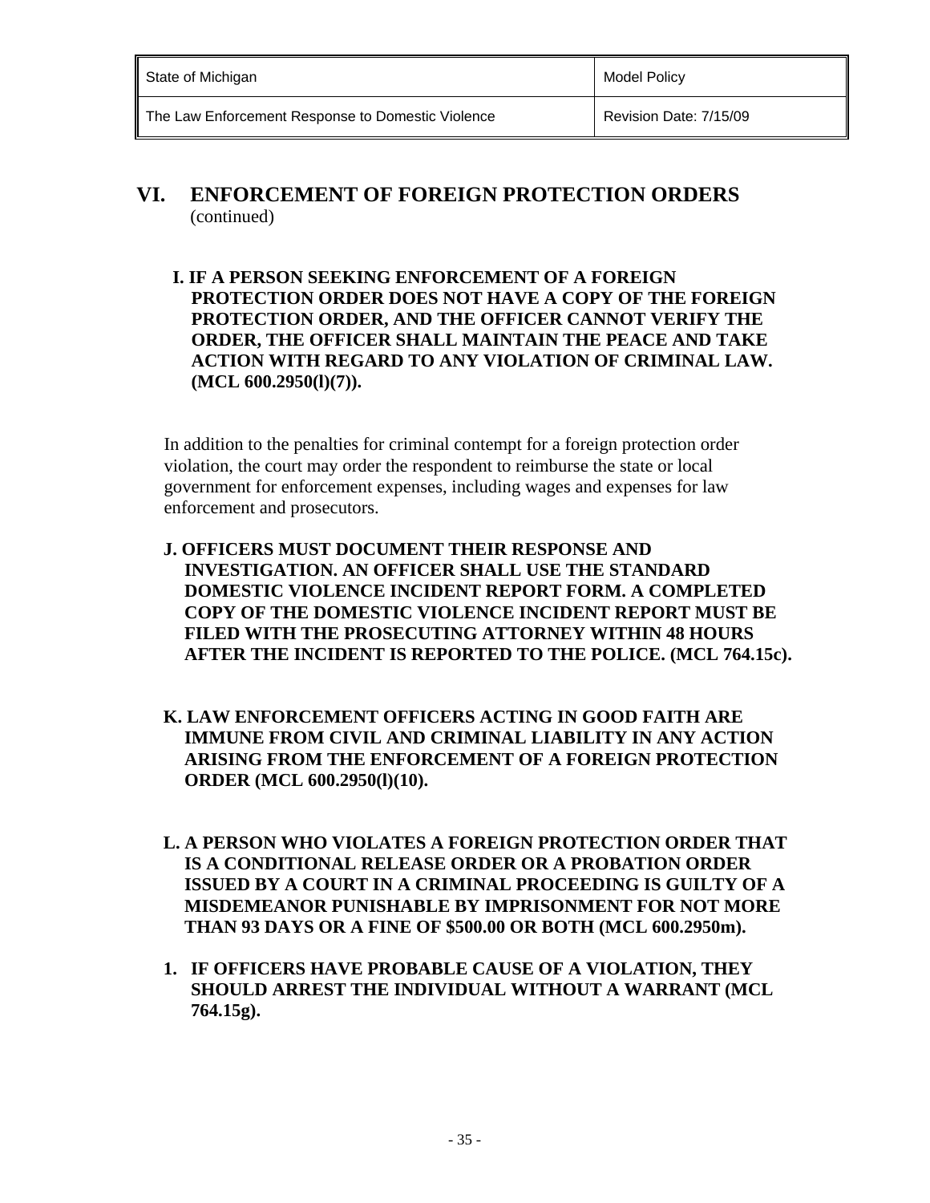## VI. ENFORCEMENT OF FOREIGN PROTECTION ORDERS (continued)

**I. IF A PERSON SEEKING ENFORCEMENT OF A FOREIGN PROTECTION ORDER DOES NOT HAVE A COPY OF THE FOREIGN PROTECTION ORDER, AND THE OFFICER CANNOT VERIFY THE ORDER, THE OFFICER SHALL MAINTAIN THE PEACE AND TAKE ACTION WITH REGARD TO ANY VIOLATION OF CRIMINAL LAW. (MCL 600.2950(l)(7)).**

In addition to the penalties for criminal contempt for a foreign protection order violation, the court may order the respondent to reimburse the state or local government for enforcement expenses, including wages and expenses for law enforcement and prosecutors.

**J. OFFICERS MUST DOCUMENT THEIR RESPONSE AND INVESTIGATION. AN OFFICER SHALL USE THE STANDARD DOMESTIC VIOLENCE INCIDENT REPORT FORM. A COMPLETED COPY OF THE DOMESTIC VIOLENCE INCIDENT REPORT MUST BE FILED WITH THE PROSECUTING ATTORNEY WITHIN 48 HOURS AFTER THE INCIDENT IS REPORTED TO THE POLICE. (MCL 764.15c).**

**K. LAW ENFORCEMENT OFFICERS ACTING IN GOOD FAITH ARE IMMUNE FROM CIVIL AND CRIMINAL LIABILITY IN ANY ACTION ARISING FROM THE ENFORCEMENT OF A FOREIGN PROTECTION ORDER (MCL 600.2950(l)(10).**

**L. A PERSON WHO VIOLATES A FOREIGN PROTECTION ORDER THAT IS A CONDITIONAL RELEASE ORDER OR A PROBATION ORDER ISSUED BY A COURT IN A CRIMINAL PROCEEDING IS GUILTY OF A MISDEMEANOR PUNISHABLE BY IMPRISONMENT FOR NOT MORE THAN 93 DAYS OR A FINE OF $500.00 OR BOTH (MCL 600.2950m).**

1. **IF OFFICERS HAVE PROBABLE CAUSE OF A VIOLATION, THEY SHOULD ARREST THE INDIVIDUAL WITHOUT A WARRANT (MCL 764.15g).**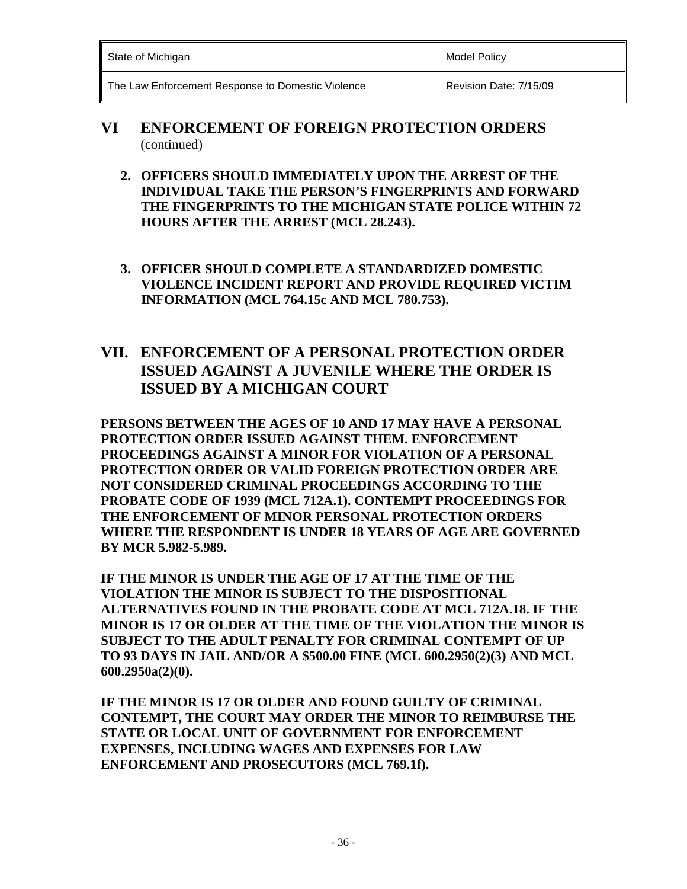## VI ENFORCEMENT OF FOREIGN PROTECTION ORDERS (continued)

2. **OFFICERS SHOULD IMMEDIATELY UPON THE ARREST OF THE INDIVIDUAL TAKE THE PERSON'S FINGERPRINTS AND FORWARD THE FINGERPRINTS TO THE MICHIGAN STATE POLICE WITHIN 72 HOURS AFTER THE ARREST (MCL 28.243).**

3. **OFFICER SHOULD COMPLETE A STANDARDIZED DOMESTIC VIOLENCE INCIDENT REPORT AND PROVIDE REQUIRED VICTIM INFORMATION (MCL 764.15c AND MCL 780.753).**

## VII. ENFORCEMENT OF A PERSONAL PROTECTION ORDER ISSUED AGAINST A JUVENILE WHERE THE ORDER IS ISSUED BY A MICHIGAN COURT

**PERSONS BETWEEN THE AGES OF 10 AND 17 MAY HAVE A PERSONAL PROTECTION ORDER ISSUED AGAINST THEM. ENFORCEMENT PROCEEDINGS AGAINST A MINOR FOR VIOLATION OF A PERSONAL PROTECTION ORDER OR VALID FOREIGN PROTECTION ORDER ARE NOT CONSIDERED CRIMINAL PROCEEDINGS ACCORDING TO THE PROBATE CODE OF 1939 (MCL 712A.1). CONTEMPT PROCEEDINGS FOR THE ENFORCEMENT OF MINOR PERSONAL PROTECTION ORDERS WHERE THE RESPONDENT IS UNDER 18 YEARS OF AGE ARE GOVERNED BY MCR 5.982-5.989.**

**IF THE MINOR IS UNDER THE AGE OF 17 AT THE TIME OF THE VIOLATION THE MINOR IS SUBJECT TO THE DISPOSITIONAL ALTERNATIVES FOUND IN THE PROBATE CODE AT MCL 712A.18. IF THE MINOR IS 17 OR OLDER AT THE TIME OF THE VIOLATION THE MINOR IS SUBJECT TO THE ADULT PENALTY FOR CRIMINAL CONTEMPT OF UP TO 93 DAYS IN JAIL AND/OR A $500.00 FINE (MCL 600.2950(2)(3) AND MCL 600.2950a(2)(0).**

**IF THE MINOR IS 17 OR OLDER AND FOUND GUILTY OF CRIMINAL CONTEMPT, THE COURT MAY ORDER THE MINOR TO REIMBURSE THE STATE OR LOCAL UNIT OF GOVERNMENT FOR ENFORCEMENT EXPENSES, INCLUDING WAGES AND EXPENSES FOR LAW ENFORCEMENT AND PROSECUTORS (MCL 769.1f).**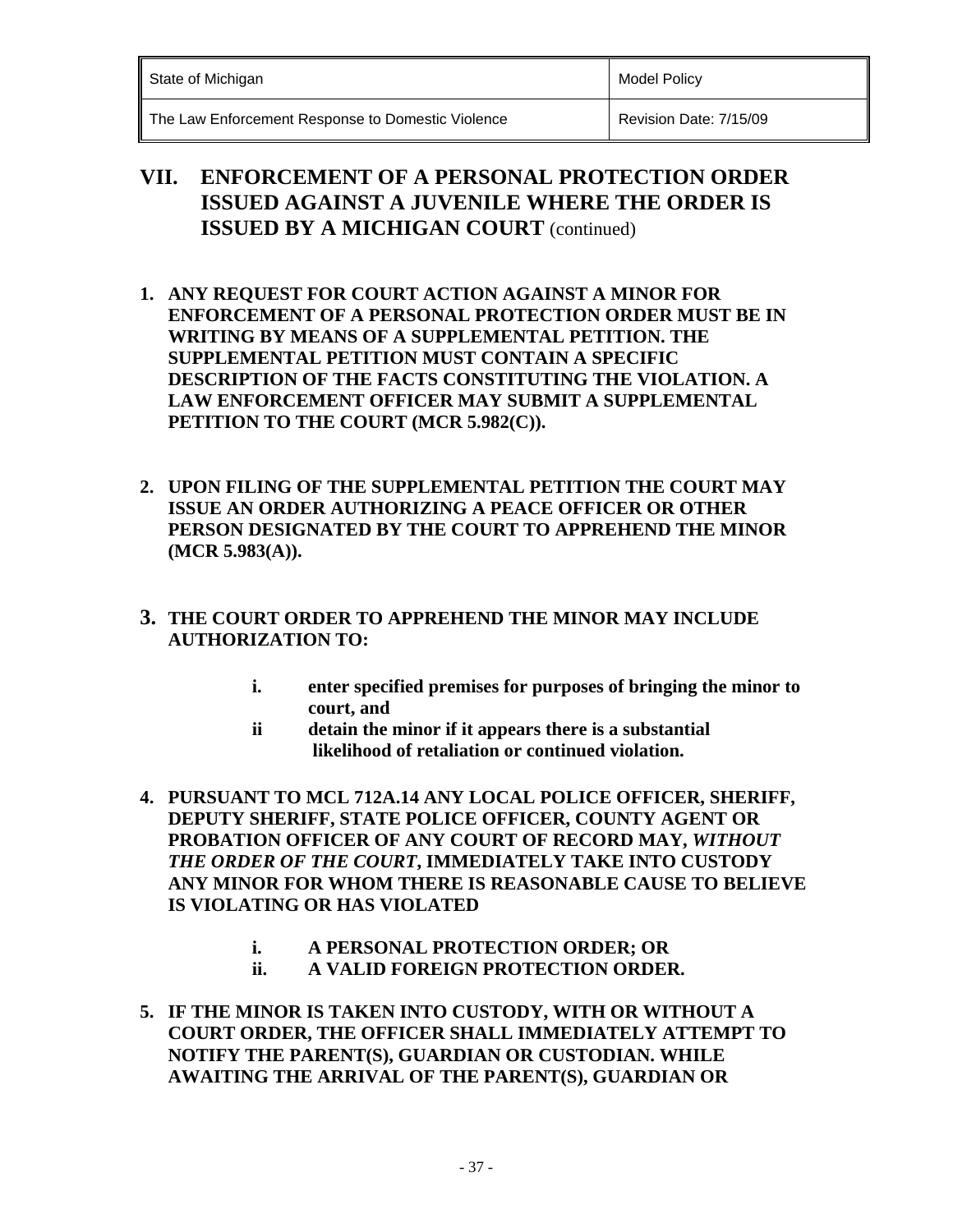## VII. ENFORCEMENT OF A PERSONAL PROTECTION ORDER ISSUED AGAINST A JUVENILE WHERE THE ORDER IS ISSUED BY A MICHIGAN COURT (continued)

1. **ANY REQUEST FOR COURT ACTION AGAINST A MINOR FOR ENFORCEMENT OF A PERSONAL PROTECTION ORDER MUST BE IN WRITING BY MEANS OF A SUPPLEMENTAL PETITION. THE SUPPLEMENTAL PETITION MUST CONTAIN A SPECIFIC DESCRIPTION OF THE FACTS CONSTITUTING THE VIOLATION. A LAW ENFORCEMENT OFFICER MAY SUBMIT A SUPPLEMENTAL PETITION TO THE COURT (MCR 5.982(C)).**

2. **UPON FILING OF THE SUPPLEMENTAL PETITION THE COURT MAY ISSUE AN ORDER AUTHORIZING A PEACE OFFICER OR OTHER PERSON DESIGNATED BY THE COURT TO APPREHEND THE MINOR (MCR 5.983(A)).**

3. **THE COURT ORDER TO APPREHEND THE MINOR MAY INCLUDE AUTHORIZATION TO:**

   - **i. enter specified premises for purposes of bringing the minor to court, and**
   - **ii detain the minor if it appears there is a substantial likelihood of retaliation or continued violation.**

4. **PURSUANT TO MCL 712A.14 ANY LOCAL POLICE OFFICER, SHERIFF, DEPUTY SHERIFF, STATE POLICE OFFICER, COUNTY AGENT OR PROBATION OFFICER OF ANY COURT OF RECORD MAY, *WITHOUT THE ORDER OF THE COURT*, IMMEDIATELY TAKE INTO CUSTODY ANY MINOR FOR WHOM THERE IS REASONABLE CAUSE TO BELIEVE IS VIOLATING OR HAS VIOLATED**

   - **i. A PERSONAL PROTECTION ORDER; OR**
   - **ii. A VALID FOREIGN PROTECTION ORDER.**

5. **IF THE MINOR IS TAKEN INTO CUSTODY, WITH OR WITHOUT A COURT ORDER, THE OFFICER SHALL IMMEDIATELY ATTEMPT TO NOTIFY THE PARENT(S), GUARDIAN OR CUSTODIAN. WHILE AWAITING THE ARRIVAL OF THE PARENT(S), GUARDIAN OR**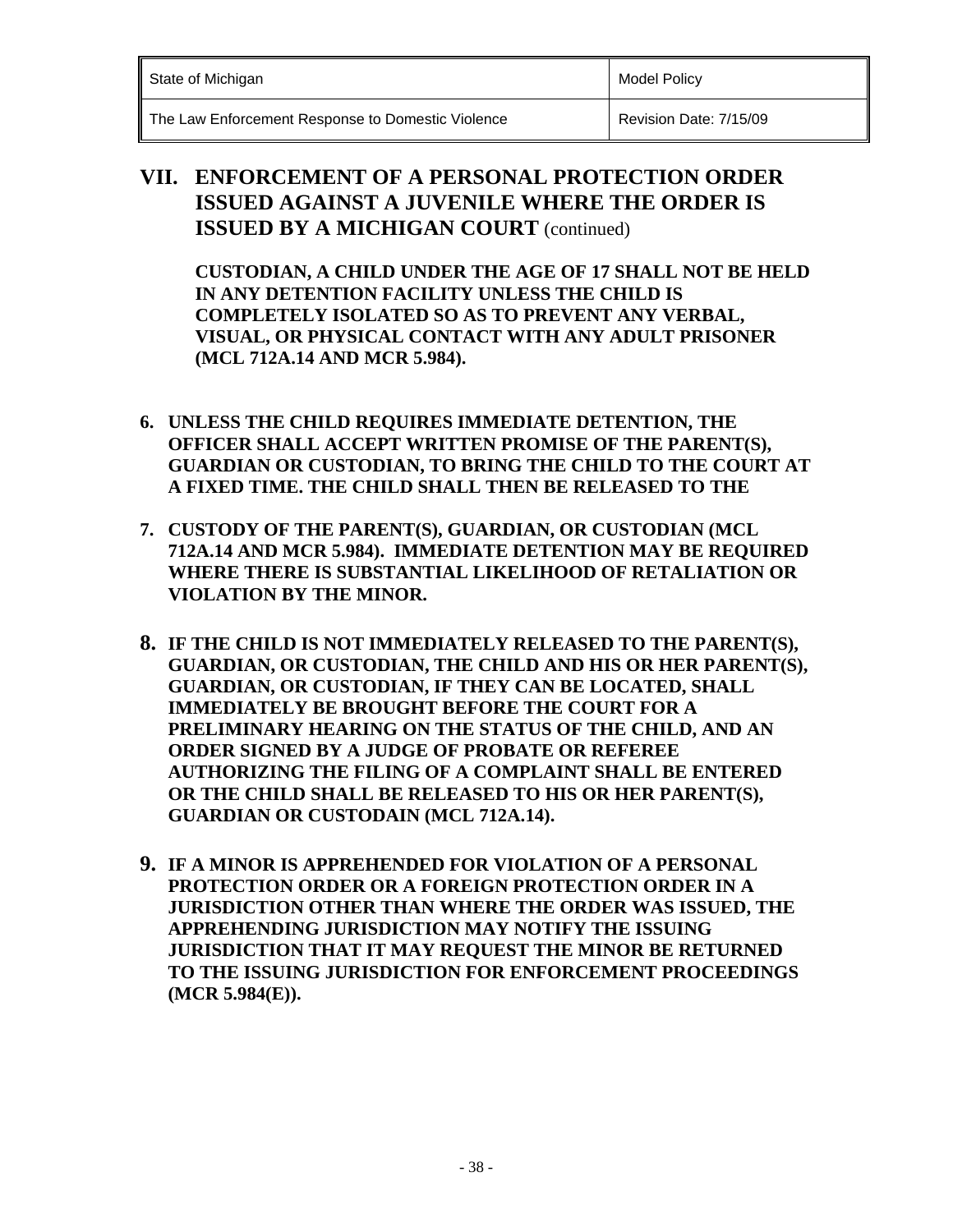## VII. ENFORCEMENT OF A PERSONAL PROTECTION ORDER ISSUED AGAINST A JUVENILE WHERE THE ORDER IS ISSUED BY A MICHIGAN COURT (continued)

**CUSTODIAN, A CHILD UNDER THE AGE OF 17 SHALL NOT BE HELD IN ANY DETENTION FACILITY UNLESS THE CHILD IS COMPLETELY ISOLATED SO AS TO PREVENT ANY VERBAL, VISUAL, OR PHYSICAL CONTACT WITH ANY ADULT PRISONER (MCL 712A.14 AND MCR 5.984).**

6. **UNLESS THE CHILD REQUIRES IMMEDIATE DETENTION, THE OFFICER SHALL ACCEPT WRITTEN PROMISE OF THE PARENT(S), GUARDIAN OR CUSTODIAN, TO BRING THE CHILD TO THE COURT AT A FIXED TIME. THE CHILD SHALL THEN BE RELEASED TO THE**

7. **CUSTODY OF THE PARENT(S), GUARDIAN, OR CUSTODIAN (MCL 712A.14 AND MCR 5.984). IMMEDIATE DETENTION MAY BE REQUIRED WHERE THERE IS SUBSTANTIAL LIKELIHOOD OF RETALIATION OR VIOLATION BY THE MINOR.**

8. **IF THE CHILD IS NOT IMMEDIATELY RELEASED TO THE PARENT(S), GUARDIAN, OR CUSTODIAN, THE CHILD AND HIS OR HER PARENT(S), GUARDIAN, OR CUSTODIAN, IF THEY CAN BE LOCATED, SHALL IMMEDIATELY BE BROUGHT BEFORE THE COURT FOR A PRELIMINARY HEARING ON THE STATUS OF THE CHILD, AND AN ORDER SIGNED BY A JUDGE OF PROBATE OR REFEREE AUTHORIZING THE FILING OF A COMPLAINT SHALL BE ENTERED OR THE CHILD SHALL BE RELEASED TO HIS OR HER PARENT(S), GUARDIAN OR CUSTODAIN (MCL 712A.14).**

9. **IF A MINOR IS APPREHENDED FOR VIOLATION OF A PERSONAL PROTECTION ORDER OR A FOREIGN PROTECTION ORDER IN A JURISDICTION OTHER THAN WHERE THE ORDER WAS ISSUED, THE APPREHENDING JURISDICTION MAY NOTIFY THE ISSUING JURISDICTION THAT IT MAY REQUEST THE MINOR BE RETURNED TO THE ISSUING JURISDICTION FOR ENFORCEMENT PROCEEDINGS (MCR 5.984(E)).**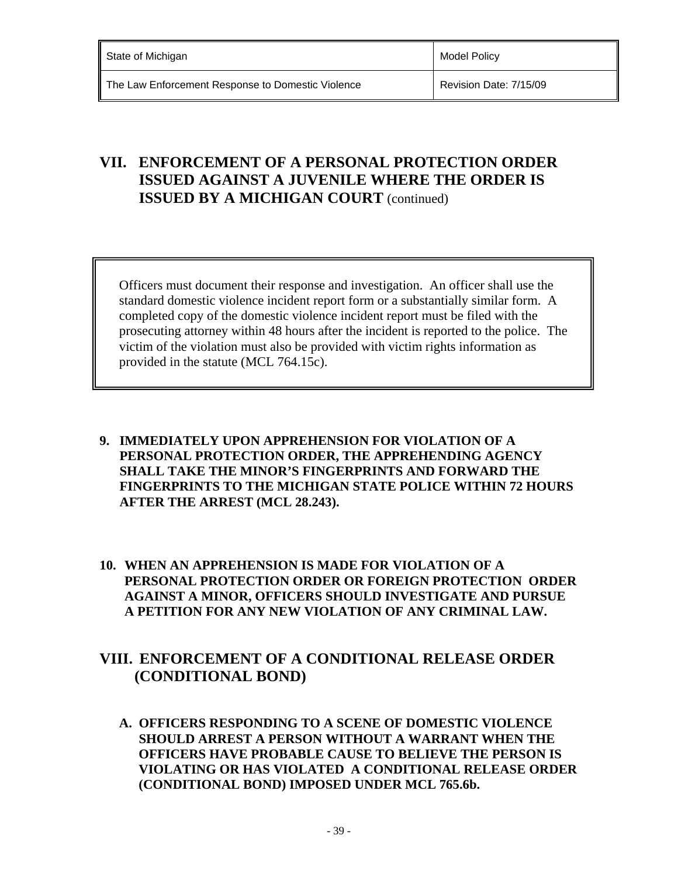## VII. ENFORCEMENT OF A PERSONAL PROTECTION ORDER ISSUED AGAINST A JUVENILE WHERE THE ORDER IS ISSUED BY A MICHIGAN COURT (continued)

> Officers must document their response and investigation. An officer shall use the standard domestic violence incident report form or a substantially similar form. A completed copy of the domestic violence incident report must be filed with the prosecuting attorney within 48 hours after the incident is reported to the police. The victim of the violation must also be provided with victim rights information as provided in the statute (MCL 764.15c).

9. **IMMEDIATELY UPON APPREHENSION FOR VIOLATION OF A PERSONAL PROTECTION ORDER, THE APPREHENDING AGENCY SHALL TAKE THE MINOR'S FINGERPRINTS AND FORWARD THE FINGERPRINTS TO THE MICHIGAN STATE POLICE WITHIN 72 HOURS AFTER THE ARREST (MCL 28.243).**

10. **WHEN AN APPREHENSION IS MADE FOR VIOLATION OF A PERSONAL PROTECTION ORDER OR FOREIGN PROTECTION ORDER AGAINST A MINOR, OFFICERS SHOULD INVESTIGATE AND PURSUE A PETITION FOR ANY NEW VIOLATION OF ANY CRIMINAL LAW.**

## VIII. ENFORCEMENT OF A CONDITIONAL RELEASE ORDER (CONDITIONAL BOND)

**A. OFFICERS RESPONDING TO A SCENE OF DOMESTIC VIOLENCE SHOULD ARREST A PERSON WITHOUT A WARRANT WHEN THE OFFICERS HAVE PROBABLE CAUSE TO BELIEVE THE PERSON IS VIOLATING OR HAS VIOLATED A CONDITIONAL RELEASE ORDER (CONDITIONAL BOND) IMPOSED UNDER MCL 765.6b.**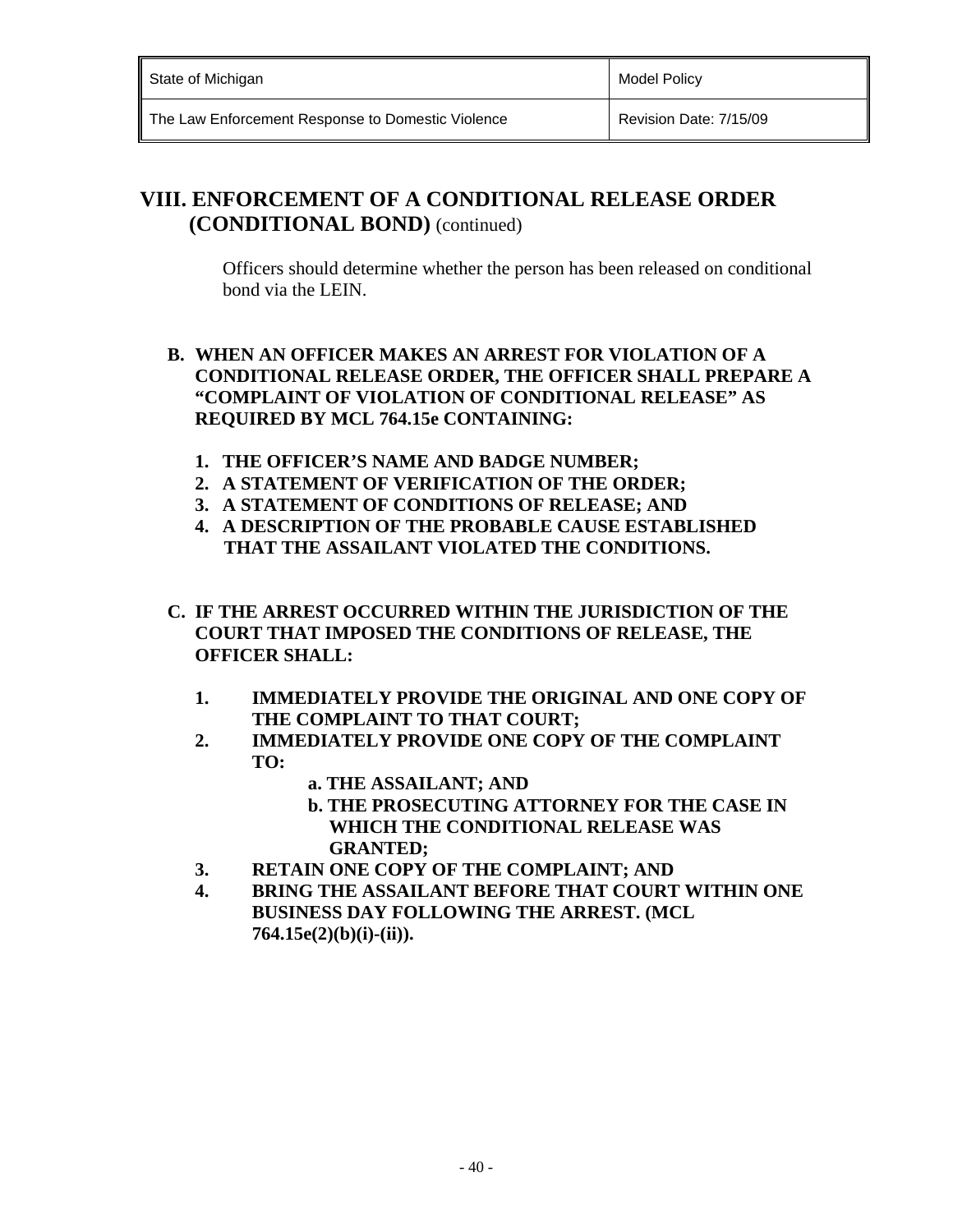## VIII. ENFORCEMENT OF A CONDITIONAL RELEASE ORDER (CONDITIONAL BOND) (continued)

Officers should determine whether the person has been released on conditional bond via the LEIN.

**B. WHEN AN OFFICER MAKES AN ARREST FOR VIOLATION OF A CONDITIONAL RELEASE ORDER, THE OFFICER SHALL PREPARE A "COMPLAINT OF VIOLATION OF CONDITIONAL RELEASE" AS REQUIRED BY MCL 764.15e CONTAINING:**

1. **THE OFFICER'S NAME AND BADGE NUMBER;**
2. **A STATEMENT OF VERIFICATION OF THE ORDER;**
3. **A STATEMENT OF CONDITIONS OF RELEASE; AND**
4. **A DESCRIPTION OF THE PROBABLE CAUSE ESTABLISHED THAT THE ASSAILANT VIOLATED THE CONDITIONS.**

**C. IF THE ARREST OCCURRED WITHIN THE JURISDICTION OF THE COURT THAT IMPOSED THE CONDITIONS OF RELEASE, THE OFFICER SHALL:**

1. **IMMEDIATELY PROVIDE THE ORIGINAL AND ONE COPY OF THE COMPLAINT TO THAT COURT;**
2. **IMMEDIATELY PROVIDE ONE COPY OF THE COMPLAINT TO:**
   - **a. THE ASSAILANT; AND**
   - **b. THE PROSECUTING ATTORNEY FOR THE CASE IN WHICH THE CONDITIONAL RELEASE WAS GRANTED;**
3. **RETAIN ONE COPY OF THE COMPLAINT; AND**
4. **BRING THE ASSAILANT BEFORE THAT COURT WITHIN ONE BUSINESS DAY FOLLOWING THE ARREST. (MCL 764.15e(2)(b)(i)-(ii)).**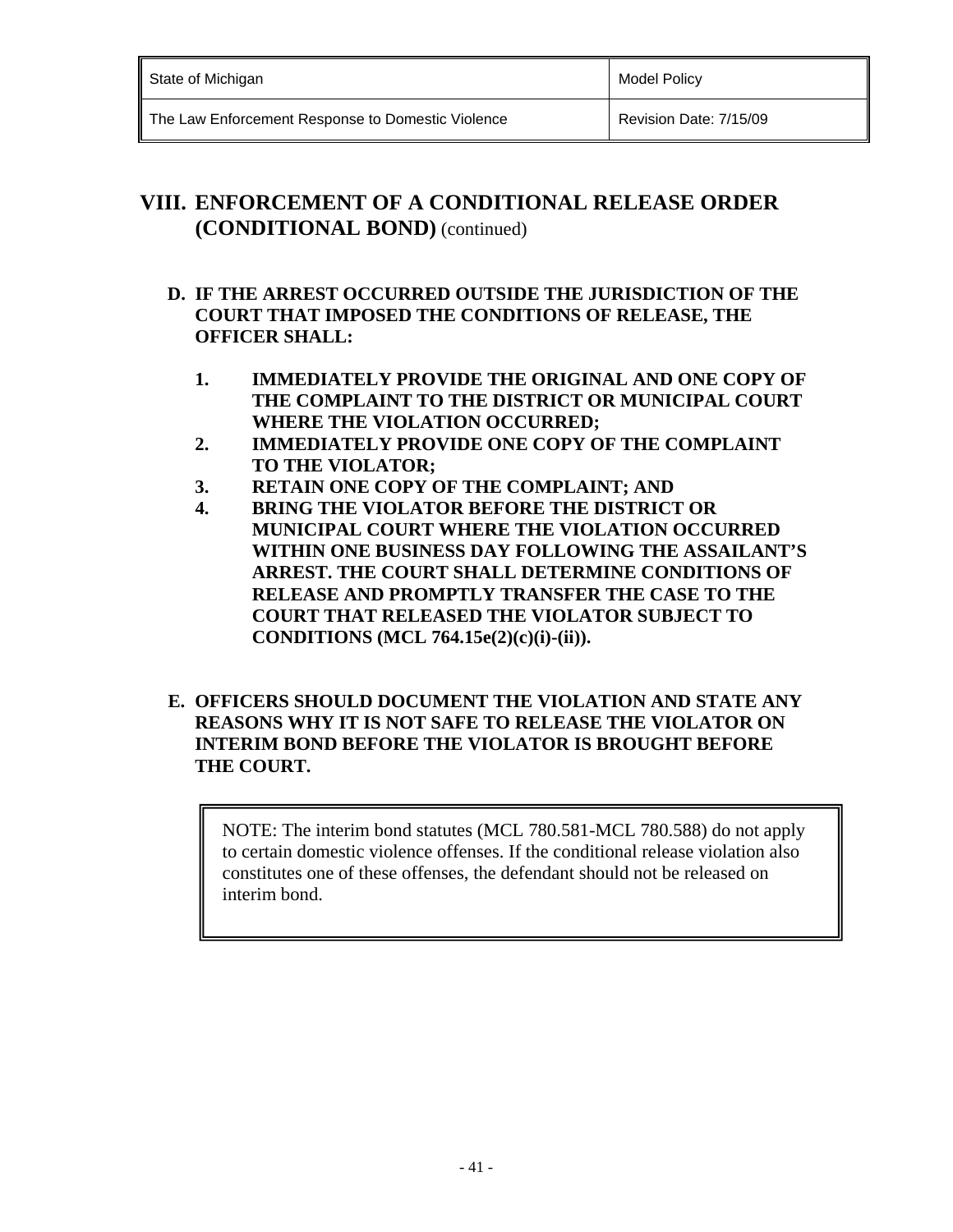## VIII. ENFORCEMENT OF A CONDITIONAL RELEASE ORDER (CONDITIONAL BOND) (continued)

**D. IF THE ARREST OCCURRED OUTSIDE THE JURISDICTION OF THE COURT THAT IMPOSED THE CONDITIONS OF RELEASE, THE OFFICER SHALL:**

1. **IMMEDIATELY PROVIDE THE ORIGINAL AND ONE COPY OF THE COMPLAINT TO THE DISTRICT OR MUNICIPAL COURT WHERE THE VIOLATION OCCURRED;**
2. **IMMEDIATELY PROVIDE ONE COPY OF THE COMPLAINT TO THE VIOLATOR;**
3. **RETAIN ONE COPY OF THE COMPLAINT; AND**
4. **BRING THE VIOLATOR BEFORE THE DISTRICT OR MUNICIPAL COURT WHERE THE VIOLATION OCCURRED WITHIN ONE BUSINESS DAY FOLLOWING THE ASSAILANT'S ARREST. THE COURT SHALL DETERMINE CONDITIONS OF RELEASE AND PROMPTLY TRANSFER THE CASE TO THE COURT THAT RELEASED THE VIOLATOR SUBJECT TO CONDITIONS (MCL 764.15e(2)(c)(i)-(ii)).**

**E. OFFICERS SHOULD DOCUMENT THE VIOLATION AND STATE ANY REASONS WHY IT IS NOT SAFE TO RELEASE THE VIOLATOR ON INTERIM BOND BEFORE THE VIOLATOR IS BROUGHT BEFORE THE COURT.**

> NOTE: The interim bond statutes (MCL 780.581-MCL 780.588) do not apply to certain domestic violence offenses. If the conditional release violation also constitutes one of these offenses, the defendant should not be released on interim bond.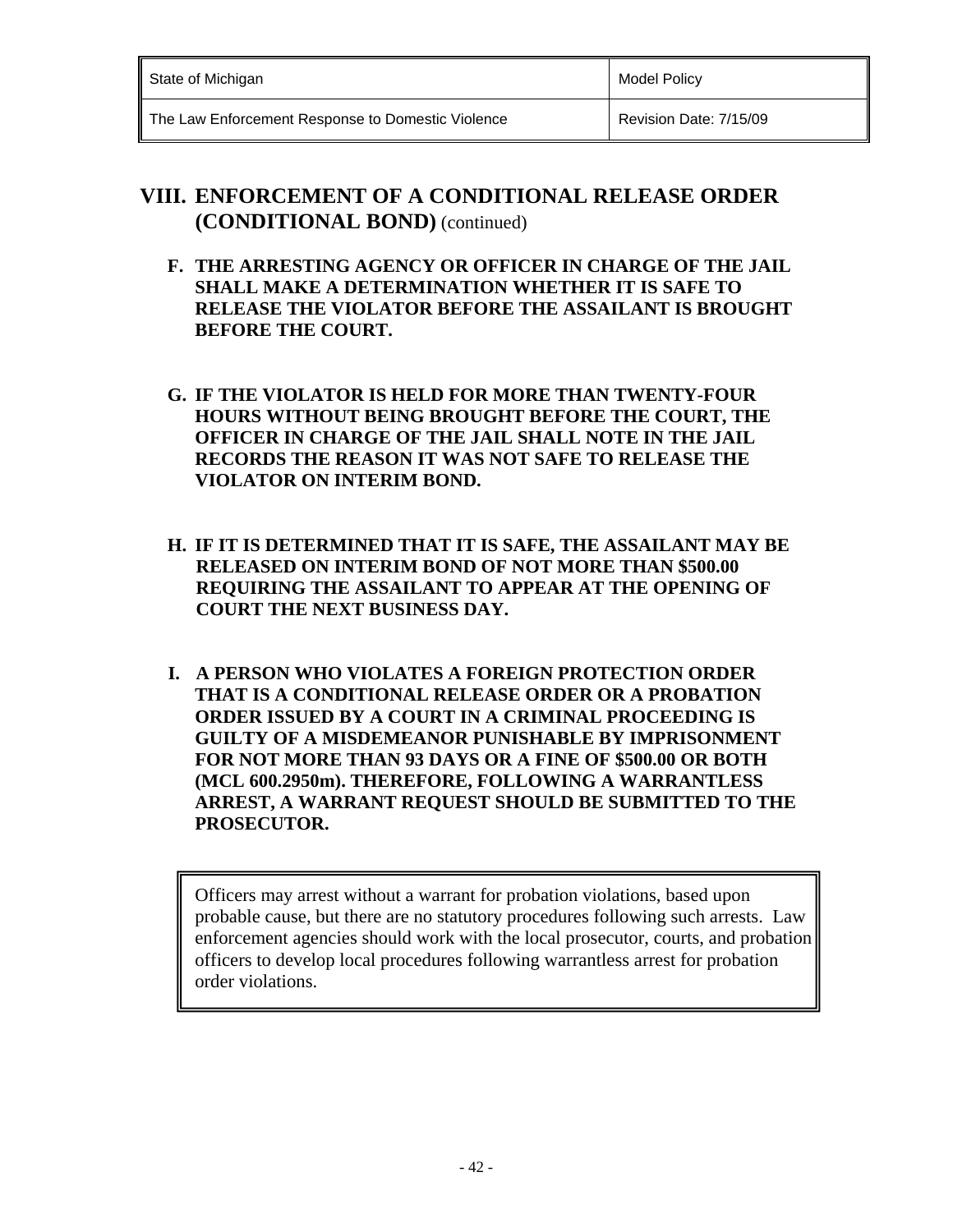## VIII. ENFORCEMENT OF A CONDITIONAL RELEASE ORDER (CONDITIONAL BOND) (continued)

**F. THE ARRESTING AGENCY OR OFFICER IN CHARGE OF THE JAIL SHALL MAKE A DETERMINATION WHETHER IT IS SAFE TO RELEASE THE VIOLATOR BEFORE THE ASSAILANT IS BROUGHT BEFORE THE COURT.**

**G. IF THE VIOLATOR IS HELD FOR MORE THAN TWENTY-FOUR HOURS WITHOUT BEING BROUGHT BEFORE THE COURT, THE OFFICER IN CHARGE OF THE JAIL SHALL NOTE IN THE JAIL RECORDS THE REASON IT WAS NOT SAFE TO RELEASE THE VIOLATOR ON INTERIM BOND.**

**H. IF IT IS DETERMINED THAT IT IS SAFE, THE ASSAILANT MAY BE RELEASED ON INTERIM BOND OF NOT MORE THAN $500.00 REQUIRING THE ASSAILANT TO APPEAR AT THE OPENING OF COURT THE NEXT BUSINESS DAY.**

**I. A PERSON WHO VIOLATES A FOREIGN PROTECTION ORDER THAT IS A CONDITIONAL RELEASE ORDER OR A PROBATION ORDER ISSUED BY A COURT IN A CRIMINAL PROCEEDING IS GUILTY OF A MISDEMEANOR PUNISHABLE BY IMPRISONMENT FOR NOT MORE THAN 93 DAYS OR A FINE OF $500.00 OR BOTH (MCL 600.2950m). THEREFORE, FOLLOWING A WARRANTLESS ARREST, A WARRANT REQUEST SHOULD BE SUBMITTED TO THE PROSECUTOR.**

> Officers may arrest without a warrant for probation violations, based upon probable cause, but there are no statutory procedures following such arrests. Law enforcement agencies should work with the local prosecutor, courts, and probation officers to develop local procedures following warrantless arrest for probation order violations.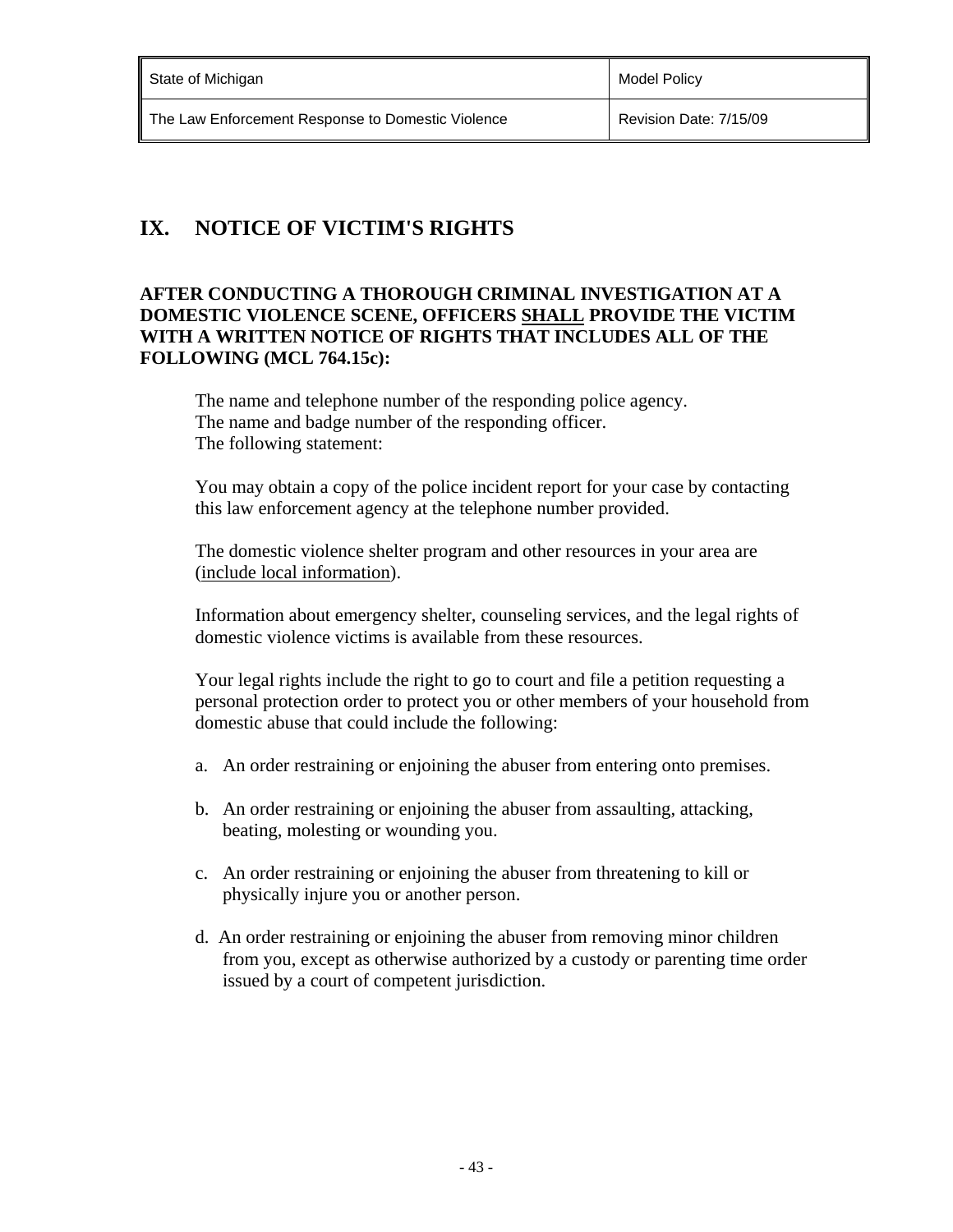## IX. NOTICE OF VICTIM'S RIGHTS

**AFTER CONDUCTING A THOROUGH CRIMINAL INVESTIGATION AT A DOMESTIC VIOLENCE SCENE, OFFICERS <u>SHALL</u> PROVIDE THE VICTIM WITH A WRITTEN NOTICE OF RIGHTS THAT INCLUDES ALL OF THE FOLLOWING (MCL 764.15c):**

The name and telephone number of the responding police agency.
The name and badge number of the responding officer.
The following statement:

You may obtain a copy of the police incident report for your case by contacting this law enforcement agency at the telephone number provided.

The domestic violence shelter program and other resources in your area are (<u>include local information</u>).

Information about emergency shelter, counseling services, and the legal rights of domestic violence victims is available from these resources.

Your legal rights include the right to go to court and file a petition requesting a personal protection order to protect you or other members of your household from domestic abuse that could include the following:

a. An order restraining or enjoining the abuser from entering onto premises.

b. An order restraining or enjoining the abuser from assaulting, attacking, beating, molesting or wounding you.

c. An order restraining or enjoining the abuser from threatening to kill or physically injure you or another person.

d. An order restraining or enjoining the abuser from removing minor children from you, except as otherwise authorized by a custody or parenting time order issued by a court of competent jurisdiction.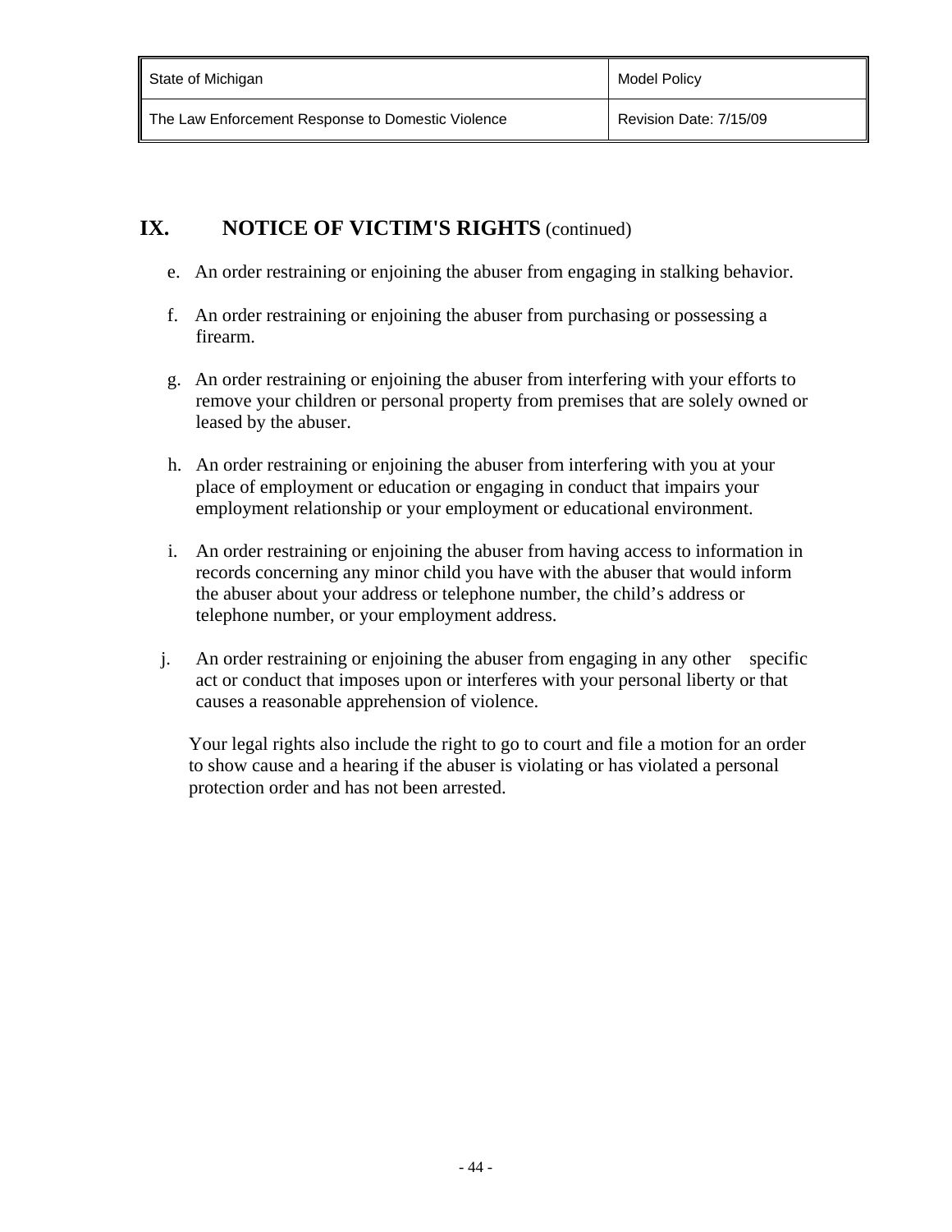## IX. NOTICE OF VICTIM'S RIGHTS (continued)

e. An order restraining or enjoining the abuser from engaging in stalking behavior.

f. An order restraining or enjoining the abuser from purchasing or possessing a firearm.

g. An order restraining or enjoining the abuser from interfering with your efforts to remove your children or personal property from premises that are solely owned or leased by the abuser.

h. An order restraining or enjoining the abuser from interfering with you at your place of employment or education or engaging in conduct that impairs your employment relationship or your employment or educational environment.

i. An order restraining or enjoining the abuser from having access to information in records concerning any minor child you have with the abuser that would inform the abuser about your address or telephone number, the child's address or telephone number, or your employment address.

j. An order restraining or enjoining the abuser from engaging in any other specific act or conduct that imposes upon or interferes with your personal liberty or that causes a reasonable apprehension of violence.

Your legal rights also include the right to go to court and file a motion for an order to show cause and a hearing if the abuser is violating or has violated a personal protection order and has not been arrested.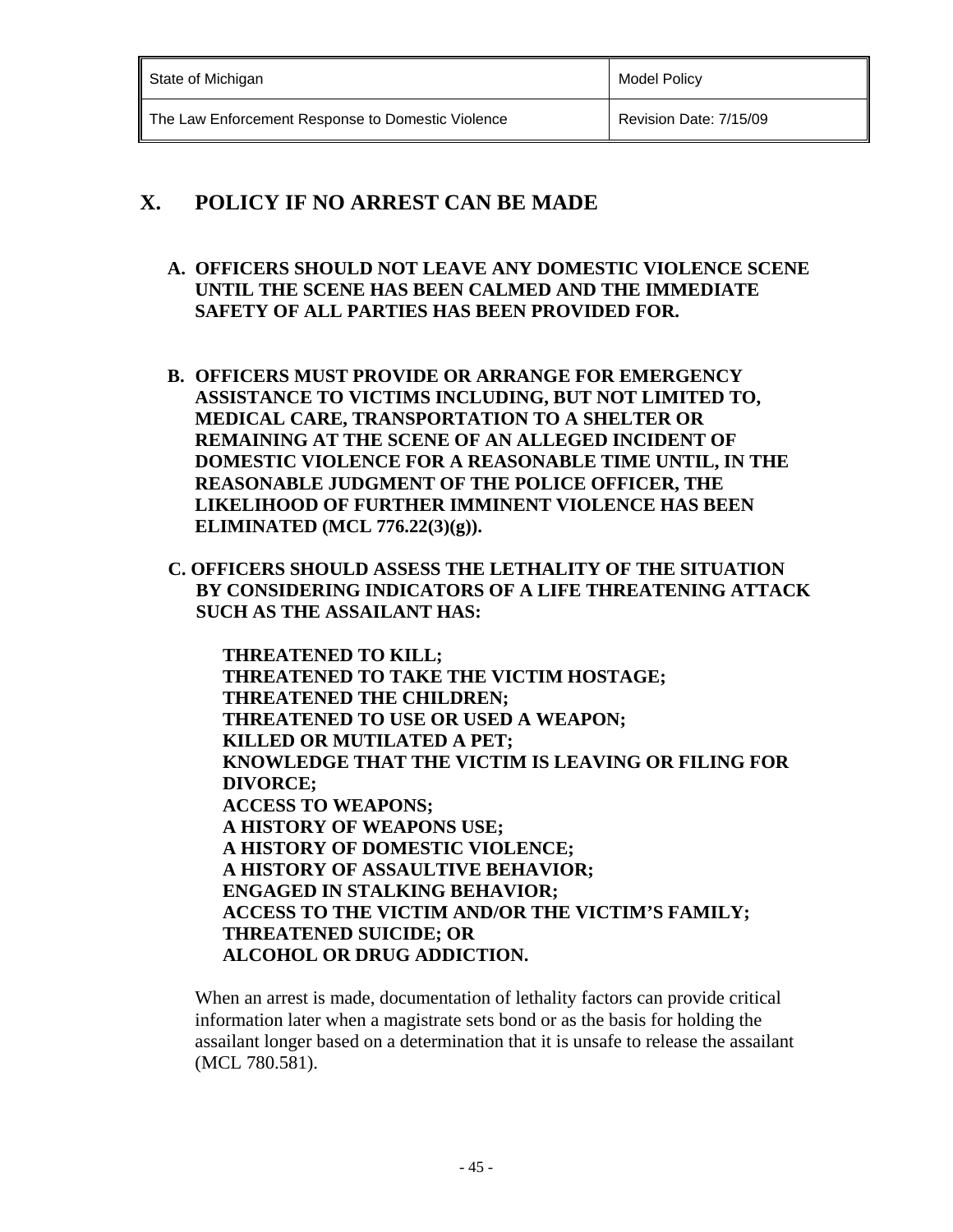## X. POLICY IF NO ARREST CAN BE MADE

**A. OFFICERS SHOULD NOT LEAVE ANY DOMESTIC VIOLENCE SCENE UNTIL THE SCENE HAS BEEN CALMED AND THE IMMEDIATE SAFETY OF ALL PARTIES HAS BEEN PROVIDED FOR.**

**B. OFFICERS MUST PROVIDE OR ARRANGE FOR EMERGENCY ASSISTANCE TO VICTIMS INCLUDING, BUT NOT LIMITED TO, MEDICAL CARE, TRANSPORTATION TO A SHELTER OR REMAINING AT THE SCENE OF AN ALLEGED INCIDENT OF DOMESTIC VIOLENCE FOR A REASONABLE TIME UNTIL, IN THE REASONABLE JUDGMENT OF THE POLICE OFFICER, THE LIKELIHOOD OF FURTHER IMMINENT VIOLENCE HAS BEEN ELIMINATED (MCL 776.22(3)(g)).**

**C. OFFICERS SHOULD ASSESS THE LETHALITY OF THE SITUATION BY CONSIDERING INDICATORS OF A LIFE THREATENING ATTACK SUCH AS THE ASSAILANT HAS:**

**THREATENED TO KILL;**
**THREATENED TO TAKE THE VICTIM HOSTAGE;**
**THREATENED THE CHILDREN;**
**THREATENED TO USE OR USED A WEAPON;**
**KILLED OR MUTILATED A PET;**
**KNOWLEDGE THAT THE VICTIM IS LEAVING OR FILING FOR DIVORCE;**
**ACCESS TO WEAPONS;**
**A HISTORY OF WEAPONS USE;**
**A HISTORY OF DOMESTIC VIOLENCE;**
**A HISTORY OF ASSAULTIVE BEHAVIOR;**
**ENGAGED IN STALKING BEHAVIOR;**
**ACCESS TO THE VICTIM AND/OR THE VICTIM'S FAMILY;**
**THREATENED SUICIDE; OR**
**ALCOHOL OR DRUG ADDICTION.**

When an arrest is made, documentation of lethality factors can provide critical information later when a magistrate sets bond or as the basis for holding the assailant longer based on a determination that it is unsafe to release the assailant (MCL 780.581).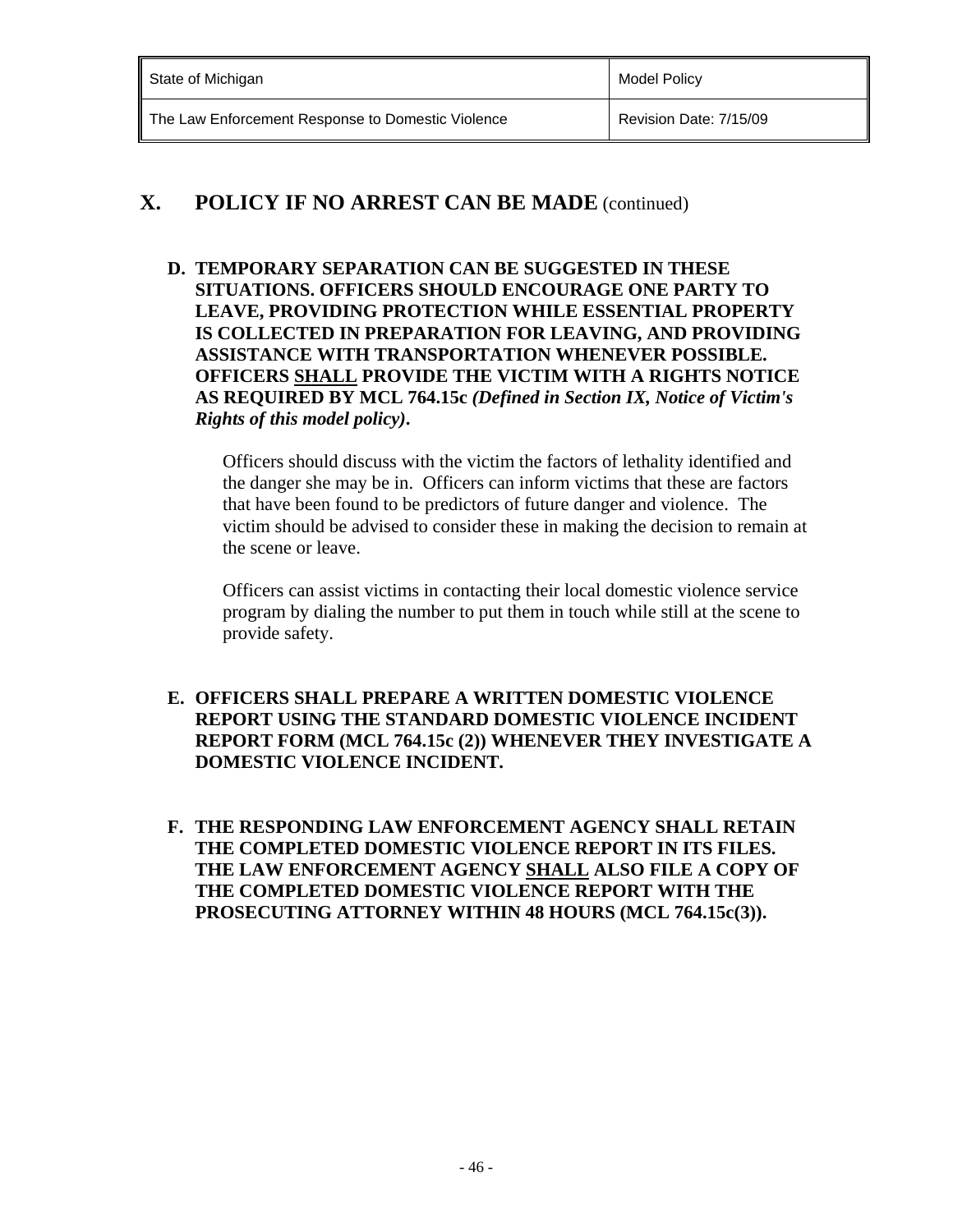## X. POLICY IF NO ARREST CAN BE MADE (continued)

**D. TEMPORARY SEPARATION CAN BE SUGGESTED IN THESE SITUATIONS. OFFICERS SHOULD ENCOURAGE ONE PARTY TO LEAVE, PROVIDING PROTECTION WHILE ESSENTIAL PROPERTY IS COLLECTED IN PREPARATION FOR LEAVING, AND PROVIDING ASSISTANCE WITH TRANSPORTATION WHENEVER POSSIBLE. OFFICERS <u>SHALL</u> PROVIDE THE VICTIM WITH A RIGHTS NOTICE AS REQUIRED BY MCL 764.15c *(Defined in Section IX, Notice of Victim's Rights of this model policy)*.**

Officers should discuss with the victim the factors of lethality identified and the danger she may be in. Officers can inform victims that these are factors that have been found to be predictors of future danger and violence. The victim should be advised to consider these in making the decision to remain at the scene or leave.

Officers can assist victims in contacting their local domestic violence service program by dialing the number to put them in touch while still at the scene to provide safety.

**E. OFFICERS SHALL PREPARE A WRITTEN DOMESTIC VIOLENCE REPORT USING THE STANDARD DOMESTIC VIOLENCE INCIDENT REPORT FORM (MCL 764.15c (2)) WHENEVER THEY INVESTIGATE A DOMESTIC VIOLENCE INCIDENT.**

**F. THE RESPONDING LAW ENFORCEMENT AGENCY SHALL RETAIN THE COMPLETED DOMESTIC VIOLENCE REPORT IN ITS FILES. THE LAW ENFORCEMENT AGENCY <u>SHALL</u> ALSO FILE A COPY OF THE COMPLETED DOMESTIC VIOLENCE REPORT WITH THE PROSECUTING ATTORNEY WITHIN 48 HOURS (MCL 764.15c(3)).**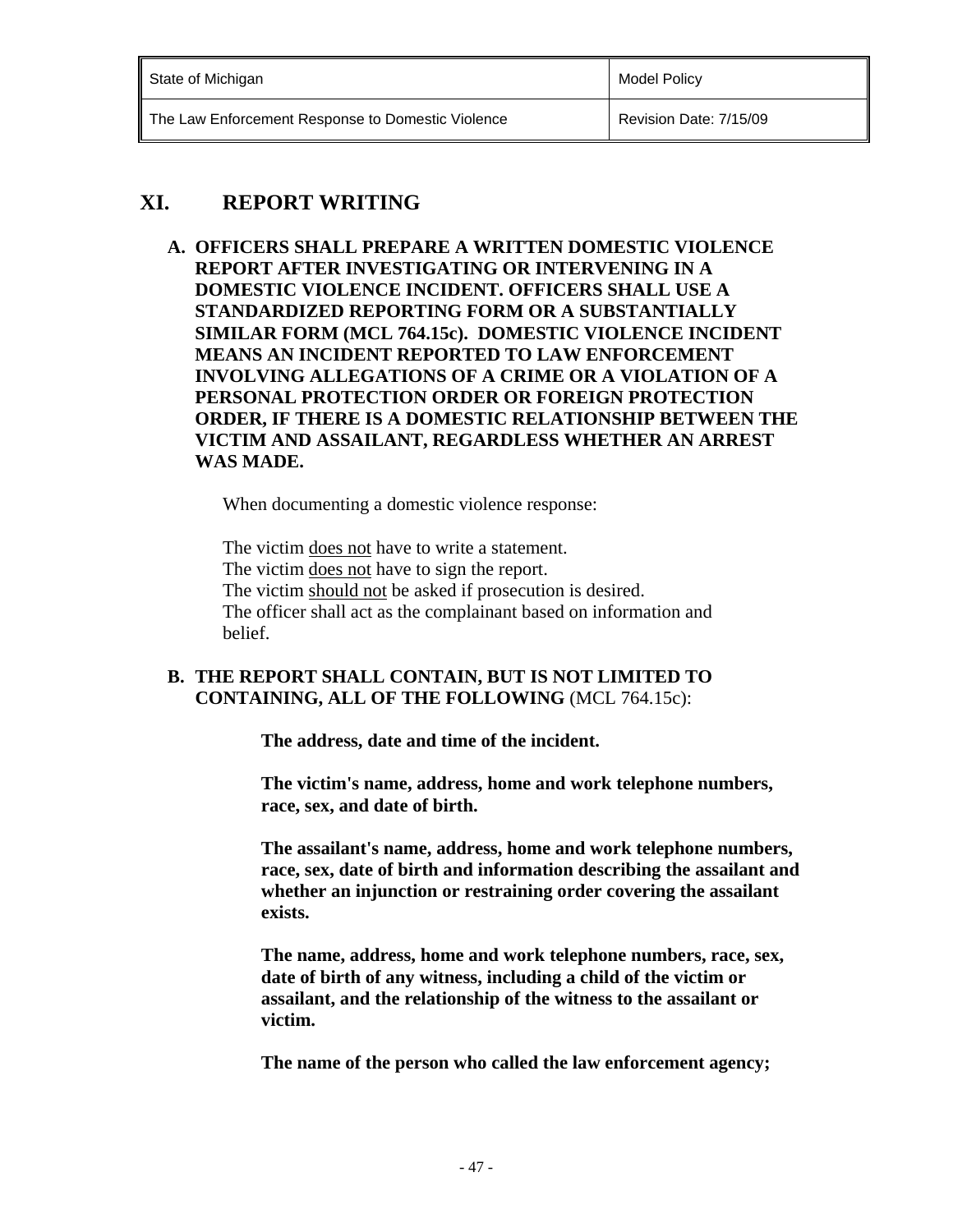## XI. REPORT WRITING

**A. OFFICERS SHALL PREPARE A WRITTEN DOMESTIC VIOLENCE REPORT AFTER INVESTIGATING OR INTERVENING IN A DOMESTIC VIOLENCE INCIDENT. OFFICERS SHALL USE A STANDARDIZED REPORTING FORM OR A SUBSTANTIALLY SIMILAR FORM (MCL 764.15c). DOMESTIC VIOLENCE INCIDENT MEANS AN INCIDENT REPORTED TO LAW ENFORCEMENT INVOLVING ALLEGATIONS OF A CRIME OR A VIOLATION OF A PERSONAL PROTECTION ORDER OR FOREIGN PROTECTION ORDER, IF THERE IS A DOMESTIC RELATIONSHIP BETWEEN THE VICTIM AND ASSAILANT, REGARDLESS WHETHER AN ARREST WAS MADE.**

When documenting a domestic violence response:

The victim <u>does not</u> have to write a statement.
The victim <u>does not</u> have to sign the report.
The victim <u>should not</u> be asked if prosecution is desired.
The officer shall act as the complainant based on information and belief.

**B. THE REPORT SHALL CONTAIN, BUT IS NOT LIMITED TO CONTAINING, ALL OF THE FOLLOWING** (MCL 764.15c):

**The address, date and time of the incident.**

**The victim's name, address, home and work telephone numbers, race, sex, and date of birth.**

**The assailant's name, address, home and work telephone numbers, race, sex, date of birth and information describing the assailant and whether an injunction or restraining order covering the assailant exists.**

**The name, address, home and work telephone numbers, race, sex, date of birth of any witness, including a child of the victim or assailant, and the relationship of the witness to the assailant or victim.**

**The name of the person who called the law enforcement agency;**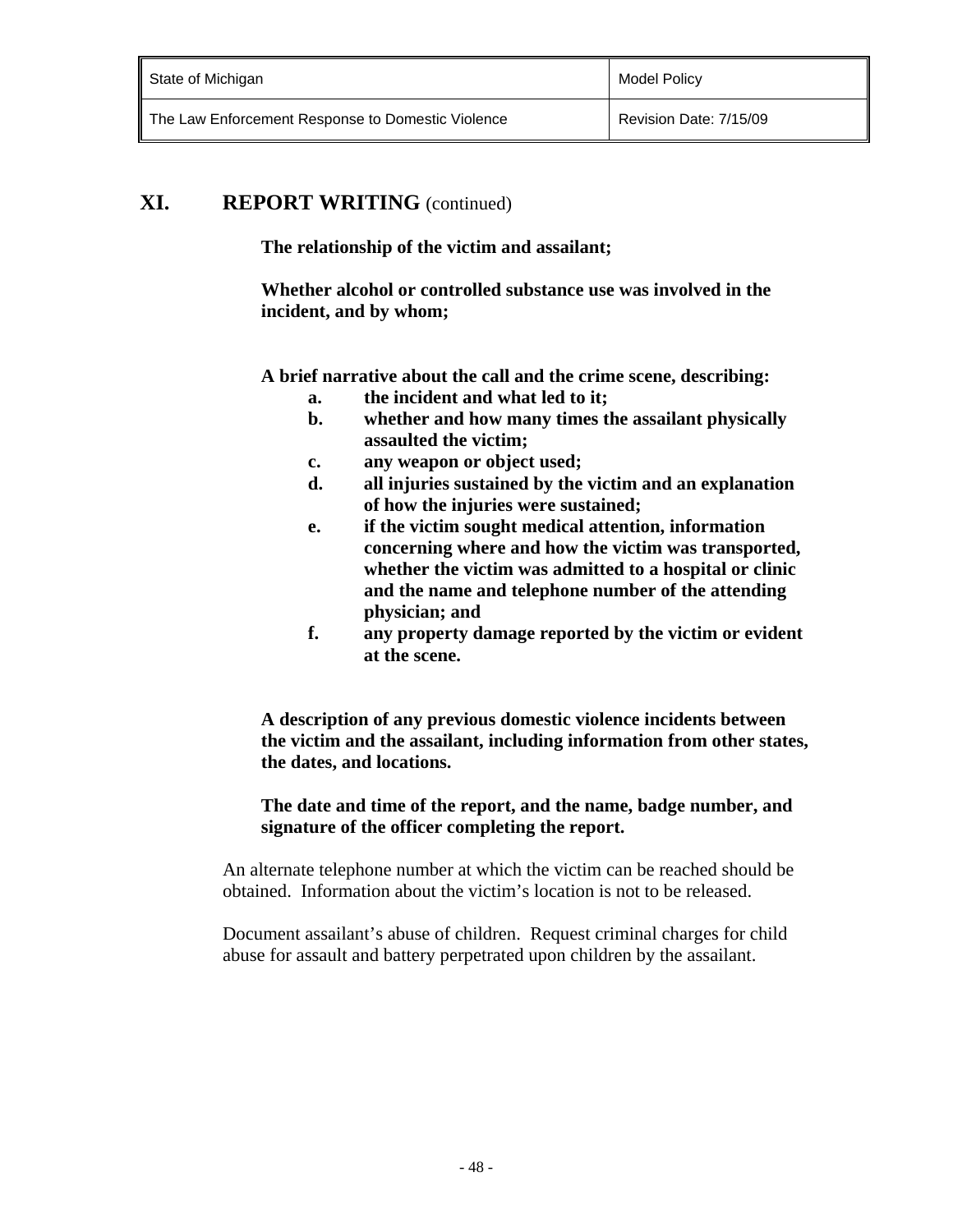## XI. REPORT WRITING (continued)

**The relationship of the victim and assailant;**

**Whether alcohol or controlled substance use was involved in the incident, and by whom;**

**A brief narrative about the call and the crime scene, describing:**

- **a. the incident and what led to it;**
- **b. whether and how many times the assailant physically assaulted the victim;**
- **c. any weapon or object used;**
- **d. all injuries sustained by the victim and an explanation of how the injuries were sustained;**
- **e. if the victim sought medical attention, information concerning where and how the victim was transported, whether the victim was admitted to a hospital or clinic and the name and telephone number of the attending physician; and**
- **f. any property damage reported by the victim or evident at the scene.**

**A description of any previous domestic violence incidents between the victim and the assailant, including information from other states, the dates, and locations.**

**The date and time of the report, and the name, badge number, and signature of the officer completing the report.**

An alternate telephone number at which the victim can be reached should be obtained. Information about the victim's location is not to be released.

Document assailant's abuse of children. Request criminal charges for child abuse for assault and battery perpetrated upon children by the assailant.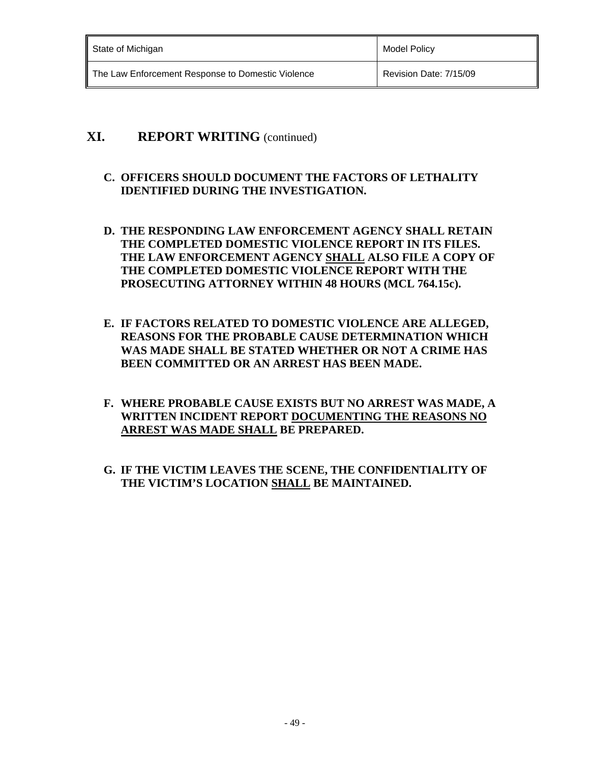## XI. REPORT WRITING (continued)

C. **OFFICERS SHOULD DOCUMENT THE FACTORS OF LETHALITY IDENTIFIED DURING THE INVESTIGATION.**

D. **THE RESPONDING LAW ENFORCEMENT AGENCY SHALL RETAIN THE COMPLETED DOMESTIC VIOLENCE REPORT IN ITS FILES. THE LAW ENFORCEMENT AGENCY <u>SHALL</u> ALSO FILE A COPY OF THE COMPLETED DOMESTIC VIOLENCE REPORT WITH THE PROSECUTING ATTORNEY WITHIN 48 HOURS (MCL 764.15c).**

E. **IF FACTORS RELATED TO DOMESTIC VIOLENCE ARE ALLEGED, REASONS FOR THE PROBABLE CAUSE DETERMINATION WHICH WAS MADE SHALL BE STATED WHETHER OR NOT A CRIME HAS BEEN COMMITTED OR AN ARREST HAS BEEN MADE.**

F. **WHERE PROBABLE CAUSE EXISTS BUT NO ARREST WAS MADE, A WRITTEN INCIDENT REPORT <u>DOCUMENTING THE REASONS NO ARREST WAS MADE SHALL</u> BE PREPARED.**

G. **IF THE VICTIM LEAVES THE SCENE, THE CONFIDENTIALITY OF THE VICTIM'S LOCATION <u>SHALL</u> BE MAINTAINED.**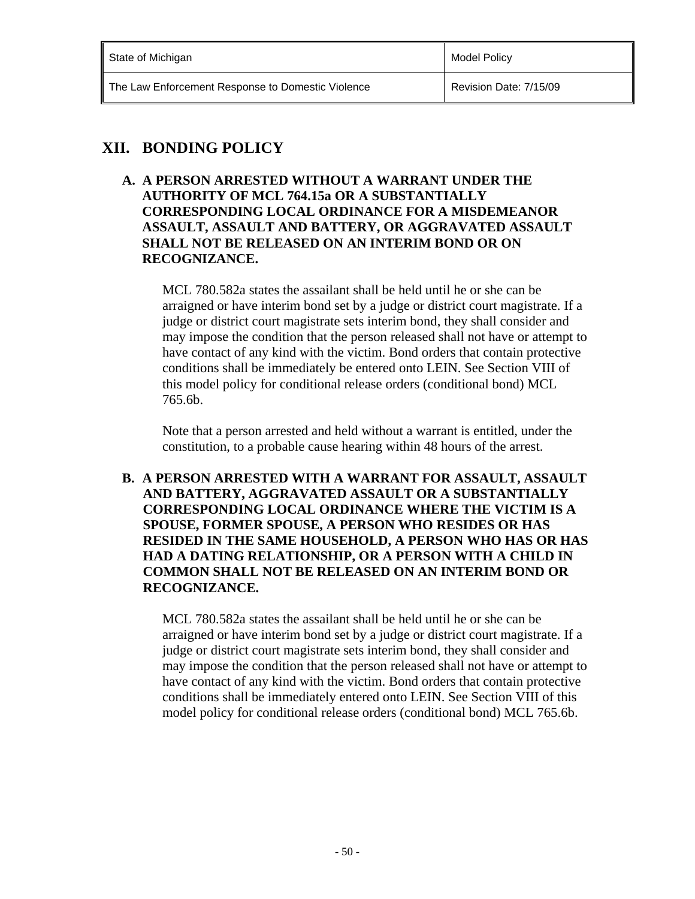## XII. BONDING POLICY

**A. A PERSON ARRESTED WITHOUT A WARRANT UNDER THE AUTHORITY OF MCL 764.15a OR A SUBSTANTIALLY CORRESPONDING LOCAL ORDINANCE FOR A MISDEMEANOR ASSAULT, ASSAULT AND BATTERY, OR AGGRAVATED ASSAULT SHALL NOT BE RELEASED ON AN INTERIM BOND OR ON RECOGNIZANCE.**

MCL 780.582a states the assailant shall be held until he or she can be arraigned or have interim bond set by a judge or district court magistrate. If a judge or district court magistrate sets interim bond, they shall consider and may impose the condition that the person released shall not have or attempt to have contact of any kind with the victim. Bond orders that contain protective conditions shall be immediately be entered onto LEIN. See Section VIII of this model policy for conditional release orders (conditional bond) MCL 765.6b.

Note that a person arrested and held without a warrant is entitled, under the constitution, to a probable cause hearing within 48 hours of the arrest.

**B. A PERSON ARRESTED WITH A WARRANT FOR ASSAULT, ASSAULT AND BATTERY, AGGRAVATED ASSAULT OR A SUBSTANTIALLY CORRESPONDING LOCAL ORDINANCE WHERE THE VICTIM IS A SPOUSE, FORMER SPOUSE, A PERSON WHO RESIDES OR HAS RESIDED IN THE SAME HOUSEHOLD, A PERSON WHO HAS OR HAS HAD A DATING RELATIONSHIP, OR A PERSON WITH A CHILD IN COMMON SHALL NOT BE RELEASED ON AN INTERIM BOND OR RECOGNIZANCE.**

MCL 780.582a states the assailant shall be held until he or she can be arraigned or have interim bond set by a judge or district court magistrate. If a judge or district court magistrate sets interim bond, they shall consider and may impose the condition that the person released shall not have or attempt to have contact of any kind with the victim. Bond orders that contain protective conditions shall be immediately entered onto LEIN. See Section VIII of this model policy for conditional release orders (conditional bond) MCL 765.6b.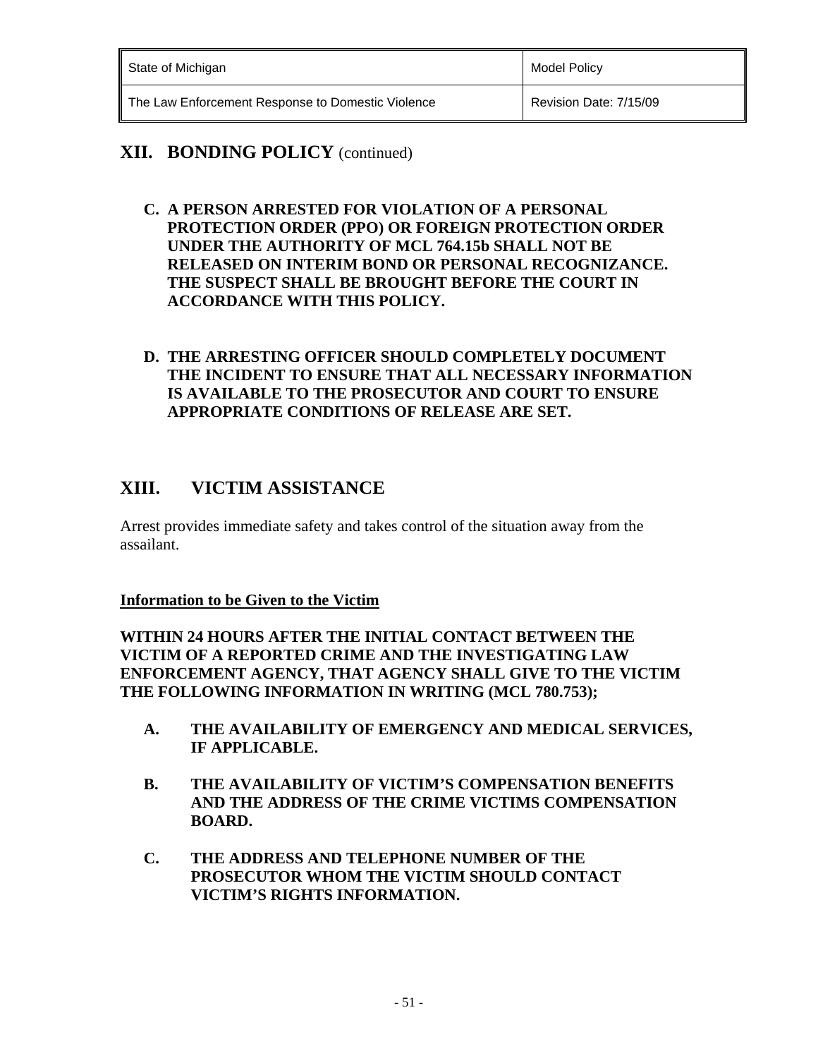## XII. BONDING POLICY (continued)

**C. A PERSON ARRESTED FOR VIOLATION OF A PERSONAL PROTECTION ORDER (PPO) OR FOREIGN PROTECTION ORDER UNDER THE AUTHORITY OF MCL 764.15b SHALL NOT BE RELEASED ON INTERIM BOND OR PERSONAL RECOGNIZANCE. THE SUSPECT SHALL BE BROUGHT BEFORE THE COURT IN ACCORDANCE WITH THIS POLICY.**

**D. THE ARRESTING OFFICER SHOULD COMPLETELY DOCUMENT THE INCIDENT TO ENSURE THAT ALL NECESSARY INFORMATION IS AVAILABLE TO THE PROSECUTOR AND COURT TO ENSURE APPROPRIATE CONDITIONS OF RELEASE ARE SET.**

## XIII. VICTIM ASSISTANCE

Arrest provides immediate safety and takes control of the situation away from the assailant.

**Information to be Given to the Victim**

**WITHIN 24 HOURS AFTER THE INITIAL CONTACT BETWEEN THE VICTIM OF A REPORTED CRIME AND THE INVESTIGATING LAW ENFORCEMENT AGENCY, THAT AGENCY SHALL GIVE TO THE VICTIM THE FOLLOWING INFORMATION IN WRITING (MCL 780.753);**

**A. THE AVAILABILITY OF EMERGENCY AND MEDICAL SERVICES, IF APPLICABLE.**

**B. THE AVAILABILITY OF VICTIM'S COMPENSATION BENEFITS AND THE ADDRESS OF THE CRIME VICTIMS COMPENSATION BOARD.**

**C. THE ADDRESS AND TELEPHONE NUMBER OF THE PROSECUTOR WHOM THE VICTIM SHOULD CONTACT VICTIM'S RIGHTS INFORMATION.**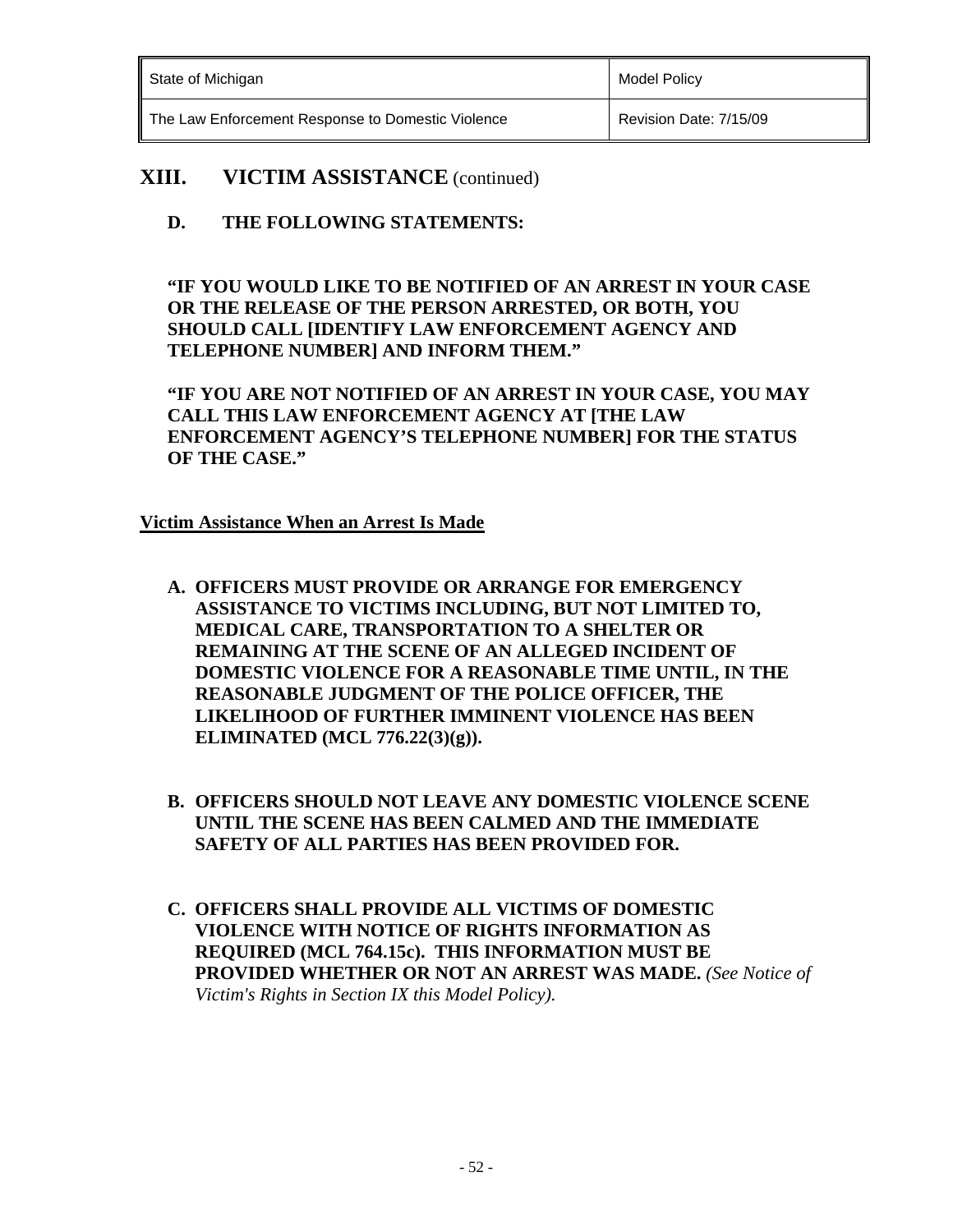## XIII. VICTIM ASSISTANCE (continued)

**D. THE FOLLOWING STATEMENTS:**

**"IF YOU WOULD LIKE TO BE NOTIFIED OF AN ARREST IN YOUR CASE OR THE RELEASE OF THE PERSON ARRESTED, OR BOTH, YOU SHOULD CALL [IDENTIFY LAW ENFORCEMENT AGENCY AND TELEPHONE NUMBER] AND INFORM THEM."**

**"IF YOU ARE NOT NOTIFIED OF AN ARREST IN YOUR CASE, YOU MAY CALL THIS LAW ENFORCEMENT AGENCY AT [THE LAW ENFORCEMENT AGENCY'S TELEPHONE NUMBER] FOR THE STATUS OF THE CASE."**

**<u>Victim Assistance When an Arrest Is Made</u>**

A. **OFFICERS MUST PROVIDE OR ARRANGE FOR EMERGENCY ASSISTANCE TO VICTIMS INCLUDING, BUT NOT LIMITED TO, MEDICAL CARE, TRANSPORTATION TO A SHELTER OR REMAINING AT THE SCENE OF AN ALLEGED INCIDENT OF DOMESTIC VIOLENCE FOR A REASONABLE TIME UNTIL, IN THE REASONABLE JUDGMENT OF THE POLICE OFFICER, THE LIKELIHOOD OF FURTHER IMMINENT VIOLENCE HAS BEEN ELIMINATED (MCL 776.22(3)(g)).**

B. **OFFICERS SHOULD NOT LEAVE ANY DOMESTIC VIOLENCE SCENE UNTIL THE SCENE HAS BEEN CALMED AND THE IMMEDIATE SAFETY OF ALL PARTIES HAS BEEN PROVIDED FOR.**

C. **OFFICERS SHALL PROVIDE ALL VICTIMS OF DOMESTIC VIOLENCE WITH NOTICE OF RIGHTS INFORMATION AS REQUIRED (MCL 764.15c). THIS INFORMATION MUST BE PROVIDED WHETHER OR NOT AN ARREST WAS MADE.** *(See Notice of Victim's Rights in Section IX this Model Policy).*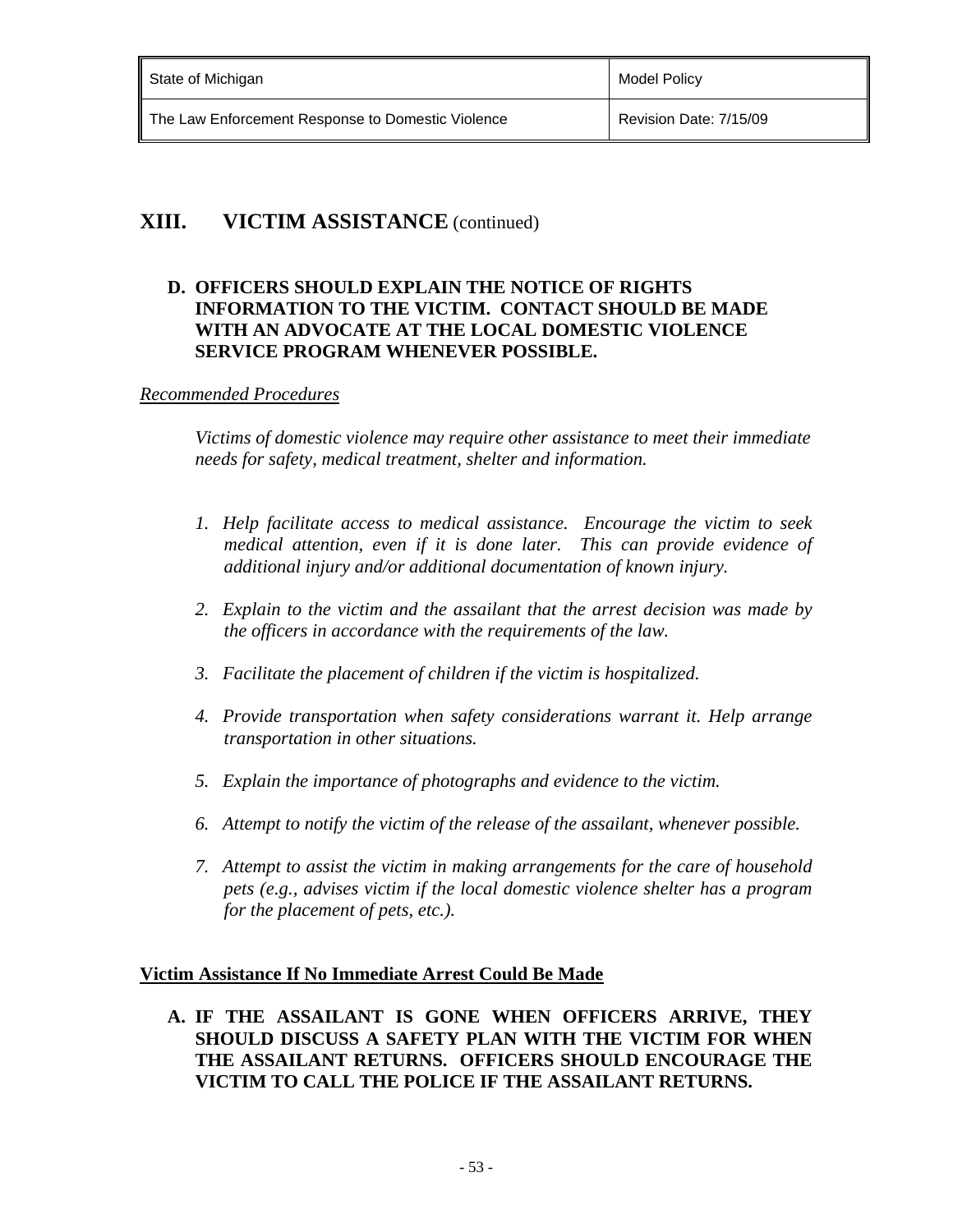## XIII. VICTIM ASSISTANCE (continued)

**D. OFFICERS SHOULD EXPLAIN THE NOTICE OF RIGHTS INFORMATION TO THE VICTIM. CONTACT SHOULD BE MADE WITH AN ADVOCATE AT THE LOCAL DOMESTIC VIOLENCE SERVICE PROGRAM WHENEVER POSSIBLE.**

*Recommended Procedures*

*Victims of domestic violence may require other assistance to meet their immediate needs for safety, medical treatment, shelter and information.*

1. *Help facilitate access to medical assistance. Encourage the victim to seek medical attention, even if it is done later. This can provide evidence of additional injury and/or additional documentation of known injury.*
2. *Explain to the victim and the assailant that the arrest decision was made by the officers in accordance with the requirements of the law.*
3. *Facilitate the placement of children if the victim is hospitalized.*
4. *Provide transportation when safety considerations warrant it. Help arrange transportation in other situations.*
5. *Explain the importance of photographs and evidence to the victim.*
6. *Attempt to notify the victim of the release of the assailant, whenever possible.*
7. *Attempt to assist the victim in making arrangements for the care of household pets (e.g., advises victim if the local domestic violence shelter has a program for the placement of pets, etc.).*

**Victim Assistance If No Immediate Arrest Could Be Made**

**A. IF THE ASSAILANT IS GONE WHEN OFFICERS ARRIVE, THEY SHOULD DISCUSS A SAFETY PLAN WITH THE VICTIM FOR WHEN THE ASSAILANT RETURNS. OFFICERS SHOULD ENCOURAGE THE VICTIM TO CALL THE POLICE IF THE ASSAILANT RETURNS.**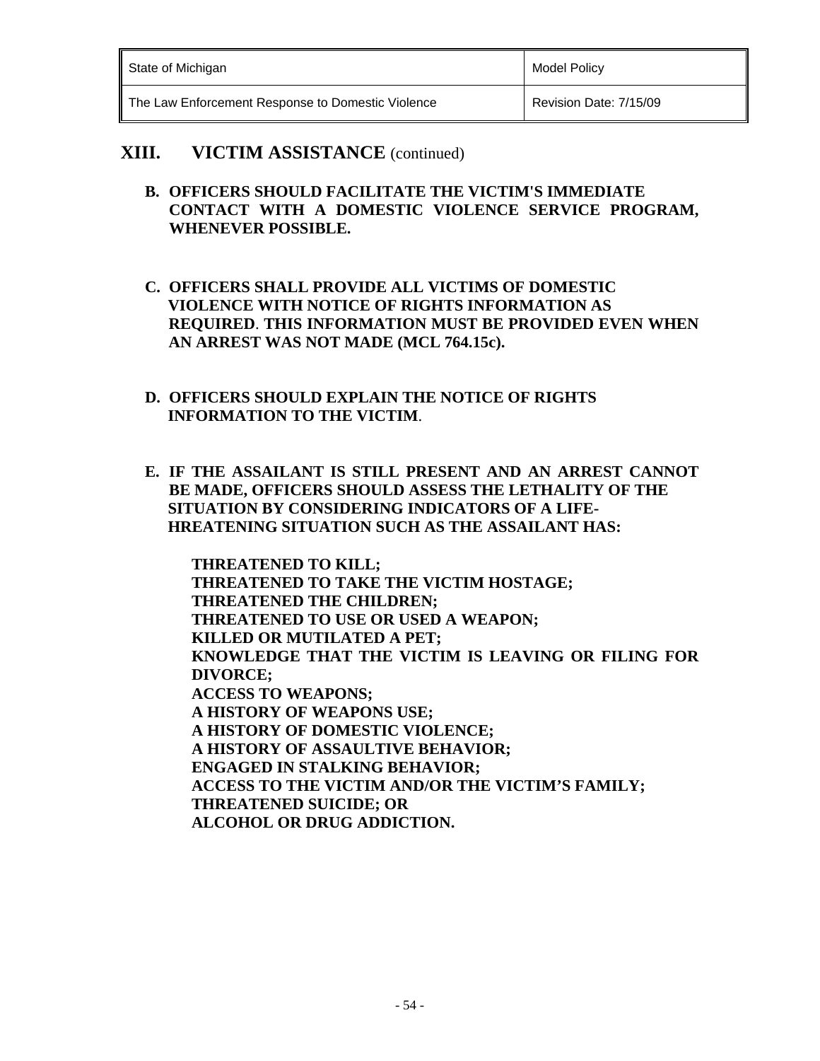## XIII. VICTIM ASSISTANCE (continued)

**B. OFFICERS SHOULD FACILITATE THE VICTIM'S IMMEDIATE CONTACT WITH A DOMESTIC VIOLENCE SERVICE PROGRAM, WHENEVER POSSIBLE.**

**C. OFFICERS SHALL PROVIDE ALL VICTIMS OF DOMESTIC VIOLENCE WITH NOTICE OF RIGHTS INFORMATION AS REQUIRED. THIS INFORMATION MUST BE PROVIDED EVEN WHEN AN ARREST WAS NOT MADE (MCL 764.15c).**

**D. OFFICERS SHOULD EXPLAIN THE NOTICE OF RIGHTS INFORMATION TO THE VICTIM.**

**E. IF THE ASSAILANT IS STILL PRESENT AND AN ARREST CANNOT BE MADE, OFFICERS SHOULD ASSESS THE LETHALITY OF THE SITUATION BY CONSIDERING INDICATORS OF A LIFE-HREATENING SITUATION SUCH AS THE ASSAILANT HAS:**

**THREATENED TO KILL;**
**THREATENED TO TAKE THE VICTIM HOSTAGE;**
**THREATENED THE CHILDREN;**
**THREATENED TO USE OR USED A WEAPON;**
**KILLED OR MUTILATED A PET;**
**KNOWLEDGE THAT THE VICTIM IS LEAVING OR FILING FOR DIVORCE;**
**ACCESS TO WEAPONS;**
**A HISTORY OF WEAPONS USE;**
**A HISTORY OF DOMESTIC VIOLENCE;**
**A HISTORY OF ASSAULTIVE BEHAVIOR;**
**ENGAGED IN STALKING BEHAVIOR;**
**ACCESS TO THE VICTIM AND/OR THE VICTIM'S FAMILY;**
**THREATENED SUICIDE; OR**
**ALCOHOL OR DRUG ADDICTION.**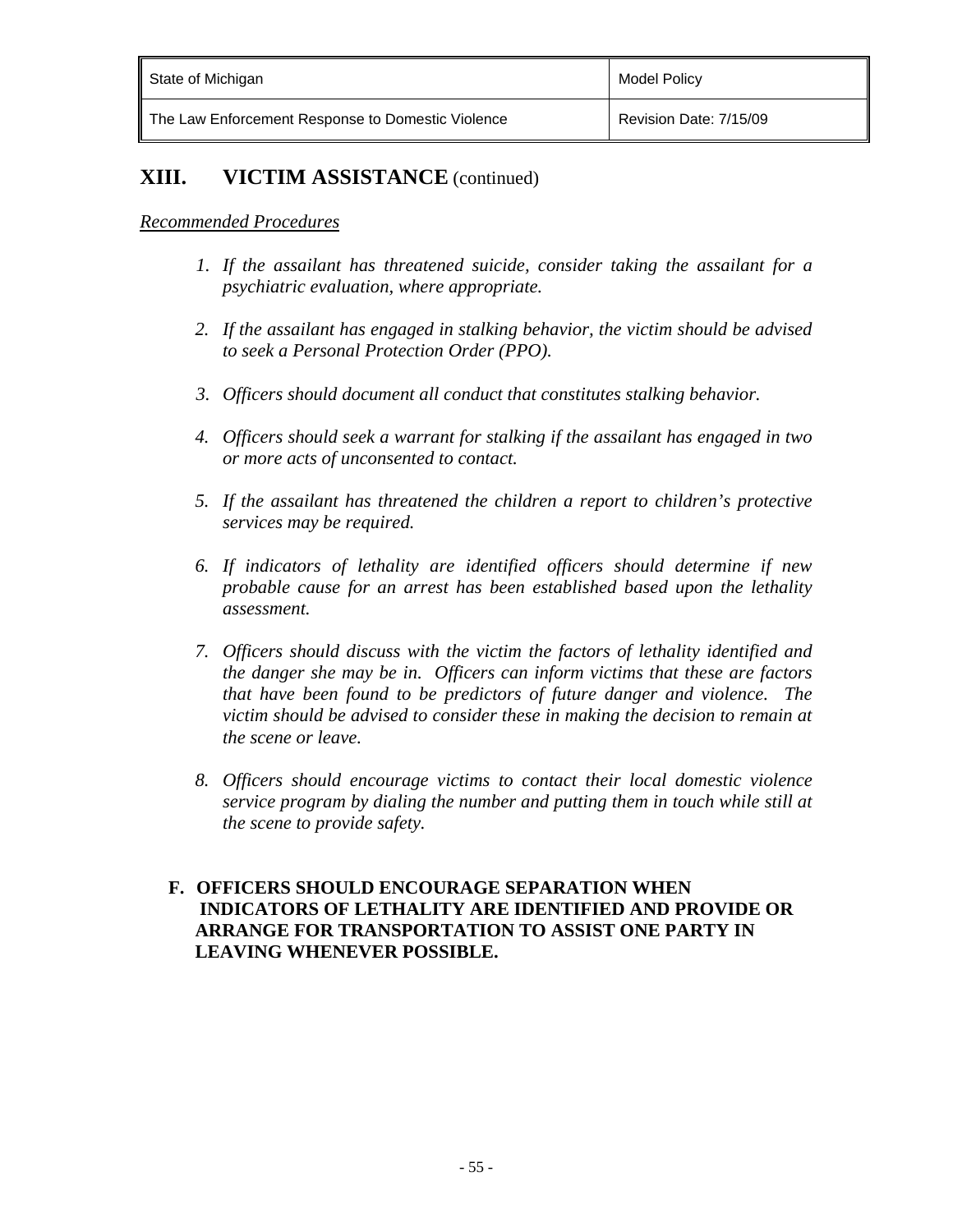## XIII. VICTIM ASSISTANCE (continued)

*Recommended Procedures*

1. *If the assailant has threatened suicide, consider taking the assailant for a psychiatric evaluation, where appropriate.*

2. *If the assailant has engaged in stalking behavior, the victim should be advised to seek a Personal Protection Order (PPO).*

3. *Officers should document all conduct that constitutes stalking behavior.*

4. *Officers should seek a warrant for stalking if the assailant has engaged in two or more acts of unconsented to contact.*

5. *If the assailant has threatened the children a report to children's protective services may be required.*

6. *If indicators of lethality are identified officers should determine if new probable cause for an arrest has been established based upon the lethality assessment.*

7. *Officers should discuss with the victim the factors of lethality identified and the danger she may be in. Officers can inform victims that these are factors that have been found to be predictors of future danger and violence. The victim should be advised to consider these in making the decision to remain at the scene or leave.*

8. *Officers should encourage victims to contact their local domestic violence service program by dialing the number and putting them in touch while still at the scene to provide safety.*

**F. OFFICERS SHOULD ENCOURAGE SEPARATION WHEN INDICATORS OF LETHALITY ARE IDENTIFIED AND PROVIDE OR ARRANGE FOR TRANSPORTATION TO ASSIST ONE PARTY IN LEAVING WHENEVER POSSIBLE.**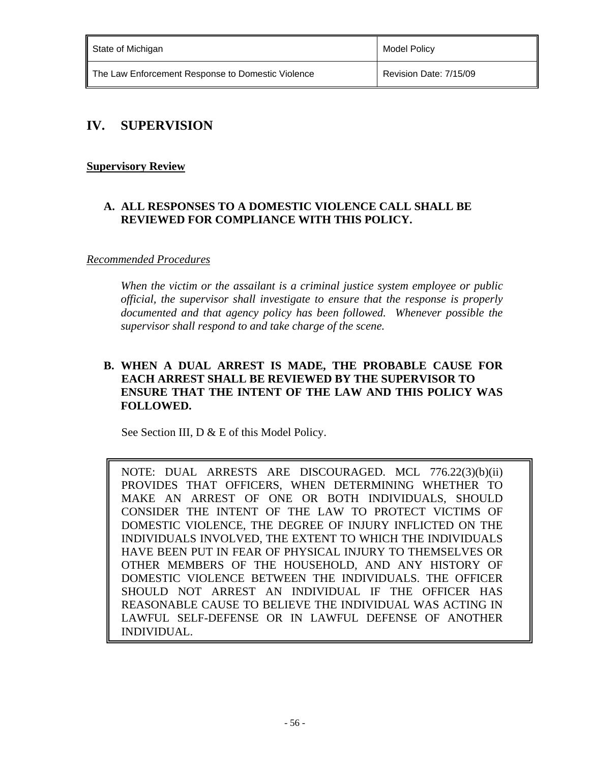## IV. SUPERVISION

**Supervisory Review**

**A. ALL RESPONSES TO A DOMESTIC VIOLENCE CALL SHALL BE REVIEWED FOR COMPLIANCE WITH THIS POLICY.**

*Recommended Procedures*

*When the victim or the assailant is a criminal justice system employee or public official, the supervisor shall investigate to ensure that the response is properly documented and that agency policy has been followed. Whenever possible the supervisor shall respond to and take charge of the scene.*

**B. WHEN A DUAL ARREST IS MADE, THE PROBABLE CAUSE FOR EACH ARREST SHALL BE REVIEWED BY THE SUPERVISOR TO ENSURE THAT THE INTENT OF THE LAW AND THIS POLICY WAS FOLLOWED.**

See Section III, D & E of this Model Policy.

> NOTE: DUAL ARRESTS ARE DISCOURAGED. MCL 776.22(3)(b)(ii) PROVIDES THAT OFFICERS, WHEN DETERMINING WHETHER TO MAKE AN ARREST OF ONE OR BOTH INDIVIDUALS, SHOULD CONSIDER THE INTENT OF THE LAW TO PROTECT VICTIMS OF DOMESTIC VIOLENCE, THE DEGREE OF INJURY INFLICTED ON THE INDIVIDUALS INVOLVED, THE EXTENT TO WHICH THE INDIVIDUALS HAVE BEEN PUT IN FEAR OF PHYSICAL INJURY TO THEMSELVES OR OTHER MEMBERS OF THE HOUSEHOLD, AND ANY HISTORY OF DOMESTIC VIOLENCE BETWEEN THE INDIVIDUALS. THE OFFICER SHOULD NOT ARREST AN INDIVIDUAL IF THE OFFICER HAS REASONABLE CAUSE TO BELIEVE THE INDIVIDUAL WAS ACTING IN LAWFUL SELF-DEFENSE OR IN LAWFUL DEFENSE OF ANOTHER INDIVIDUAL.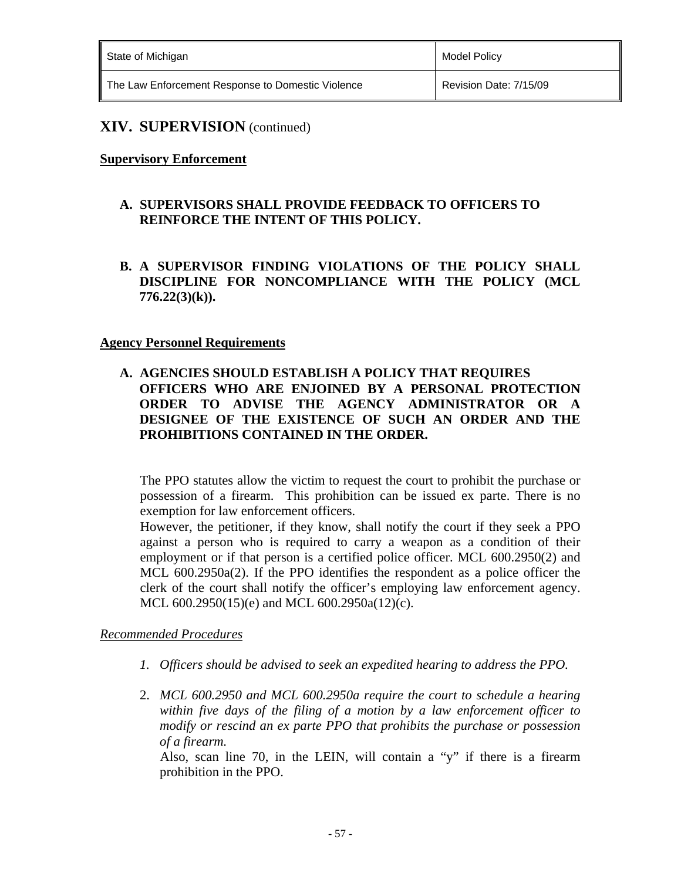## XIV. SUPERVISION (continued)

**Supervisory Enforcement**

**A. SUPERVISORS SHALL PROVIDE FEEDBACK TO OFFICERS TO REINFORCE THE INTENT OF THIS POLICY.**

**B. A SUPERVISOR FINDING VIOLATIONS OF THE POLICY SHALL DISCIPLINE FOR NONCOMPLIANCE WITH THE POLICY (MCL 776.22(3)(k)).**

**Agency Personnel Requirements**

**A. AGENCIES SHOULD ESTABLISH A POLICY THAT REQUIRES OFFICERS WHO ARE ENJOINED BY A PERSONAL PROTECTION ORDER TO ADVISE THE AGENCY ADMINISTRATOR OR A DESIGNEE OF THE EXISTENCE OF SUCH AN ORDER AND THE PROHIBITIONS CONTAINED IN THE ORDER.**

The PPO statutes allow the victim to request the court to prohibit the purchase or possession of a firearm. This prohibition can be issued ex parte. There is no exemption for law enforcement officers.

However, the petitioner, if they know, shall notify the court if they seek a PPO against a person who is required to carry a weapon as a condition of their employment or if that person is a certified police officer. MCL 600.2950(2) and MCL 600.2950a(2). If the PPO identifies the respondent as a police officer the clerk of the court shall notify the officer's employing law enforcement agency. MCL 600.2950(15)(e) and MCL 600.2950a(12)(c).

*Recommended Procedures*

1. *Officers should be advised to seek an expedited hearing to address the PPO.*

2. *MCL 600.2950 and MCL 600.2950a require the court to schedule a hearing within five days of the filing of a motion by a law enforcement officer to modify or rescind an ex parte PPO that prohibits the purchase or possession of a firearm.*

   Also, scan line 70, in the LEIN, will contain a "y" if there is a firearm prohibition in the PPO.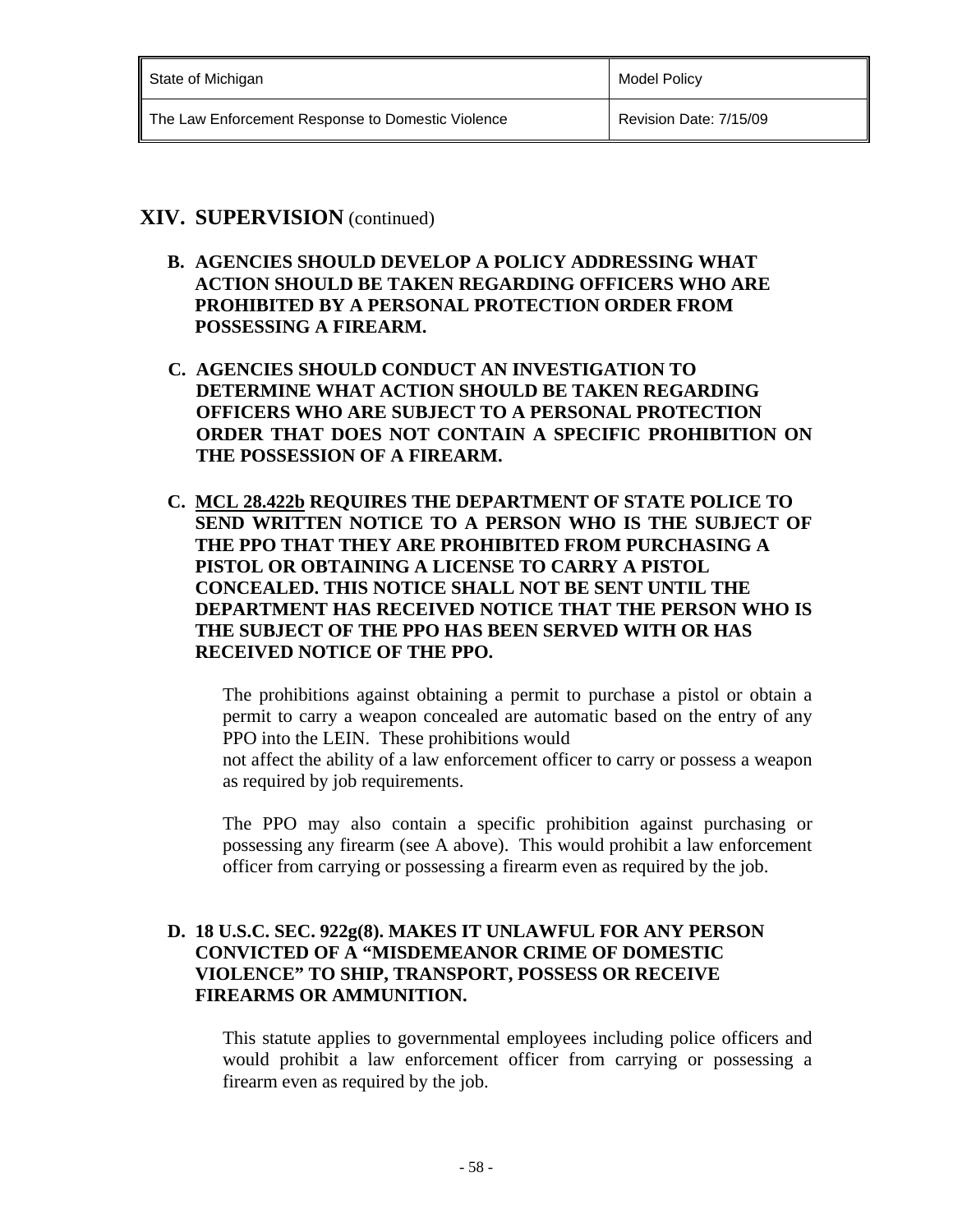## XIV. SUPERVISION (continued)

**B. AGENCIES SHOULD DEVELOP A POLICY ADDRESSING WHAT ACTION SHOULD BE TAKEN REGARDING OFFICERS WHO ARE PROHIBITED BY A PERSONAL PROTECTION ORDER FROM POSSESSING A FIREARM.**

**C. AGENCIES SHOULD CONDUCT AN INVESTIGATION TO DETERMINE WHAT ACTION SHOULD BE TAKEN REGARDING OFFICERS WHO ARE SUBJECT TO A PERSONAL PROTECTION ORDER THAT DOES NOT CONTAIN A SPECIFIC PROHIBITION ON THE POSSESSION OF A FIREARM.**

**C. MCL 28.422b REQUIRES THE DEPARTMENT OF STATE POLICE TO SEND WRITTEN NOTICE TO A PERSON WHO IS THE SUBJECT OF THE PPO THAT THEY ARE PROHIBITED FROM PURCHASING A PISTOL OR OBTAINING A LICENSE TO CARRY A PISTOL CONCEALED. THIS NOTICE SHALL NOT BE SENT UNTIL THE DEPARTMENT HAS RECEIVED NOTICE THAT THE PERSON WHO IS THE SUBJECT OF THE PPO HAS BEEN SERVED WITH OR HAS RECEIVED NOTICE OF THE PPO.**

The prohibitions against obtaining a permit to purchase a pistol or obtain a permit to carry a weapon concealed are automatic based on the entry of any PPO into the LEIN. These prohibitions would not affect the ability of a law enforcement officer to carry or possess a weapon as required by job requirements.

The PPO may also contain a specific prohibition against purchasing or possessing any firearm (see A above). This would prohibit a law enforcement officer from carrying or possessing a firearm even as required by the job.

**D. 18 U.S.C. SEC. 922g(8). MAKES IT UNLAWFUL FOR ANY PERSON CONVICTED OF A "MISDEMEANOR CRIME OF DOMESTIC VIOLENCE" TO SHIP, TRANSPORT, POSSESS OR RECEIVE FIREARMS OR AMMUNITION.**

This statute applies to governmental employees including police officers and would prohibit a law enforcement officer from carrying or possessing a firearm even as required by the job.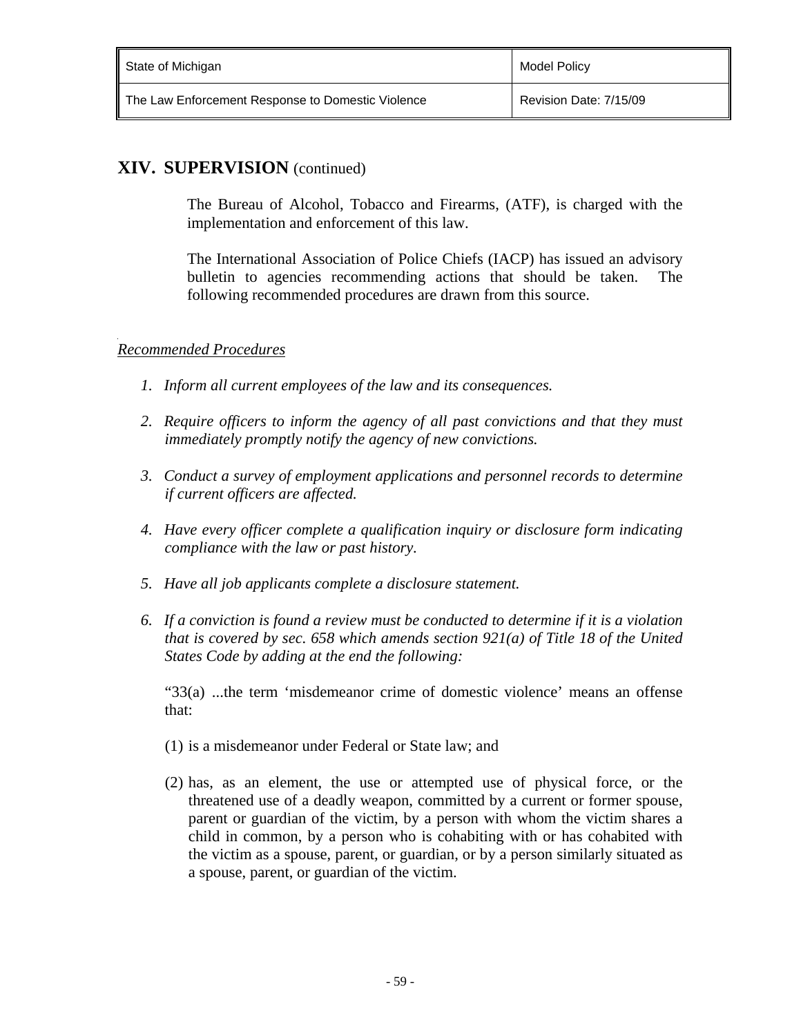## XIV. SUPERVISION (continued)

The Bureau of Alcohol, Tobacco and Firearms, (ATF), is charged with the implementation and enforcement of this law.

The International Association of Police Chiefs (IACP) has issued an advisory bulletin to agencies recommending actions that should be taken. The following recommended procedures are drawn from this source.

*Recommended Procedures*

1. *Inform all current employees of the law and its consequences.*

2. *Require officers to inform the agency of all past convictions and that they must immediately promptly notify the agency of new convictions.*

3. *Conduct a survey of employment applications and personnel records to determine if current officers are affected.*

4. *Have every officer complete a qualification inquiry or disclosure form indicating compliance with the law or past history.*

5. *Have all job applicants complete a disclosure statement.*

6. *If a conviction is found a review must be conducted to determine if it is a violation that is covered by sec. 658 which amends section 921(a) of Title 18 of the United States Code by adding at the end the following:*

   "33(a) ...the term 'misdemeanor crime of domestic violence' means an offense that:

   (1) is a misdemeanor under Federal or State law; and

   (2) has, as an element, the use or attempted use of physical force, or the threatened use of a deadly weapon, committed by a current or former spouse, parent or guardian of the victim, by a person with whom the victim shares a child in common, by a person who is cohabiting with or has cohabited with the victim as a spouse, parent, or guardian, or by a person similarly situated as a spouse, parent, or guardian of the victim.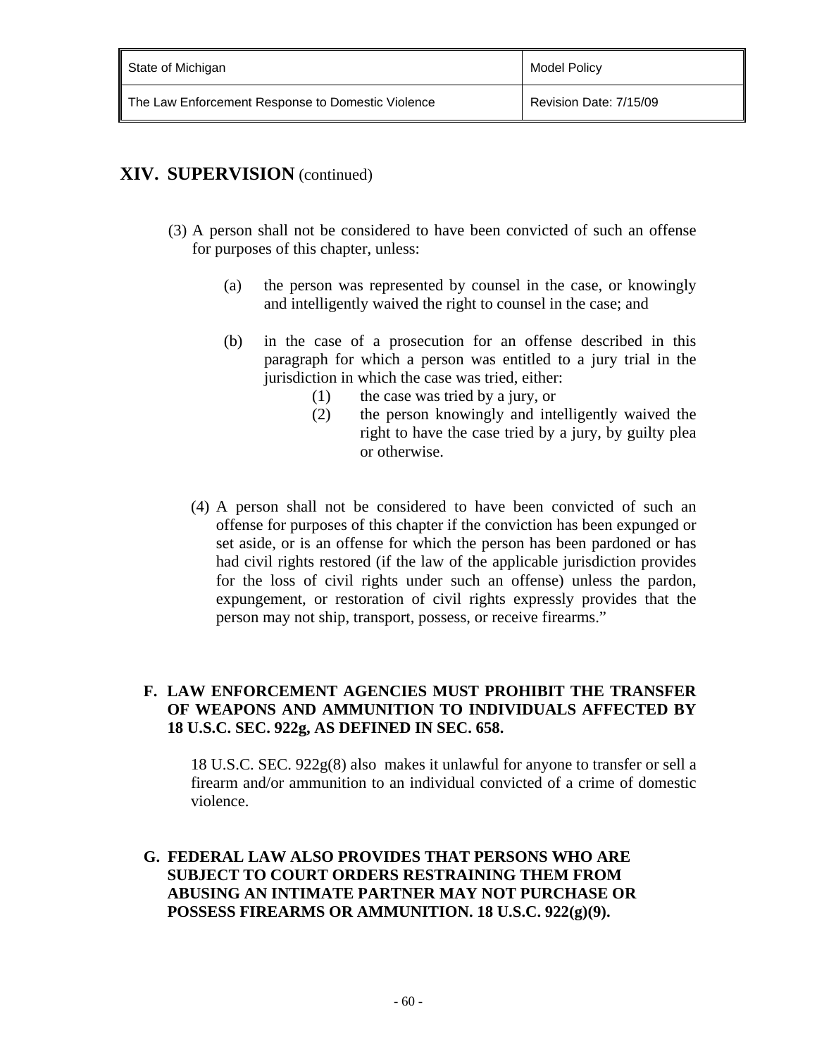## XIV. SUPERVISION (continued)

(3) A person shall not be considered to have been convicted of such an offense for purposes of this chapter, unless:

(a) the person was represented by counsel in the case, or knowingly and intelligently waived the right to counsel in the case; and

(b) in the case of a prosecution for an offense described in this paragraph for which a person was entitled to a jury trial in the jurisdiction in which the case was tried, either:

(1) the case was tried by a jury, or

(2) the person knowingly and intelligently waived the right to have the case tried by a jury, by guilty plea or otherwise.

(4) A person shall not be considered to have been convicted of such an offense for purposes of this chapter if the conviction has been expunged or set aside, or is an offense for which the person has been pardoned or has had civil rights restored (if the law of the applicable jurisdiction provides for the loss of civil rights under such an offense) unless the pardon, expungement, or restoration of civil rights expressly provides that the person may not ship, transport, possess, or receive firearms."

### F. LAW ENFORCEMENT AGENCIES MUST PROHIBIT THE TRANSFER OF WEAPONS AND AMMUNITION TO INDIVIDUALS AFFECTED BY 18 U.S.C. SEC. 922g, AS DEFINED IN SEC. 658.

18 U.S.C. SEC. 922g(8) also makes it unlawful for anyone to transfer or sell a firearm and/or ammunition to an individual convicted of a crime of domestic violence.

### G. FEDERAL LAW ALSO PROVIDES THAT PERSONS WHO ARE SUBJECT TO COURT ORDERS RESTRAINING THEM FROM ABUSING AN INTIMATE PARTNER MAY NOT PURCHASE OR POSSESS FIREARMS OR AMMUNITION. 18 U.S.C. 922(g)(9).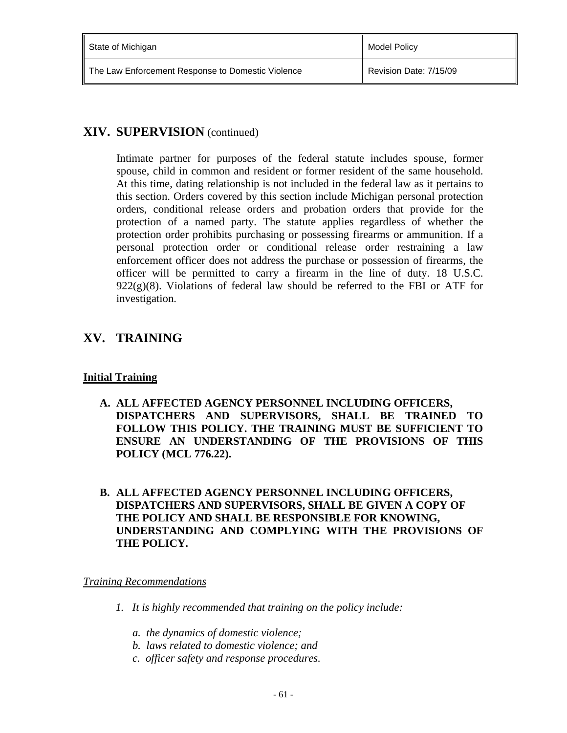## XIV. SUPERVISION (continued)

Intimate partner for purposes of the federal statute includes spouse, former spouse, child in common and resident or former resident of the same household. At this time, dating relationship is not included in the federal law as it pertains to this section. Orders covered by this section include Michigan personal protection orders, conditional release orders and probation orders that provide for the protection of a named party. The statute applies regardless of whether the protection order prohibits purchasing or possessing firearms or ammunition. If a personal protection order or conditional release order restraining a law enforcement officer does not address the purchase or possession of firearms, the officer will be permitted to carry a firearm in the line of duty. 18 U.S.C. 922(g)(8). Violations of federal law should be referred to the FBI or ATF for investigation.

## XV. TRAINING

**Initial Training**

**A. ALL AFFECTED AGENCY PERSONNEL INCLUDING OFFICERS, DISPATCHERS AND SUPERVISORS, SHALL BE TRAINED TO FOLLOW THIS POLICY. THE TRAINING MUST BE SUFFICIENT TO ENSURE AN UNDERSTANDING OF THE PROVISIONS OF THIS POLICY (MCL 776.22).**

**B. ALL AFFECTED AGENCY PERSONNEL INCLUDING OFFICERS, DISPATCHERS AND SUPERVISORS, SHALL BE GIVEN A COPY OF THE POLICY AND SHALL BE RESPONSIBLE FOR KNOWING, UNDERSTANDING AND COMPLYING WITH THE PROVISIONS OF THE POLICY.**

*Training Recommendations*

1. *It is highly recommended that training on the policy include:*

   a. *the dynamics of domestic violence;*
   b. *laws related to domestic violence; and*
   c. *officer safety and response procedures.*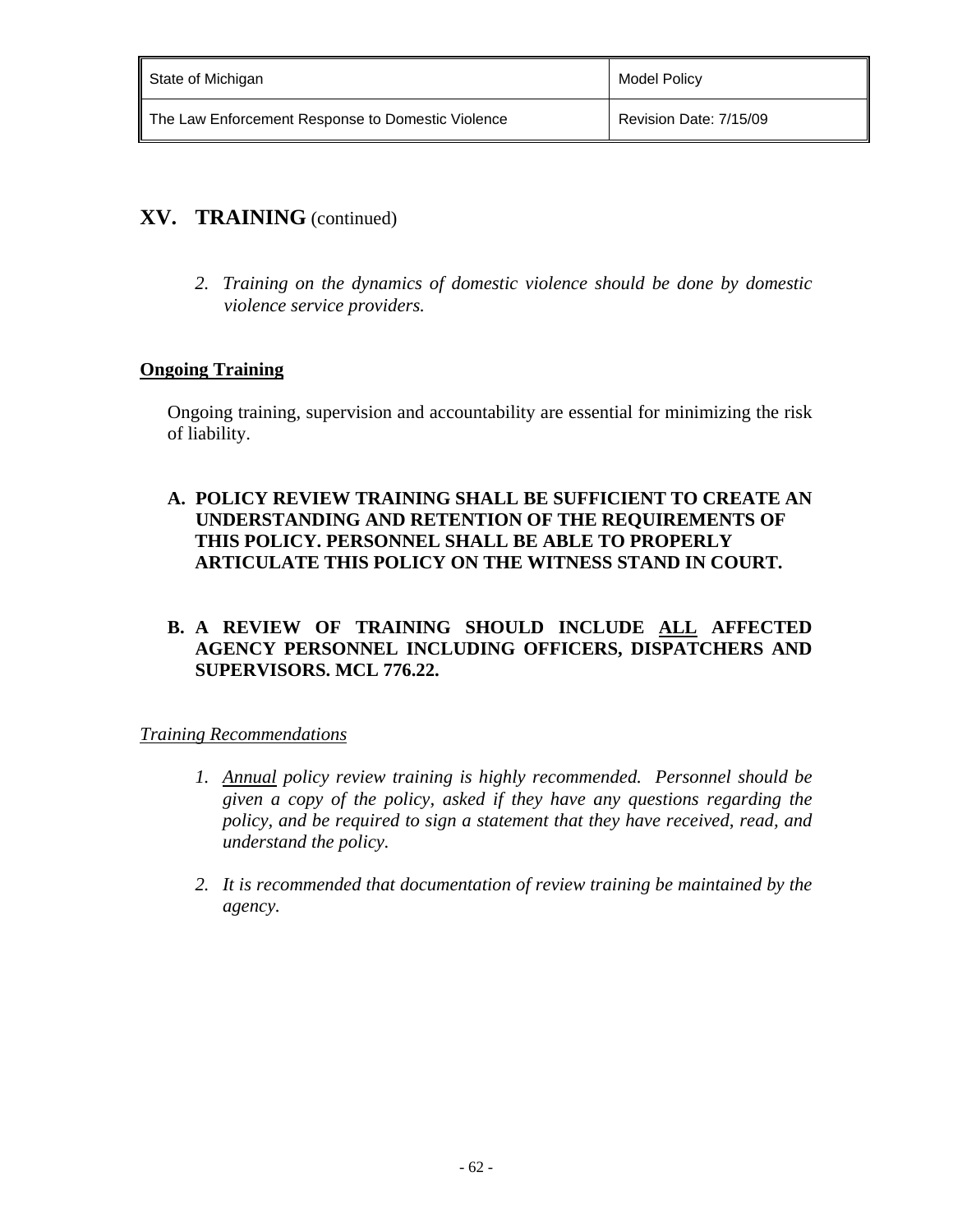## XV. TRAINING (continued)

> *2. Training on the dynamics of domestic violence should be done by domestic violence service providers.*

**Ongoing Training**

Ongoing training, supervision and accountability are essential for minimizing the risk of liability.

**A. POLICY REVIEW TRAINING SHALL BE SUFFICIENT TO CREATE AN UNDERSTANDING AND RETENTION OF THE REQUIREMENTS OF THIS POLICY. PERSONNEL SHALL BE ABLE TO PROPERLY ARTICULATE THIS POLICY ON THE WITNESS STAND IN COURT.**

**B. A REVIEW OF TRAINING SHOULD INCLUDE ALL AFFECTED AGENCY PERSONNEL INCLUDING OFFICERS, DISPATCHERS AND SUPERVISORS. MCL 776.22.**

*Training Recommendations*

1. *Annual policy review training is highly recommended. Personnel should be given a copy of the policy, asked if they have any questions regarding the policy, and be required to sign a statement that they have received, read, and understand the policy.*

2. *It is recommended that documentation of review training be maintained by the agency.*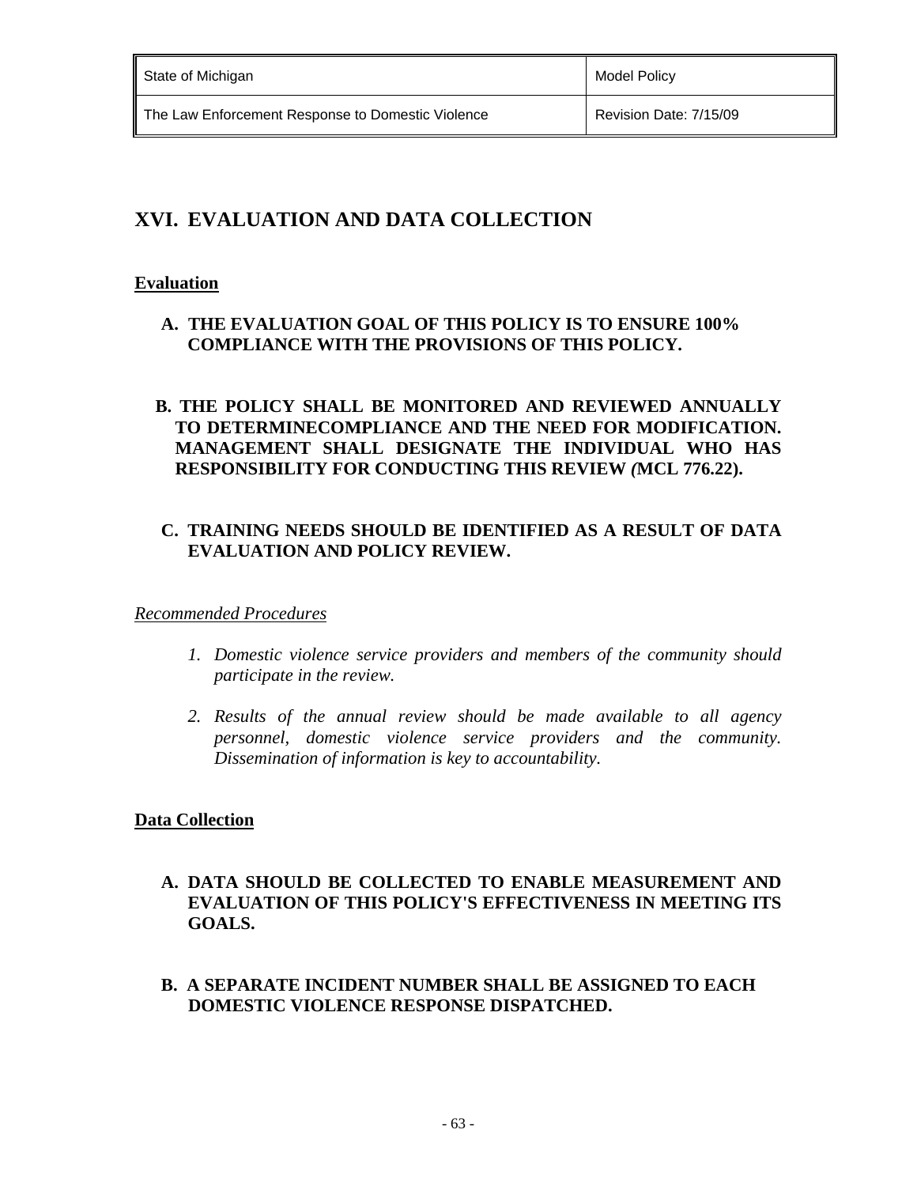## XVI. EVALUATION AND DATA COLLECTION

**Evaluation**

**A. THE EVALUATION GOAL OF THIS POLICY IS TO ENSURE 100% COMPLIANCE WITH THE PROVISIONS OF THIS POLICY.**

**B. THE POLICY SHALL BE MONITORED AND REVIEWED ANNUALLY TO DETERMINECOMPLIANCE AND THE NEED FOR MODIFICATION. MANAGEMENT SHALL DESIGNATE THE INDIVIDUAL WHO HAS RESPONSIBILITY FOR CONDUCTING THIS REVIEW (MCL 776.22).**

**C. TRAINING NEEDS SHOULD BE IDENTIFIED AS A RESULT OF DATA EVALUATION AND POLICY REVIEW.**

*Recommended Procedures*

1. *Domestic violence service providers and members of the community should participate in the review.*

2. *Results of the annual review should be made available to all agency personnel, domestic violence service providers and the community. Dissemination of information is key to accountability.*

**Data Collection**

**A. DATA SHOULD BE COLLECTED TO ENABLE MEASUREMENT AND EVALUATION OF THIS POLICY'S EFFECTIVENESS IN MEETING ITS GOALS.**

**B. A SEPARATE INCIDENT NUMBER SHALL BE ASSIGNED TO EACH DOMESTIC VIOLENCE RESPONSE DISPATCHED.**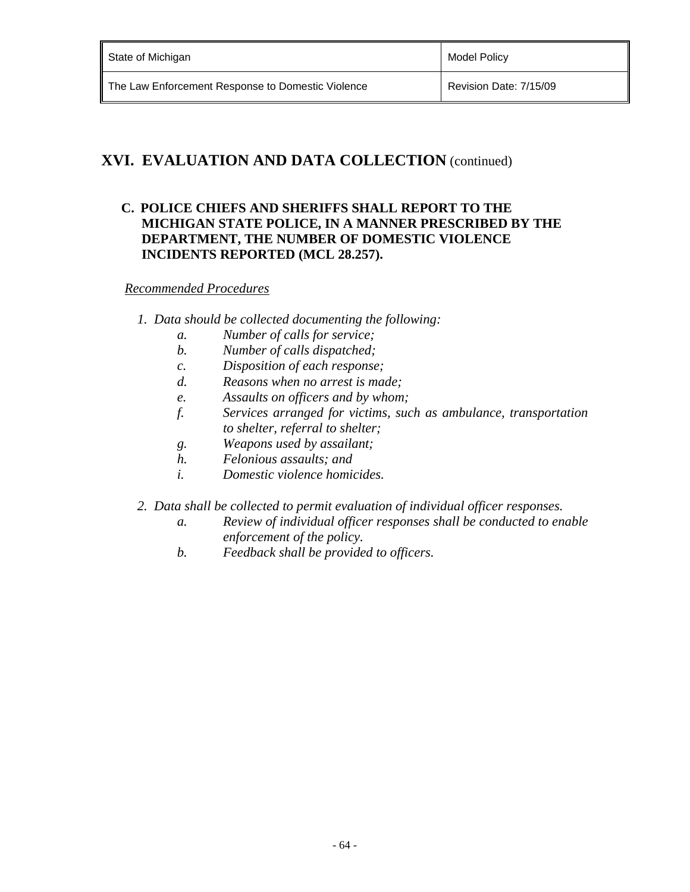## XVI. EVALUATION AND DATA COLLECTION (continued)

**C. POLICE CHIEFS AND SHERIFFS SHALL REPORT TO THE MICHIGAN STATE POLICE, IN A MANNER PRESCRIBED BY THE DEPARTMENT, THE NUMBER OF DOMESTIC VIOLENCE INCIDENTS REPORTED (MCL 28.257).**

*Recommended Procedures*

1. *Data should be collected documenting the following:*
   - a. *Number of calls for service;*
   - b. *Number of calls dispatched;*
   - c. *Disposition of each response;*
   - d. *Reasons when no arrest is made;*
   - e. *Assaults on officers and by whom;*
   - f. *Services arranged for victims, such as ambulance, transportation to shelter, referral to shelter;*
   - g. *Weapons used by assailant;*
   - h. *Felonious assaults; and*
   - i. *Domestic violence homicides.*

2. *Data shall be collected to permit evaluation of individual officer responses.*
   - a. *Review of individual officer responses shall be conducted to enable enforcement of the policy.*
   - b. *Feedback shall be provided to officers.*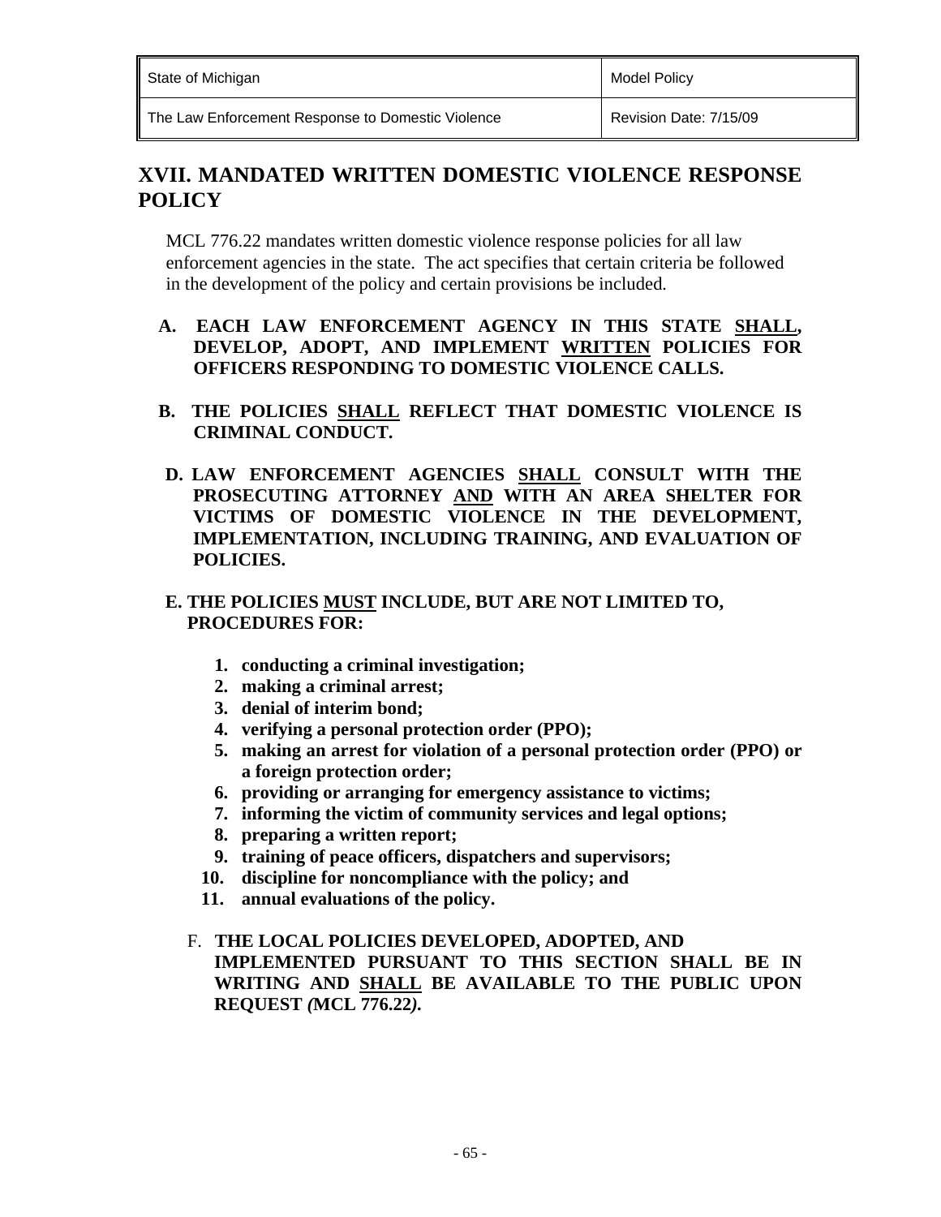## XVII. MANDATED WRITTEN DOMESTIC VIOLENCE RESPONSE POLICY

MCL 776.22 mandates written domestic violence response policies for all law enforcement agencies in the state. The act specifies that certain criteria be followed in the development of the policy and certain provisions be included.

**A. EACH LAW ENFORCEMENT AGENCY IN THIS STATE SHALL, DEVELOP, ADOPT, AND IMPLEMENT WRITTEN POLICIES FOR OFFICERS RESPONDING TO DOMESTIC VIOLENCE CALLS.**

**B. THE POLICIES SHALL REFLECT THAT DOMESTIC VIOLENCE IS CRIMINAL CONDUCT.**

**D. LAW ENFORCEMENT AGENCIES SHALL CONSULT WITH THE PROSECUTING ATTORNEY AND WITH AN AREA SHELTER FOR VICTIMS OF DOMESTIC VIOLENCE IN THE DEVELOPMENT, IMPLEMENTATION, INCLUDING TRAINING, AND EVALUATION OF POLICIES.**

**E. THE POLICIES MUST INCLUDE, BUT ARE NOT LIMITED TO, PROCEDURES FOR:**

1. **conducting a criminal investigation;**
2. **making a criminal arrest;**
3. **denial of interim bond;**
4. **verifying a personal protection order (PPO);**
5. **making an arrest for violation of a personal protection order (PPO) or a foreign protection order;**
6. **providing or arranging for emergency assistance to victims;**
7. **informing the victim of community services and legal options;**
8. **preparing a written report;**
9. **training of peace officers, dispatchers and supervisors;**
10. **discipline for noncompliance with the policy; and**
11. **annual evaluations of the policy.**

F. **THE LOCAL POLICIES DEVELOPED, ADOPTED, AND IMPLEMENTED PURSUANT TO THIS SECTION SHALL BE IN WRITING AND SHALL BE AVAILABLE TO THE PUBLIC UPON REQUEST *(*MCL 776.22*)*.**